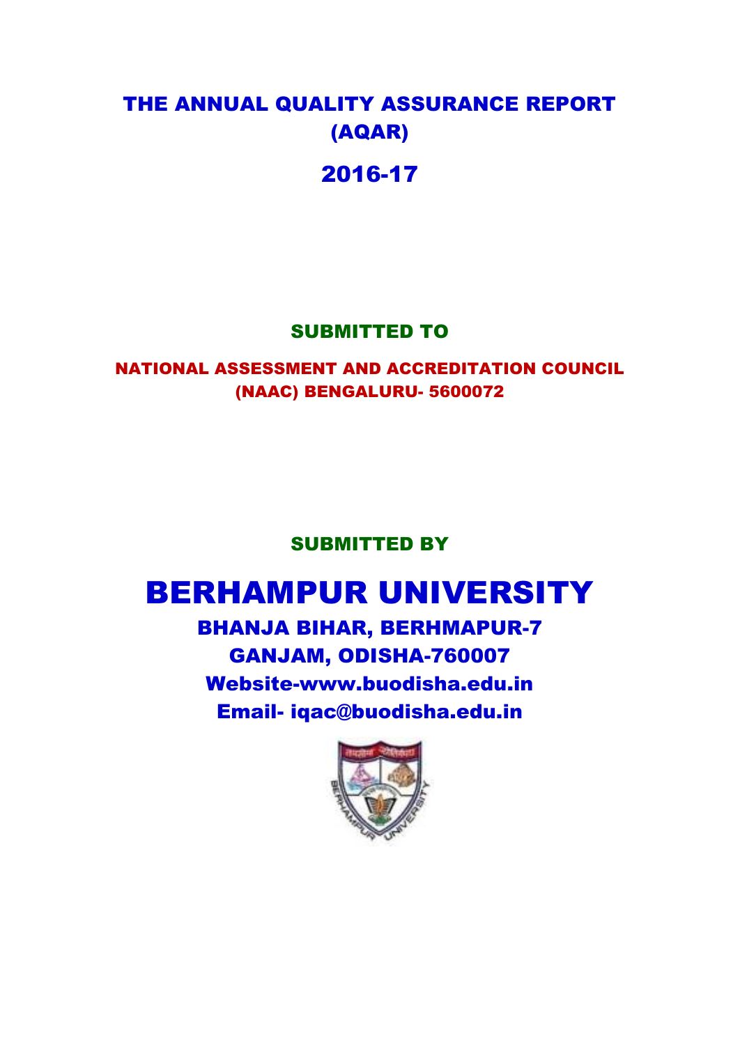# THE ANNUAL QUALITY ASSURANCE REPORT (AQAR)

## 2016-17

**SUBMITTED TO**

**NATIONAL ASSESSMENT AND ACCREDITATION COUNCIL (NAAC) BENGALURU- 5600072**

**SUBMITTED BY**

# BERHAMPUR UNIVERSITY

**BHANJA BIHAR, BERHMAPUR-7**

**GANJAM, ODISHA-760007**

**Website-www.buodisha.edu.in**

**Email- iqac@buodisha.edu.in**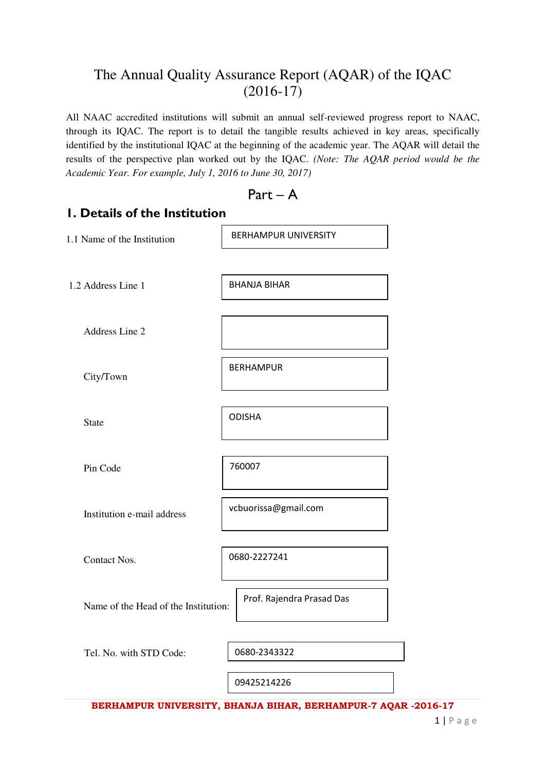# The Annual Quality Assurance Report (AQAR) of the IQAC (2016-17)

All NAAC accredited institutions will submit an annual self-reviewed progress report to NAAC, through its IQAC. The report is to detail the tangible results achieved in key areas, specifically identified by the institutional IQAC at the beginning of the academic year. The AQAR will detail the results of the perspective plan worked out by the IQAC. *(Note: The AQAR period would be the Academic Year. For example, July 1, 2016 to June 30, 2017)*

## Part – A

### 1. Details of the Institution

| | |
|---|---|
| 1.1 Name of the Institution | BERHAMPUR UNIVERSITY |
| 1.2 Address Line 1 | BHANJA BIHAR |
| Address Line 2 | |
| City/Town | BERHAMPUR |
| State | ODISHA |
| Pin Code | 760007 |
| Institution e-mail address | vcbuorissa@gmail.com |
| Contact Nos. | 0680-2227241 |
| Name of the Head of the Institution: | Prof. Rajendra Prasad Das |
| Tel. No. with STD Code: | 0680-2343322 |
| | 09425214226 |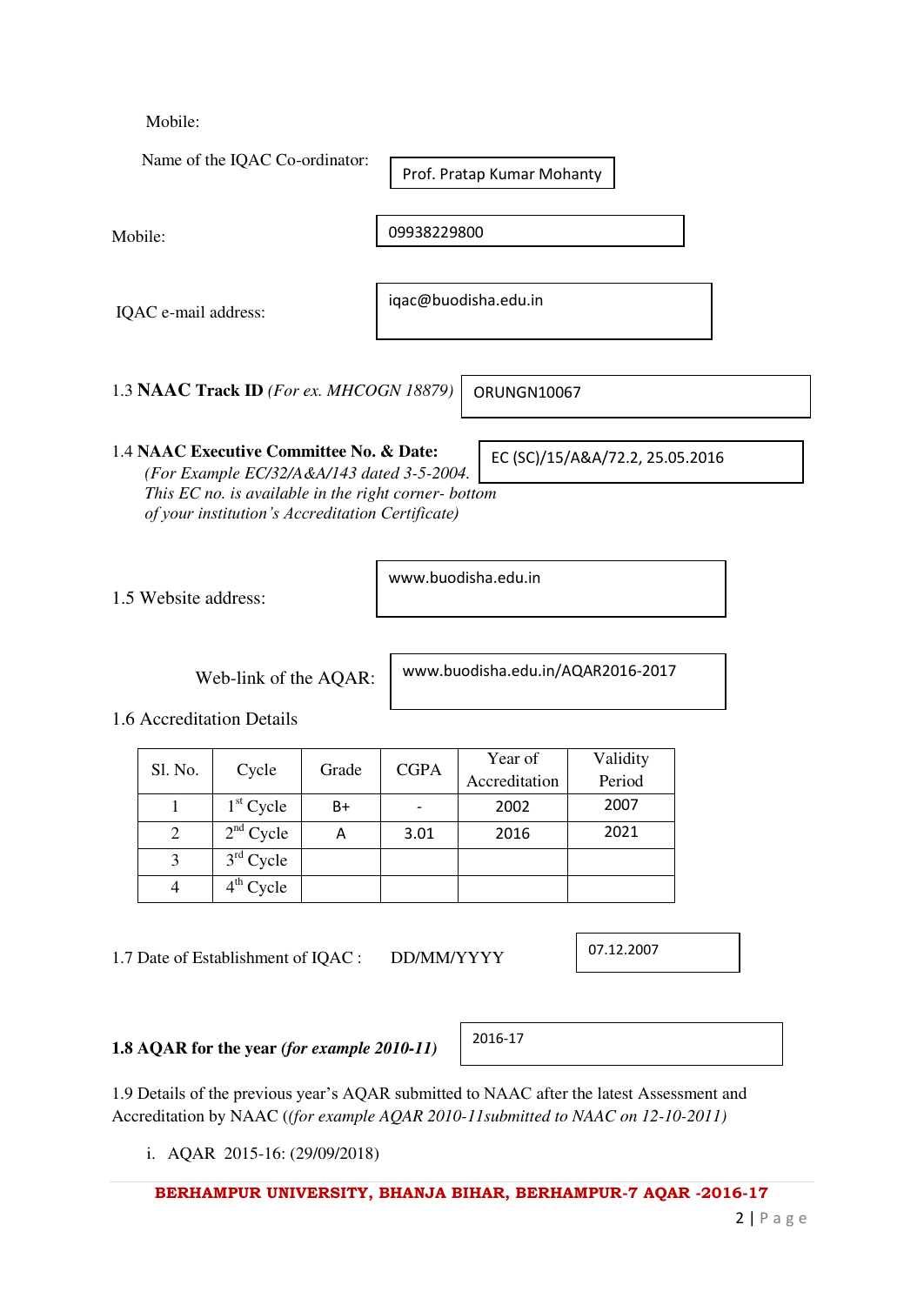Mobile:

Name of the IQAC Co-ordinator: Prof. Pratap Kumar Mohanty

Mobile: 09938229800

IQAC e-mail address: iqac@buodisha.edu.in

1.3 **NAAC Track ID** *(For ex. MHCOGN 18879)* ORUNGN10067

1.4 **NAAC Executive Committee No. & Date:** EC (SC)/15/A&A/72.2, 25.05.2016

*(For Example EC/32/A&A/143 dated 3-5-2004. This EC no. is available in the right corner- bottom of your institution's Accreditation Certificate)*

1.5 Website address: www.buodisha.edu.in

Web-link of the AQAR: www.buodisha.edu.in/AQAR2016-2017

1.6 Accreditation Details

| Sl. No. | Cycle | Grade | CGPA | Year of Accreditation | Validity Period |
|---|---|---|---|---|---|
| 1 | 1st Cycle | B+ | - | 2002 | 2007 |
| 2 | 2nd Cycle | A | 3.01 | 2016 | 2021 |
| 3 | 3rd Cycle | | | | |
| 4 | 4th Cycle | | | | |

1.7 Date of Establishment of IQAC : DD/MM/YYYY 07.12.2007

**1.8 AQAR for the year *(for example 2010-11)*** 2016-17

1.9 Details of the previous year's AQAR submitted to NAAC after the latest Assessment and Accreditation by NAAC (*(for example AQAR 2010-11submitted to NAAC on 12-10-2011)*

i. AQAR 2015-16: (29/09/2018)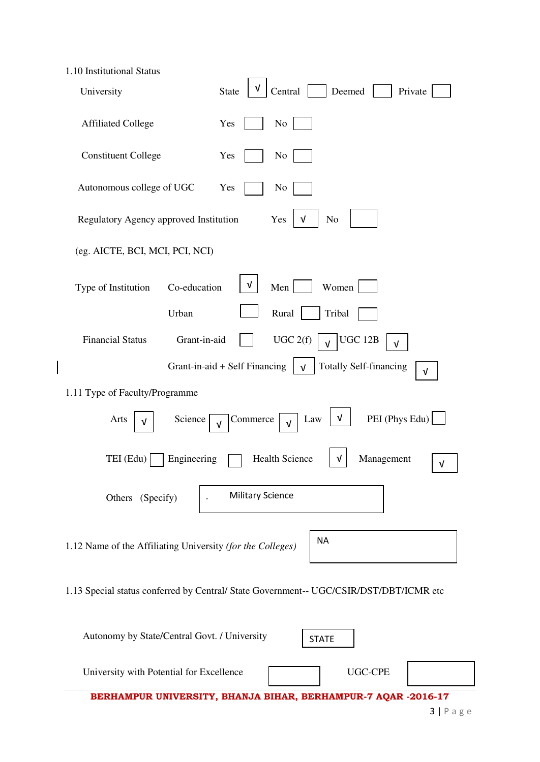1.10 Institutional Status

| | | | | | | | | |
|---|---|---|---|---|---|---|---|---|
| University | State | √ | Central | | Deemed | | Private | |
| Affiliated College | Yes | | No | | | | | |
| Constituent College | Yes | | No | | | | | |
| Autonomous college of UGC | Yes | | No | | | | | |
| Regulatory Agency approved Institution (eg. AICTE, BCI, MCI, PCI, NCI) | Yes | √ | No | | | | | |

| | | | | | | |
|---|---|---|---|---|---|---|
| Type of Institution | Co-education | √ | Men | | Women | |
| | Urban | | Rural | | Tribal | |
| Financial Status | Grant-in-aid | | UGC 2(f) | √ | UGC 12B | √ |
| | Grant-in-aid + Self Financing | √ | Totally Self-financing | √ | | |

1.11 Type of Faculty/Programme

| | | | | | | | | | |
|---|---|---|---|---|---|---|---|---|---|
| Arts | √ | Science | √ | Commerce | √ | Law | √ | PEI (Phys Edu) | |
| TEI (Edu) | | Engineering | | Health Science | √ | Management | √ | | |

Others (Specify): Military Science

1.12 Name of the Affiliating University *(for the Colleges)*: NA

1.13 Special status conferred by Central/ State Government-- UGC/CSIR/DST/DBT/ICMR etc

| | | | |
|---|---|---|---|
| Autonomy by State/Central Govt. / University | STATE | | |
| University with Potential for Excellence | | UGC-CPE | |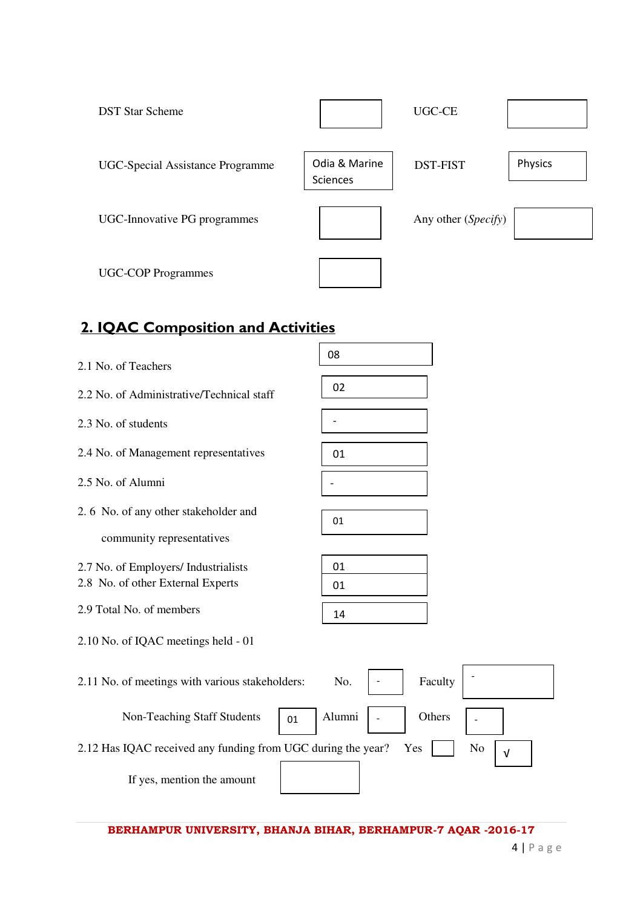| | | | |
|---|---|---|---|
| DST Star Scheme | | UGC-CE | |
| UGC-Special Assistance Programme | Odia & Marine Sciences | DST-FIST | Physics |
| UGC-Innovative PG programmes | | Any other (*Specify*) | |
| UGC-COP Programmes | | | |

## 2. IQAC Composition and Activities

| | |
|---|---|
| 2.1 No. of Teachers | 08 |
| 2.2 No. of Administrative/Technical staff | 02 |
| 2.3 No. of students | - |
| 2.4 No. of Management representatives | 01 |
| 2.5 No. of Alumni | - |
| 2. 6 No. of any other stakeholder and community representatives | 01 |
| 2.7 No. of Employers/ Industrialists | 01 |
| 2.8 No. of other External Experts | 01 |
| 2.9 Total No. of members | 14 |

2.10 No. of IQAC meetings held - 01

2.11 No. of meetings with various stakeholders:

| | | | |
|---|---|---|---|
| No. | - | Faculty | - |
| Non-Teaching Staff Students | 01 | Alumni | - |
| Others | - | | |

2.12 Has IQAC received any funding from UGC during the year? Yes ☐ No √

If yes, mention the amount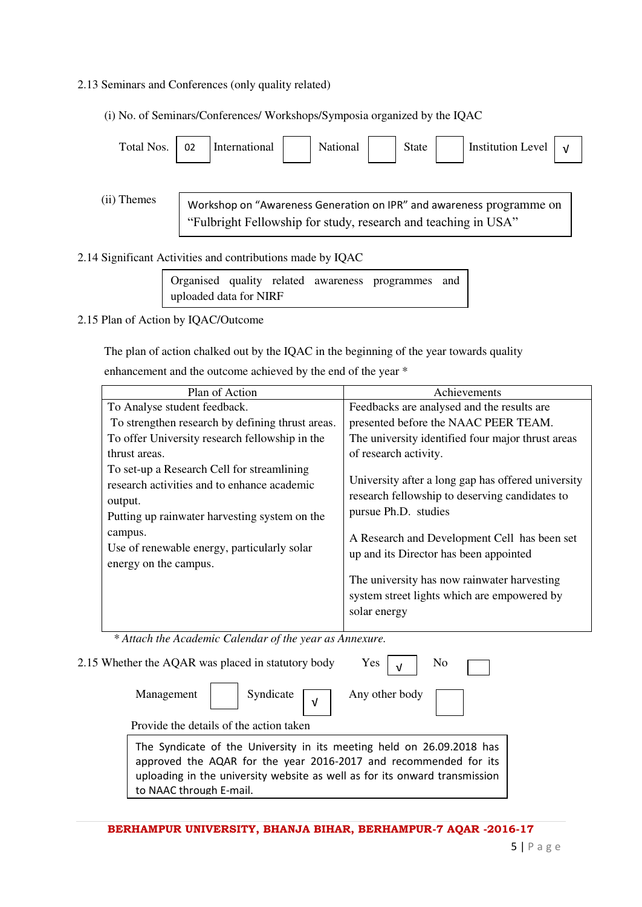2.13 Seminars and Conferences (only quality related)

(i) No. of Seminars/Conferences/ Workshops/Symposia organized by the IQAC

| Total Nos. | 02 | International | | National | | State | | Institution Level | √ |
|---|---|---|---|---|---|---|---|---|---|

(ii) Themes

Workshop on "Awareness Generation on IPR" and awareness programme on "Fulbright Fellowship for study, research and teaching in USA"

2.14 Significant Activities and contributions made by IQAC

Organised quality related awareness programmes and uploaded data for NIRF

2.15 Plan of Action by IQAC/Outcome

The plan of action chalked out by the IQAC in the beginning of the year towards quality enhancement and the outcome achieved by the end of the year *

| Plan of Action | Achievements |
|---|---|
| To Analyse student feedback.<br>To strengthen research by defining thrust areas.<br>To offer University research fellowship in the thrust areas.<br>To set-up a Research Cell for streamlining research activities and to enhance academic output.<br>Putting up rainwater harvesting system on the campus.<br>Use of renewable energy, particularly solar energy on the campus. | Feedbacks are analysed and the results are presented before the NAAC PEER TEAM.<br>The university identified four major thrust areas of research activity.<br><br>University after a long gap has offered university research fellowship to deserving candidates to pursue Ph.D. studies<br><br>A Research and Development Cell has been set up and its Director has been appointed<br><br>The university has now rainwater harvesting system street lights which are empowered by solar energy |

*\* Attach the Academic Calendar of the year as Annexure.*

2.15 Whether the AQAR was placed in statutory body Yes √ No

Management Syndicate √ Any other body

Provide the details of the action taken

The Syndicate of the University in its meeting held on 26.09.2018 has approved the AQAR for the year 2016-2017 and recommended for its uploading in the university website as well as for its onward transmission to NAAC through E-mail.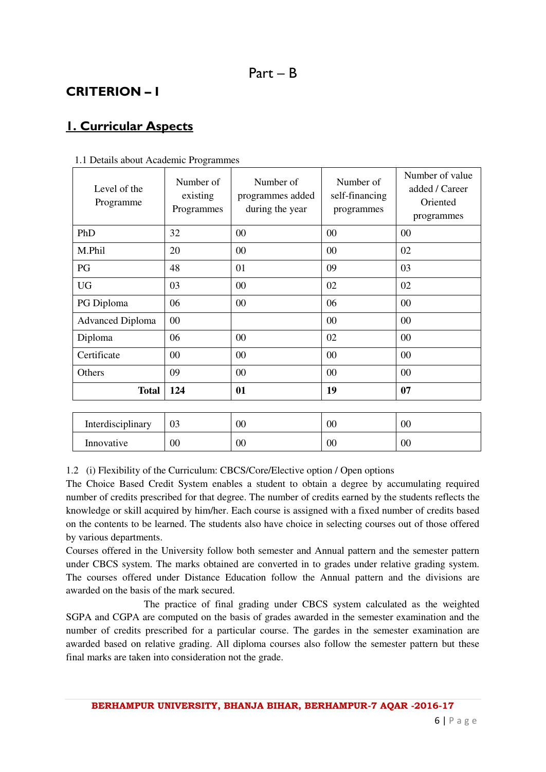# Part – B

## CRITERION – I

## I. Curricular Aspects

1.1 Details about Academic Programmes

| Level of the Programme | Number of existing Programmes | Number of programmes added during the year | Number of self-financing programmes | Number of value added / Career Oriented programmes |
|---|---|---|---|---|
| PhD | 32 | 00 | 00 | 00 |
| M.Phil | 20 | 00 | 00 | 02 |
| PG | 48 | 01 | 09 | 03 |
| UG | 03 | 00 | 02 | 02 |
| PG Diploma | 06 | 00 | 06 | 00 |
| Advanced Diploma | 00 | | 00 | 00 |
| Diploma | 06 | 00 | 02 | 00 |
| Certificate | 00 | 00 | 00 | 00 |
| Others | 09 | 00 | 00 | 00 |
| **Total** | **124** | **01** | **19** | **07** |

| | | | | |
|---|---|---|---|---|
| Interdisciplinary | 03 | 00 | 00 | 00 |
| Innovative | 00 | 00 | 00 | 00 |

1.2 (i) Flexibility of the Curriculum: CBCS/Core/Elective option / Open options

The Choice Based Credit System enables a student to obtain a degree by accumulating required number of credits prescribed for that degree. The number of credits earned by the students reflects the knowledge or skill acquired by him/her. Each course is assigned with a fixed number of credits based on the contents to be learned. The students also have choice in selecting courses out of those offered by various departments.

Courses offered in the University follow both semester and Annual pattern and the semester pattern under CBCS system. The marks obtained are converted in to grades under relative grading system. The courses offered under Distance Education follow the Annual pattern and the divisions are awarded on the basis of the mark secured.

The practice of final grading under CBCS system calculated as the weighted SGPA and CGPA are computed on the basis of grades awarded in the semester examination and the number of credits prescribed for a particular course. The gardes in the semester examination are awarded based on relative grading. All diploma courses also follow the semester pattern but these final marks are taken into consideration not the grade.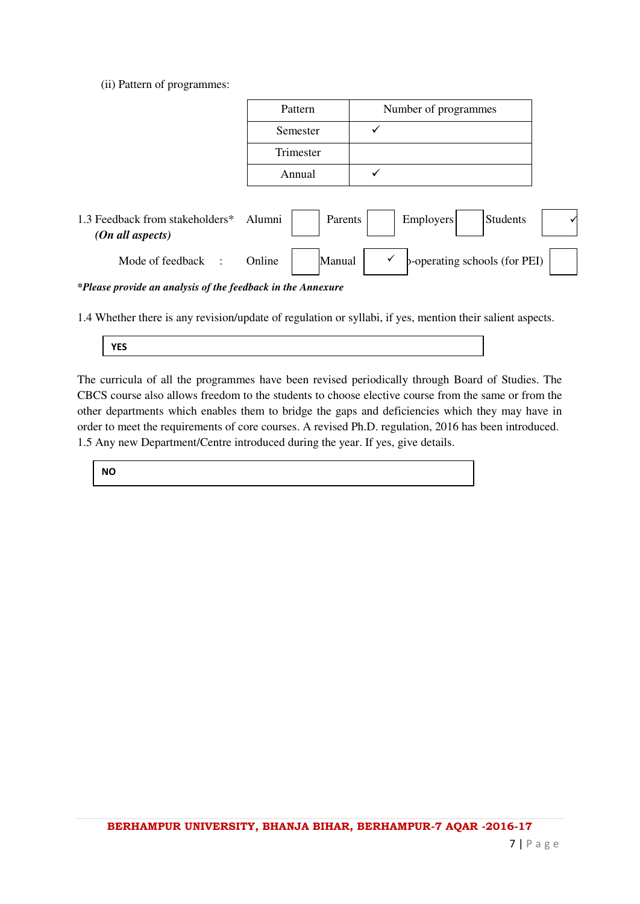(ii) Pattern of programmes:

| Pattern | Number of programmes |
|---|---|
| Semester | ✓ |
| Trimester | |
| Annual | ✓ |

1.3 Feedback from stakeholders* Alumni [ ] Parents [ ] Employers [ ] Students [✓]
*(On all aspects)*

Mode of feedback : Online [ ] Manual [✓] Co-operating schools (for PEI) [ ]

***Please provide an analysis of the feedback in the Annexure***

1.4 Whether there is any revision/update of regulation or syllabi, if yes, mention their salient aspects.

**YES**

The curricula of all the programmes have been revised periodically through Board of Studies. The CBCS course also allows freedom to the students to choose elective course from the same or from the other departments which enables them to bridge the gaps and deficiencies which they may have in order to meet the requirements of core courses. A revised Ph.D. regulation, 2016 has been introduced.

1.5 Any new Department/Centre introduced during the year. If yes, give details.

**NO**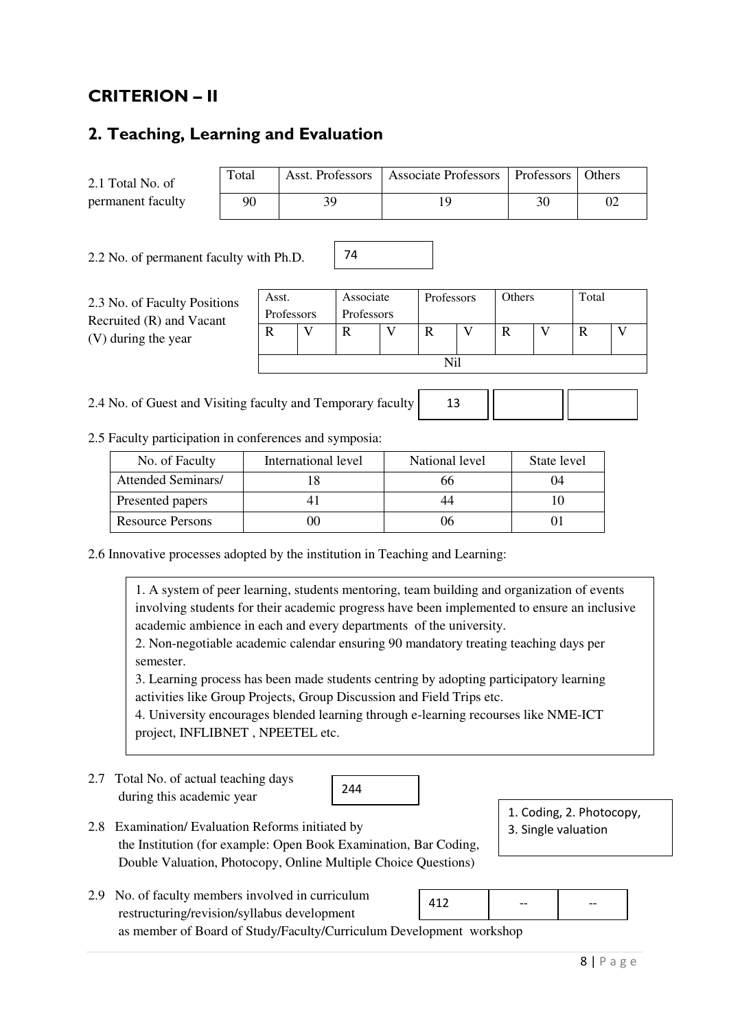# CRITERION – II

## 2. Teaching, Learning and Evaluation

2.1 Total No. of permanent faculty

| Total | Asst. Professors | Associate Professors | Professors | Others |
|---|---|---|---|---|
| 90 | 39 | 19 | 30 | 02 |

2.2 No. of permanent faculty with Ph.D. 74

2.3 No. of Faculty Positions Recruited (R) and Vacant (V) during the year

| Asst. Professors | | Associate Professors | | Professors | | Others | | Total | |
|---|---|---|---|---|---|---|---|---|---|
| R | V | R | V | R | V | R | V | R | V |
| Nil | | | | | | | | | |

2.4 No. of Guest and Visiting faculty and Temporary faculty

| | | |
|---|---|---|
| 13 | | |

2.5 Faculty participation in conferences and symposia:

| No. of Faculty | International level | National level | State level |
|---|---|---|---|
| Attended Seminars/ | 18 | 66 | 04 |
| Presented papers | 41 | 44 | 10 |
| Resource Persons | 00 | 06 | 01 |

2.6 Innovative processes adopted by the institution in Teaching and Learning:

1. A system of peer learning, students mentoring, team building and organization of events involving students for their academic progress have been implemented to ensure an inclusive academic ambience in each and every departments of the university.
2. Non-negotiable academic calendar ensuring 90 mandatory treating teaching days per semester.
3. Learning process has been made students centring by adopting participatory learning activities like Group Projects, Group Discussion and Field Trips etc.
4. University encourages blended learning through e-learning recourses like NME-ICT project, INFLIBNET , NPEETEL etc.

2.7 Total No. of actual teaching days during this academic year 244

2.8 Examination/ Evaluation Reforms initiated by the Institution (for example: Open Book Examination, Bar Coding, Double Valuation, Photocopy, Online Multiple Choice Questions)

1. Coding, 2. Photocopy, 3. Single valuation

2.9 No. of faculty members involved in curriculum restructuring/revision/syllabus development as member of Board of Study/Faculty/Curriculum Development workshop

| | | |
|---|---|---|
| 412 | -- | -- |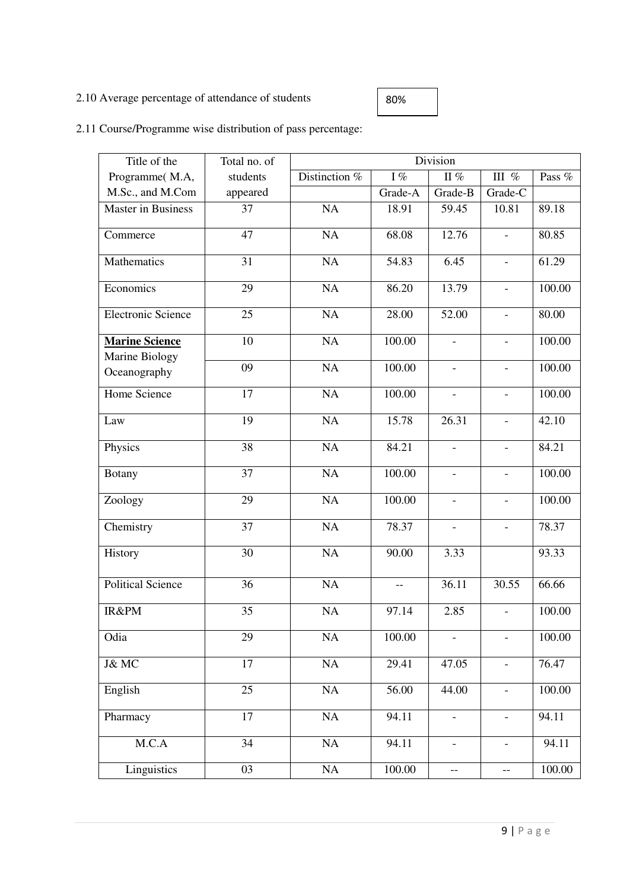2.10 Average percentage of attendance of students 80%

2.11 Course/Programme wise distribution of pass percentage:

| Title of the Programme( M.A, M.Sc., and M.Com | Total no. of students appeared | Division | | | | |
|---|---|---|---|---|---|---|
| | | Distinction % | I % | II % | III % | Pass % |
| | | | Grade-A | Grade-B | Grade-C | |
| Master in Business | 37 | NA | 18.91 | 59.45 | 10.81 | 89.18 |
| Commerce | 47 | NA | 68.08 | 12.76 | - | 80.85 |
| Mathematics | 31 | NA | 54.83 | 6.45 | - | 61.29 |
| Economics | 29 | NA | 86.20 | 13.79 | - | 100.00 |
| Electronic Science | 25 | NA | 28.00 | 52.00 | - | 80.00 |
| **Marine Science** Marine Biology | 10 | NA | 100.00 | - | - | 100.00 |
| Oceanography | 09 | NA | 100.00 | - | - | 100.00 |
| Home Science | 17 | NA | 100.00 | - | - | 100.00 |
| Law | 19 | NA | 15.78 | 26.31 | - | 42.10 |
| Physics | 38 | NA | 84.21 | - | - | 84.21 |
| Botany | 37 | NA | 100.00 | - | - | 100.00 |
| Zoology | 29 | NA | 100.00 | - | - | 100.00 |
| Chemistry | 37 | NA | 78.37 | - | - | 78.37 |
| History | 30 | NA | 90.00 | 3.33 | | 93.33 |
| Political Science | 36 | NA | -- | 36.11 | 30.55 | 66.66 |
| IR&PM | 35 | NA | 97.14 | 2.85 | - | 100.00 |
| Odia | 29 | NA | 100.00 | - | - | 100.00 |
| J& MC | 17 | NA | 29.41 | 47.05 | - | 76.47 |
| English | 25 | NA | 56.00 | 44.00 | - | 100.00 |
| Pharmacy | 17 | NA | 94.11 | - | - | 94.11 |
| M.C.A | 34 | NA | 94.11 | - | - | 94.11 |
| Linguistics | 03 | NA | 100.00 | -- | -- | 100.00 |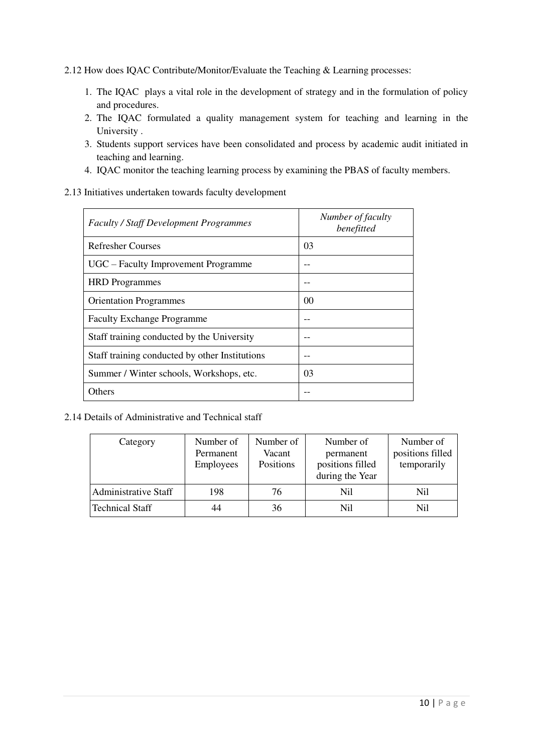2.12 How does IQAC Contribute/Monitor/Evaluate the Teaching & Learning processes:

1. The IQAC plays a vital role in the development of strategy and in the formulation of policy and procedures.
2. The IQAC formulated a quality management system for teaching and learning in the University .
3. Students support services have been consolidated and process by academic audit initiated in teaching and learning.
4. IQAC monitor the teaching learning process by examining the PBAS of faculty members.

2.13 Initiatives undertaken towards faculty development

| *Faculty / Staff Development Programmes* | *Number of faculty benefitted* |
|---|---|
| Refresher Courses | 03 |
| UGC – Faculty Improvement Programme | -- |
| HRD Programmes | -- |
| Orientation Programmes | 00 |
| Faculty Exchange Programme | -- |
| Staff training conducted by the University | -- |
| Staff training conducted by other Institutions | -- |
| Summer / Winter schools, Workshops, etc. | 03 |
| Others | -- |

2.14 Details of Administrative and Technical staff

| Category | Number of Permanent Employees | Number of Vacant Positions | Number of permanent positions filled during the Year | Number of positions filled temporarily |
|---|---|---|---|---|
| Administrative Staff | 198 | 76 | Nil | Nil |
| Technical Staff | 44 | 36 | Nil | Nil |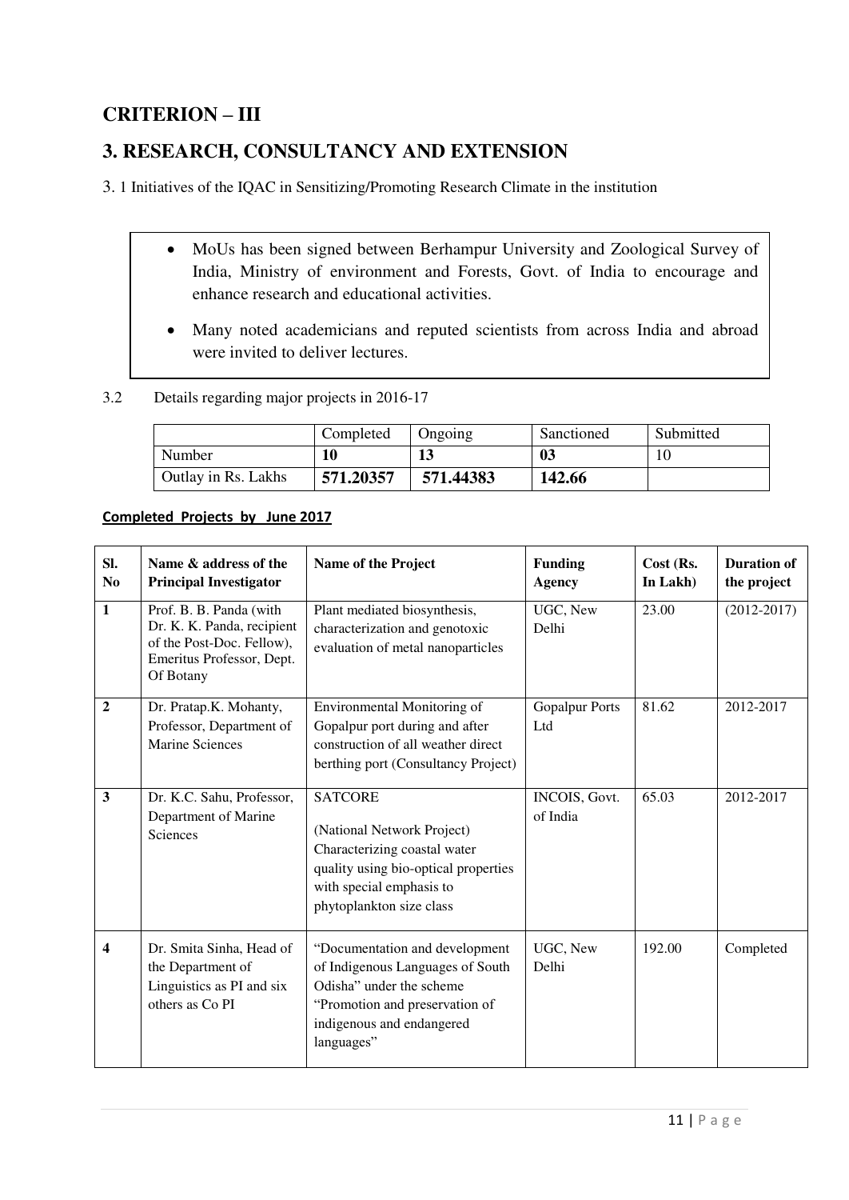# CRITERION – III

# 3. RESEARCH, CONSULTANCY AND EXTENSION

3. 1 Initiatives of the IQAC in Sensitizing/Promoting Research Climate in the institution

- MoUs has been signed between Berhampur University and Zoological Survey of India, Ministry of environment and Forests, Govt. of India to encourage and enhance research and educational activities.
- Many noted academicians and reputed scientists from across India and abroad were invited to deliver lectures.

3.2 Details regarding major projects in 2016-17

| | Completed | Ongoing | Sanctioned | Submitted |
|---|---|---|---|---|
| Number | **10** | **13** | **03** | 10 |
| Outlay in Rs. Lakhs | **571.20357** | **571.44383** | **142.66** | |

**Completed Projects by June 2017**

| Sl. No | Name & address of the Principal Investigator | Name of the Project | Funding Agency | Cost (Rs. In Lakh) | Duration of the project |
|---|---|---|---|---|---|
| **1** | Prof. B. B. Panda (with Dr. K. K. Panda, recipient of the Post-Doc. Fellow), Emeritus Professor, Dept. Of Botany | Plant mediated biosynthesis, characterization and genotoxic evaluation of metal nanoparticles | UGC, New Delhi | 23.00 | (2012-2017) |
| **2** | Dr. Pratap.K. Mohanty, Professor, Department of Marine Sciences | Environmental Monitoring of Gopalpur port during and after construction of all weather direct berthing port (Consultancy Project) | Gopalpur Ports Ltd | 81.62 | 2012-2017 |
| **3** | Dr. K.C. Sahu, Professor, Department of Marine Sciences | SATCORE<br><br>(National Network Project) Characterizing coastal water quality using bio-optical properties with special emphasis to phytoplankton size class | INCOIS, Govt. of India | 65.03 | 2012-2017 |
| **4** | Dr. Smita Sinha, Head of the Department of Linguistics as PI and six others as Co PI | "Documentation and development of Indigenous Languages of South Odisha" under the scheme "Promotion and preservation of indigenous and endangered languages" | UGC, New Delhi | 192.00 | Completed |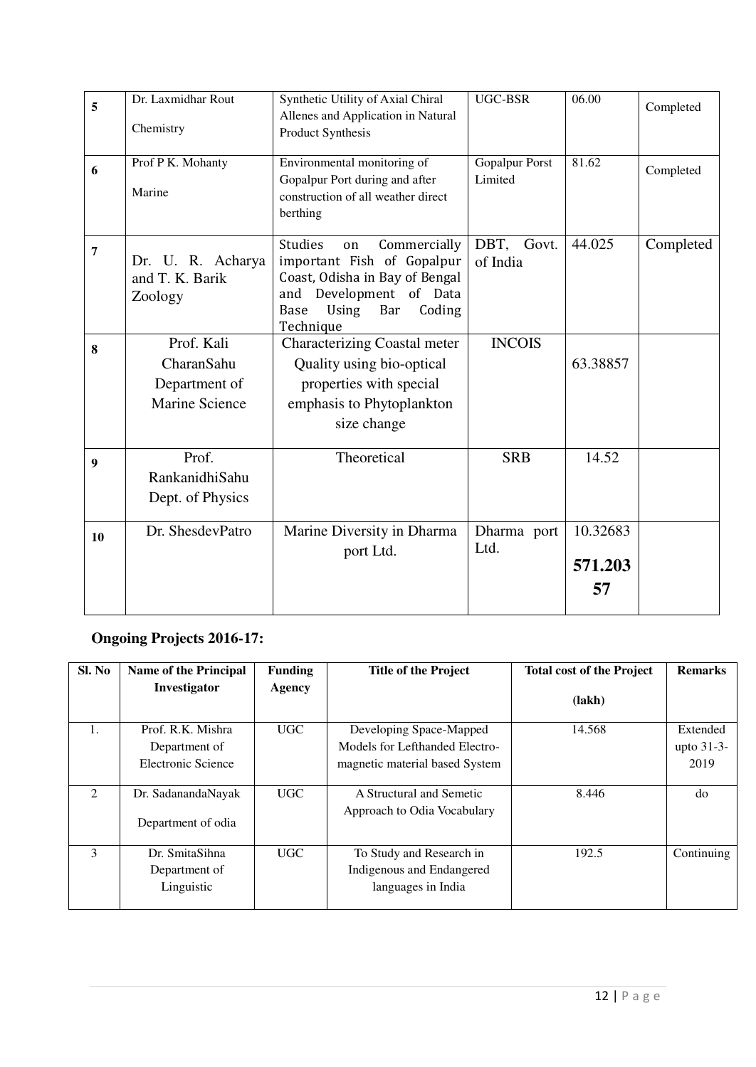| | | | | | |
|---|---|---|---|---|---|
| 5 | Dr. Laxmidhar Rout<br><br>Chemistry | Synthetic Utility of Axial Chiral Allenes and Application in Natural Product Synthesis | UGC-BSR | 06.00 | Completed |
| 6 | Prof P K. Mohanty<br><br>Marine | Environmental monitoring of Gopalpur Port during and after construction of all weather direct berthing | Gopalpur Porst Limited | 81.62 | Completed |
| 7 | Dr. U. R. Acharya and T. K. Barik Zoology | Studies on Commercially important Fish of Gopalpur Coast, Odisha in Bay of Bengal and Development of Data Base Using Bar Coding Technique | DBT, Govt. of India | 44.025 | Completed |
| 8 | Prof. Kali CharanSahu Department of Marine Science | Characterizing Coastal meter Quality using bio-optical properties with special emphasis to Phytoplankton size change | INCOIS | 63.38857 | |
| 9 | Prof. RankanidhiSahu Dept. of Physics | Theoretical | SRB | 14.52 | |
| 10 | Dr. ShesdevPatro | Marine Diversity in Dharma port Ltd. | Dharma port Ltd. | 10.32683<br><br>**571.20357** | |

**Ongoing Projects 2016-17:**

| Sl. No | Name of the Principal Investigator | Funding Agency | Title of the Project | Total cost of the Project (lakh) | Remarks |
|---|---|---|---|---|---|
| 1. | Prof. R.K. Mishra Department of Electronic Science | UGC | Developing Space-Mapped Models for Lefthanded Electro-magnetic material based System | 14.568 | Extended upto 31-3-2019 |
| 2 | Dr. SadanandaNayak<br><br>Department of odia | UGC | A Structural and Semetic Approach to Odia Vocabulary | 8.446 | do |
| 3 | Dr. SmitaSihna Department of Linguistic | UGC | To Study and Research in Indigenous and Endangered languages in India | 192.5 | Continuing |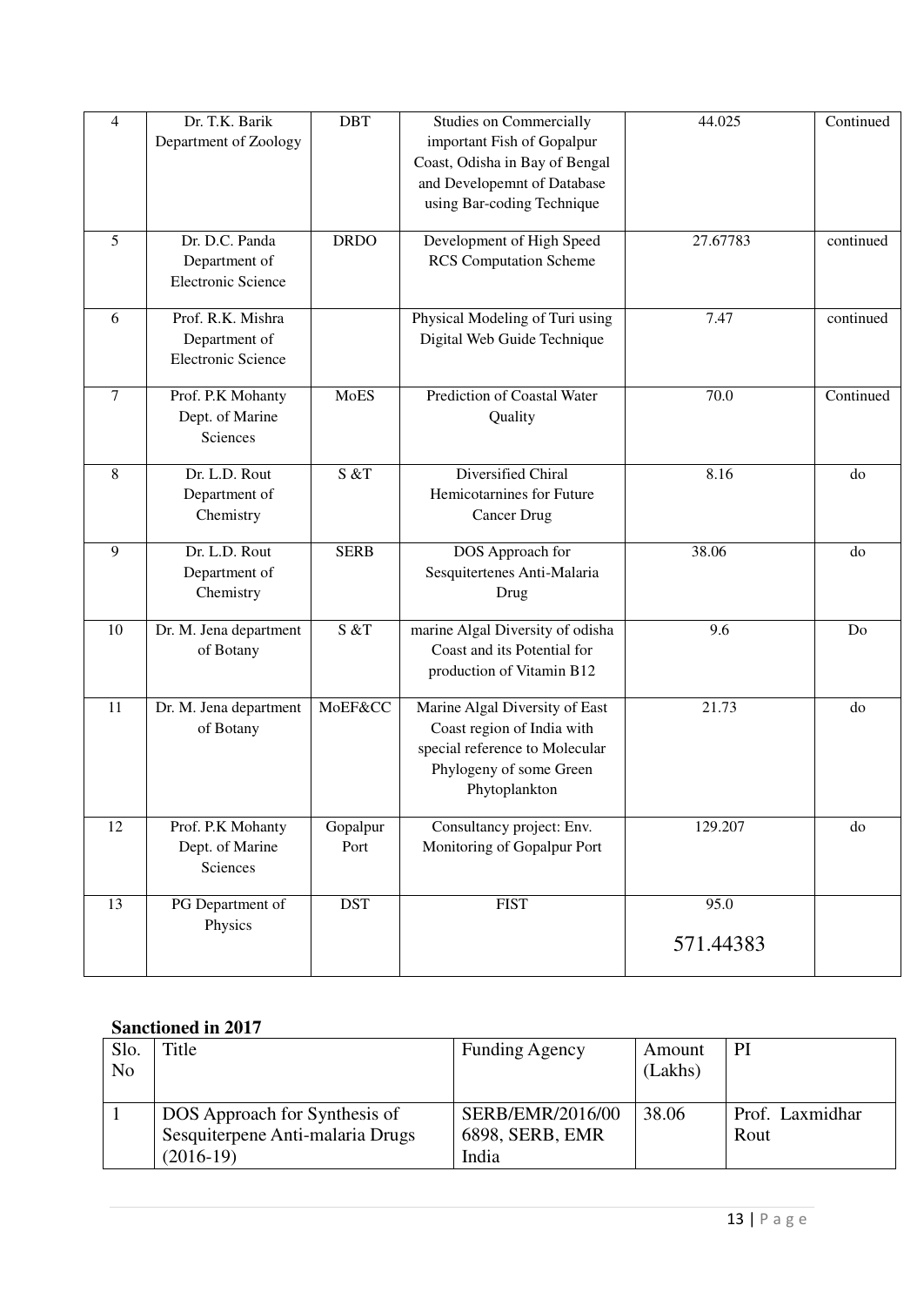| | | | | | |
|---|---|---|---|---|---|
| 4 | Dr. T.K. Barik Department of Zoology | DBT | Studies on Commercially important Fish of Gopalpur Coast, Odisha in Bay of Bengal and Developemnt of Database using Bar-coding Technique | 44.025 | Continued |
| 5 | Dr. D.C. Panda Department of Electronic Science | DRDO | Development of High Speed RCS Computation Scheme | 27.67783 | continued |
| 6 | Prof. R.K. Mishra Department of Electronic Science | | Physical Modeling of Turi using Digital Web Guide Technique | 7.47 | continued |
| 7 | Prof. P.K Mohanty Dept. of Marine Sciences | MoES | Prediction of Coastal Water Quality | 70.0 | Continued |
| 8 | Dr. L.D. Rout Department of Chemistry | S &T | Diversified Chiral Hemicotarnines for Future Cancer Drug | 8.16 | do |
| 9 | Dr. L.D. Rout Department of Chemistry | SERB | DOS Approach for Sesquitertenes Anti-Malaria Drug | 38.06 | do |
| 10 | Dr. M. Jena department of Botany | S &T | marine Algal Diversity of odisha Coast and its Potential for production of Vitamin B12 | 9.6 | Do |
| 11 | Dr. M. Jena department of Botany | MoEF&CC | Marine Algal Diversity of East Coast region of India with special reference to Molecular Phylogeny of some Green Phytoplankton | 21.73 | do |
| 12 | Prof. P.K Mohanty Dept. of Marine Sciences | Gopalpur Port | Consultancy project: Env. Monitoring of Gopalpur Port | 129.207 | do |
| 13 | PG Department of Physics | DST | FIST | 95.0<br>571.44383 | |

**Sanctioned in 2017**

| Slo. No | Title | Funding Agency | Amount (Lakhs) | PI |
|---|---|---|---|---|
| 1 | DOS Approach for Synthesis of Sesquiterpene Anti-malaria Drugs (2016-19) | SERB/EMR/2016/006898, SERB, EMR India | 38.06 | Prof. Laxmidhar Rout |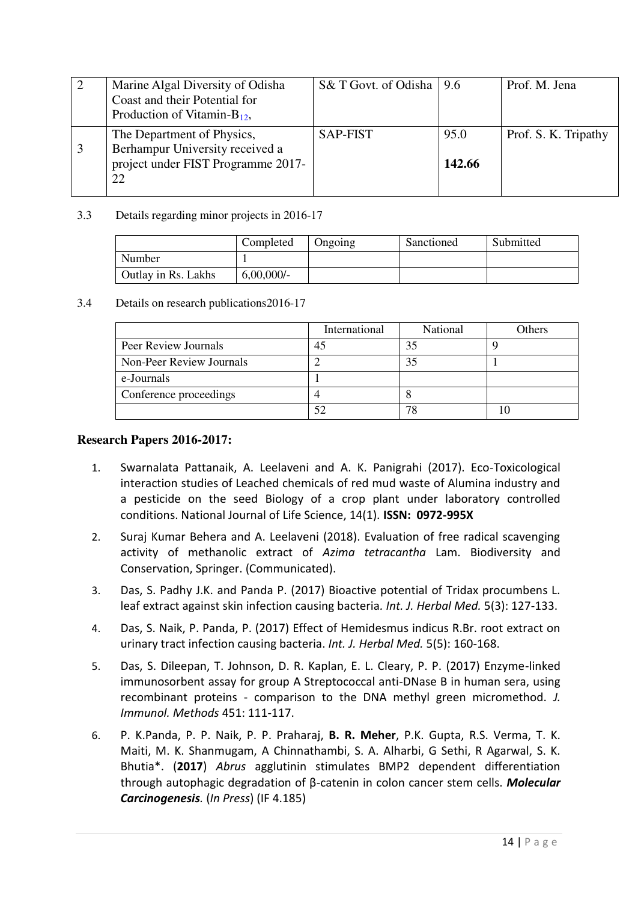| | | | | |
|---|---|---|---|---|
| 2 | Marine Algal Diversity of Odisha Coast and their Potential for Production of Vitamin-$B_{12}$, | S& T Govt. of Odisha | 9.6 | Prof. M. Jena |
| 3 | The Department of Physics, Berhampur University received a project under FIST Programme 2017-22 | SAP-FIST | 95.0<br>**142.66** | Prof. S. K. Tripathy |

3.3 Details regarding minor projects in 2016-17

| | Completed | Ongoing | Sanctioned | Submitted |
|---|---|---|---|---|
| Number | 1 | | | |
| Outlay in Rs. Lakhs | 6,00,000/- | | | |

3.4 Details on research publications2016-17

| | International | National | Others |
|---|---|---|---|
| Peer Review Journals | 45 | 35 | 9 |
| Non-Peer Review Journals | 2 | 35 | 1 |
| e-Journals | 1 | | |
| Conference proceedings | 4 | 8 | |
| | 52 | 78 | 10 |

**Research Papers 2016-2017:**

1. Swarnalata Pattanaik, A. Leelaveni and A. K. Panigrahi (2017). Eco-Toxicological interaction studies of Leached chemicals of red mud waste of Alumina industry and a pesticide on the seed Biology of a crop plant under laboratory controlled conditions. National Journal of Life Science, 14(1). **ISSN: 0972-995X**
2. Suraj Kumar Behera and A. Leelaveni (2018). Evaluation of free radical scavenging activity of methanolic extract of *Azima tetracantha* Lam. Biodiversity and Conservation, Springer. (Communicated).
3. Das, S. Padhy J.K. and Panda P. (2017) Bioactive potential of Tridax procumbens L. leaf extract against skin infection causing bacteria. *Int. J. Herbal Med.* 5(3): 127-133.
4. Das, S. Naik, P. Panda, P. (2017) Effect of Hemidesmus indicus R.Br. root extract on urinary tract infection causing bacteria. *Int. J. Herbal Med.* 5(5): 160-168.
5. Das, S. Dileepan, T. Johnson, D. R. Kaplan, E. L. Cleary, P. P. (2017) Enzyme-linked immunosorbent assay for group A Streptococcal anti-DNase B in human sera, using recombinant proteins - comparison to the DNA methyl green micromethod. *J. Immunol. Methods* 451: 111-117.
6. P. K.Panda, P. P. Naik, P. P. Praharaj, **B. R. Meher**, P.K. Gupta, R.S. Verma, T. K. Maiti, M. K. Shanmugam, A Chinnathambi, S. A. Alharbi, G Sethi, R Agarwal, S. K. Bhutia*. (**2017**) *Abrus* agglutinin stimulates BMP2 dependent differentiation through autophagic degradation of β-catenin in colon cancer stem cells. ***Molecular Carcinogenesis.*** (*In Press*) (IF 4.185)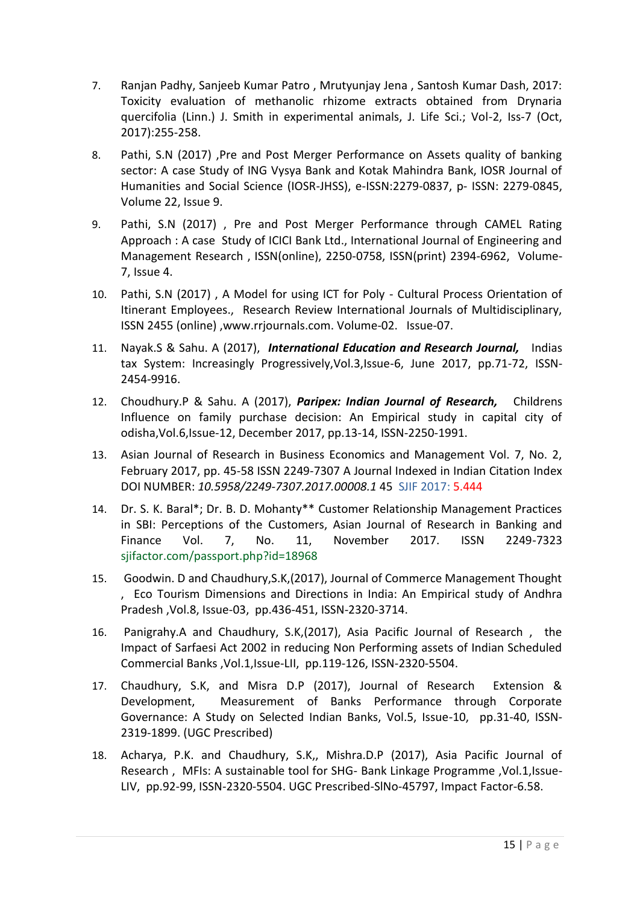7. Ranjan Padhy, Sanjeeb Kumar Patro , Mrutyunjay Jena , Santosh Kumar Dash, 2017: Toxicity evaluation of methanolic rhizome extracts obtained from Drynaria quercifolia (Linn.) J. Smith in experimental animals, J. Life Sci.; Vol-2, Iss-7 (Oct, 2017):255-258.

8. Pathi, S.N (2017) ,Pre and Post Merger Performance on Assets quality of banking sector: A case Study of ING Vysya Bank and Kotak Mahindra Bank, IOSR Journal of Humanities and Social Science (IOSR-JHSS), e-ISSN:2279-0837, p- ISSN: 2279-0845, Volume 22, Issue 9.

9. Pathi, S.N (2017) , Pre and Post Merger Performance through CAMEL Rating Approach : A case Study of ICICI Bank Ltd., International Journal of Engineering and Management Research , ISSN(online), 2250-0758, ISSN(print) 2394-6962, Volume-7, Issue 4.

10. Pathi, S.N (2017) , A Model for using ICT for Poly - Cultural Process Orientation of Itinerant Employees., Research Review International Journals of Multidisciplinary, ISSN 2455 (online) ,www.rrjournals.com. Volume-02. Issue-07.

11. Nayak.S & Sahu. A (2017), ***International Education and Research Journal,*** Indias tax System: Increasingly Progressively,Vol.3,Issue-6, June 2017, pp.71-72, ISSN-2454-9916.

12. Choudhury.P & Sahu. A (2017), ***Paripex: Indian Journal of Research,*** Childrens Influence on family purchase decision: An Empirical study in capital city of odisha,Vol.6,Issue-12, December 2017, pp.13-14, ISSN-2250-1991.

13. Asian Journal of Research in Business Economics and Management Vol. 7, No. 2, February 2017, pp. 45-58 ISSN 2249-7307 A Journal Indexed in Indian Citation Index DOI NUMBER: *10.5958/2249-7307.2017.00008.1* 45 SJIF 2017: 5.444

14. Dr. S. K. Baral*; Dr. B. D. Mohanty** Customer Relationship Management Practices in SBI: Perceptions of the Customers, Asian Journal of Research in Banking and Finance Vol. 7, No. 11, November 2017. ISSN 2249-7323 sjifactor.com/passport.php?id=18968

15. Goodwin. D and Chaudhury,S.K,(2017), Journal of Commerce Management Thought , Eco Tourism Dimensions and Directions in India: An Empirical study of Andhra Pradesh ,Vol.8, Issue-03, pp.436-451, ISSN-2320-3714.

16. Panigrahy.A and Chaudhury, S.K,(2017), Asia Pacific Journal of Research , the Impact of Sarfaesi Act 2002 in reducing Non Performing assets of Indian Scheduled Commercial Banks ,Vol.1,Issue-LII, pp.119-126, ISSN-2320-5504.

17. Chaudhury, S.K, and Misra D.P (2017), Journal of Research Extension & Development, Measurement of Banks Performance through Corporate Governance: A Study on Selected Indian Banks, Vol.5, Issue-10, pp.31-40, ISSN-2319-1899. (UGC Prescribed)

18. Acharya, P.K. and Chaudhury, S.K,, Mishra.D.P (2017), Asia Pacific Journal of Research , MFIs: A sustainable tool for SHG- Bank Linkage Programme ,Vol.1,Issue-LIV, pp.92-99, ISSN-2320-5504. UGC Prescribed-SlNo-45797, Impact Factor-6.58.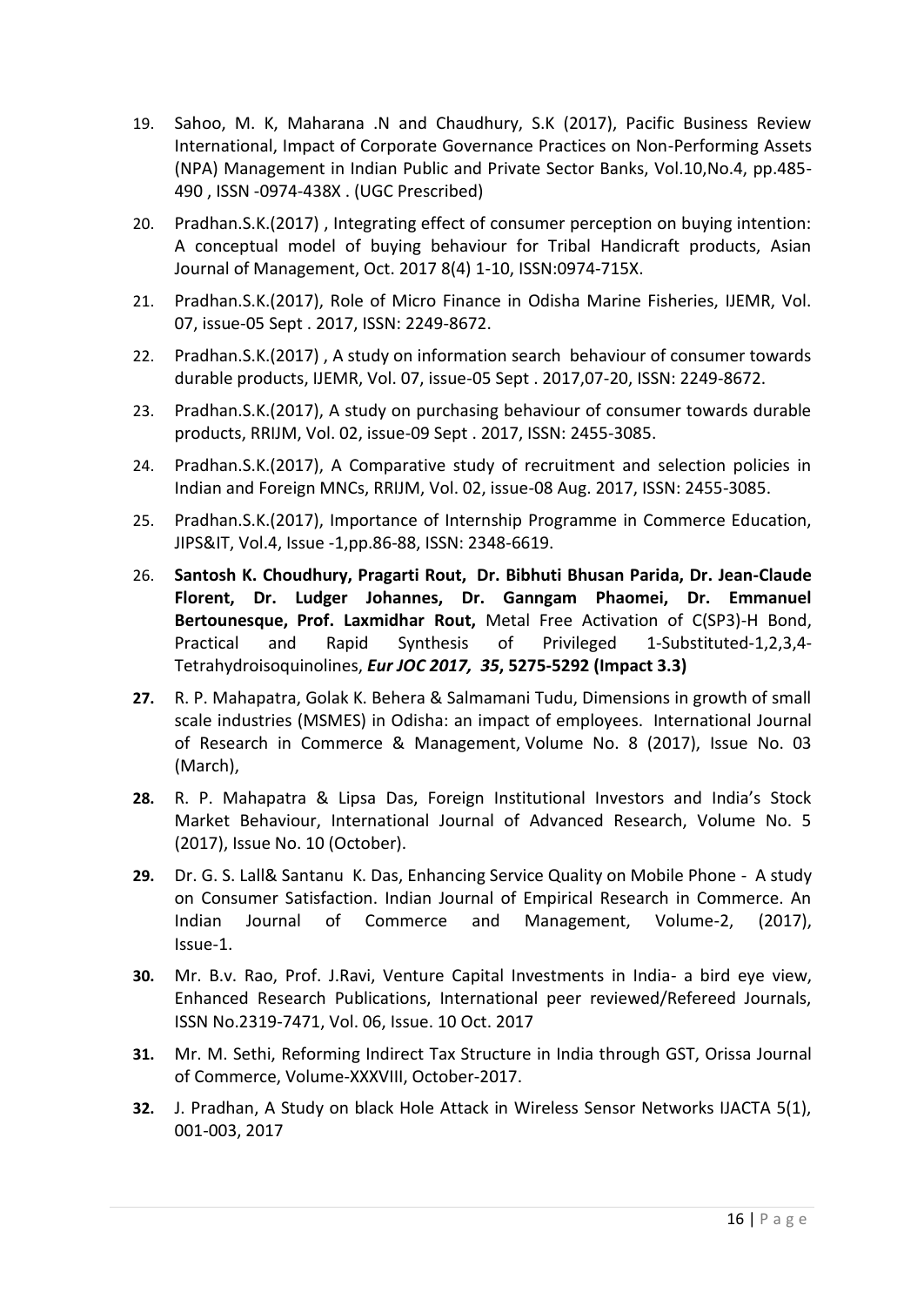19. Sahoo, M. K, Maharana .N and Chaudhury, S.K (2017), Pacific Business Review International, Impact of Corporate Governance Practices on Non-Performing Assets (NPA) Management in Indian Public and Private Sector Banks, Vol.10,No.4, pp.485-490 , ISSN -0974-438X . (UGC Prescribed)

20. Pradhan.S.K.(2017) , Integrating effect of consumer perception on buying intention: A conceptual model of buying behaviour for Tribal Handicraft products, Asian Journal of Management, Oct. 2017 8(4) 1-10, ISSN:0974-715X.

21. Pradhan.S.K.(2017), Role of Micro Finance in Odisha Marine Fisheries, IJEMR, Vol. 07, issue-05 Sept . 2017, ISSN: 2249-8672.

22. Pradhan.S.K.(2017) , A study on information search behaviour of consumer towards durable products, IJEMR, Vol. 07, issue-05 Sept . 2017,07-20, ISSN: 2249-8672.

23. Pradhan.S.K.(2017), A study on purchasing behaviour of consumer towards durable products, RRIJM, Vol. 02, issue-09 Sept . 2017, ISSN: 2455-3085.

24. Pradhan.S.K.(2017), A Comparative study of recruitment and selection policies in Indian and Foreign MNCs, RRIJM, Vol. 02, issue-08 Aug. 2017, ISSN: 2455-3085.

25. Pradhan.S.K.(2017), Importance of Internship Programme in Commerce Education, JIPS&IT, Vol.4, Issue -1,pp.86-88, ISSN: 2348-6619.

26. **Santosh K. Choudhury, Pragarti Rout, Dr. Bibhuti Bhusan Parida, Dr. Jean-Claude Florent, Dr. Ludger Johannes, Dr. Ganngam Phaomei, Dr. Emmanuel Bertounesque, Prof. Laxmidhar Rout,** Metal Free Activation of C(SP3)-H Bond, Practical and Rapid Synthesis of Privileged 1-Substituted-1,2,3,4-Tetrahydroisoquinolines, ***Eur JOC 2017, 35*, 5275-5292 (Impact 3.3)**

27. R. P. Mahapatra, Golak K. Behera & Salmamani Tudu, Dimensions in growth of small scale industries (MSMES) in Odisha: an impact of employees. International Journal of Research in Commerce & Management, Volume No. 8 (2017), Issue No. 03 (March),

28. R. P. Mahapatra & Lipsa Das, Foreign Institutional Investors and India's Stock Market Behaviour, International Journal of Advanced Research, Volume No. 5 (2017), Issue No. 10 (October).

29. Dr. G. S. Lall& Santanu K. Das, Enhancing Service Quality on Mobile Phone - A study on Consumer Satisfaction. Indian Journal of Empirical Research in Commerce. An Indian Journal of Commerce and Management, Volume-2, (2017), Issue-1.

30. Mr. B.v. Rao, Prof. J.Ravi, Venture Capital Investments in India- a bird eye view, Enhanced Research Publications, International peer reviewed/Refereed Journals, ISSN No.2319-7471, Vol. 06, Issue. 10 Oct. 2017

31. Mr. M. Sethi, Reforming Indirect Tax Structure in India through GST, Orissa Journal of Commerce, Volume-XXXVIII, October-2017.

32. J. Pradhan, A Study on black Hole Attack in Wireless Sensor Networks IJACTA 5(1), 001-003, 2017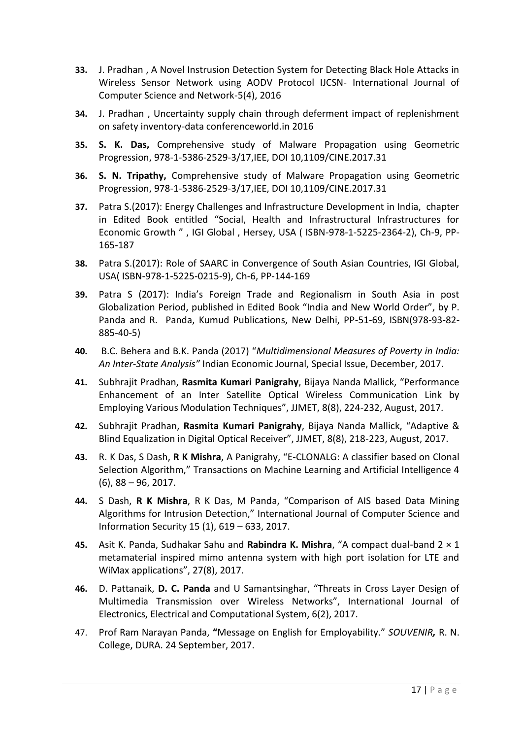**33.** J. Pradhan , A Novel Instrusion Detection System for Detecting Black Hole Attacks in Wireless Sensor Network using AODV Protocol IJCSN- International Journal of Computer Science and Network-5(4), 2016

**34.** J. Pradhan , Uncertainty supply chain through deferment impact of replenishment on safety inventory-data conferenceworld.in 2016

**35.** **S. K. Das,** Comprehensive study of Malware Propagation using Geometric Progression, 978-1-5386-2529-3/17,IEE, DOI 10,1109/CINE.2017.31

**36.** **S. N. Tripathy,** Comprehensive study of Malware Propagation using Geometric Progression, 978-1-5386-2529-3/17,IEE, DOI 10,1109/CINE.2017.31

**37.** Patra S.(2017): Energy Challenges and Infrastructure Development in India, chapter in Edited Book entitled "Social, Health and Infrastructural Infrastructures for Economic Growth " , IGI Global , Hersey, USA ( ISBN-978-1-5225-2364-2), Ch-9, PP-165-187

**38.** Patra S.(2017): Role of SAARC in Convergence of South Asian Countries, IGI Global, USA( ISBN-978-1-5225-0215-9), Ch-6, PP-144-169

**39.** Patra S (2017): India's Foreign Trade and Regionalism in South Asia in post Globalization Period, published in Edited Book "India and New World Order", by P. Panda and R. Panda, Kumud Publications, New Delhi, PP-51-69, ISBN(978-93-82-885-40-5)

**40.** B.C. Behera and B.K. Panda (2017) "*Multidimensional Measures of Poverty in India: An Inter-State Analysis"* Indian Economic Journal, Special Issue, December, 2017.

**41.** Subhrajit Pradhan, **Rasmita Kumari Panigrahy**, Bijaya Nanda Mallick, "Performance Enhancement of an Inter Satellite Optical Wireless Communication Link by Employing Various Modulation Techniques", JJMET, 8(8), 224-232, August, 2017.

**42.** Subhrajit Pradhan, **Rasmita Kumari Panigrahy**, Bijaya Nanda Mallick, "Adaptive & Blind Equalization in Digital Optical Receiver", JJMET, 8(8), 218-223, August, 2017.

**43.** R. K Das, S Dash, **R K Mishra**, A Panigrahy, "E-CLONALG: A classifier based on Clonal Selection Algorithm," Transactions on Machine Learning and Artificial Intelligence 4 (6), 88 – 96, 2017.

**44.** S Dash, **R K Mishra**, R K Das, M Panda, "Comparison of AIS based Data Mining Algorithms for Intrusion Detection," International Journal of Computer Science and Information Security 15 (1), 619 – 633, 2017.

**45.** Asit K. Panda, Sudhakar Sahu and **Rabindra K. Mishra**, "A compact dual-band 2 × 1 metamaterial inspired mimo antenna system with high port isolation for LTE and WiMax applications", 27(8), 2017.

**46.** D. Pattanaik, **D. C. Panda** and U Samantsinghar, "Threats in Cross Layer Design of Multimedia Transmission over Wireless Networks", International Journal of Electronics, Electrical and Computational System, 6(2), 2017.

47. Prof Ram Narayan Panda, **"**Message on English for Employability." *SOUVENIR,* R. N. College, DURA. 24 September, 2017.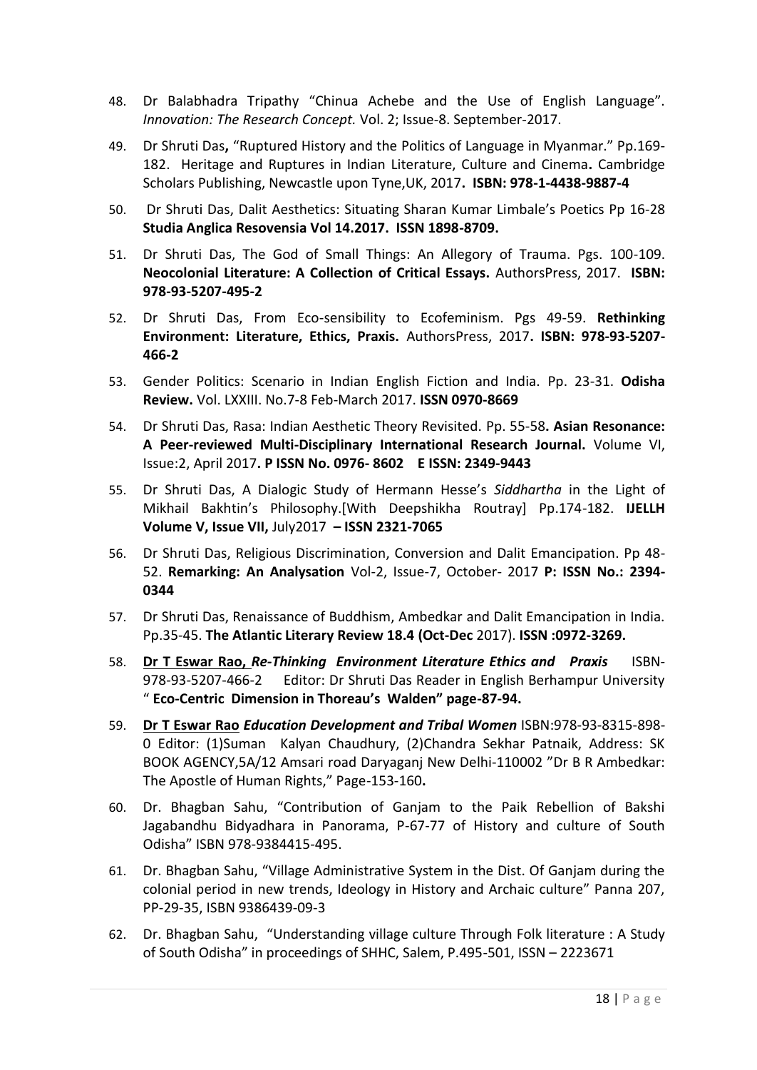48. Dr Balabhadra Tripathy "Chinua Achebe and the Use of English Language". *Innovation: The Research Concept.* Vol. 2; Issue-8. September-2017.

49. Dr Shruti Das**,** "Ruptured History and the Politics of Language in Myanmar." Pp.169-182. Heritage and Ruptures in Indian Literature, Culture and Cinema**.** Cambridge Scholars Publishing, Newcastle upon Tyne,UK, 2017**. ISBN: 978-1-4438-9887-4**

50. Dr Shruti Das, Dalit Aesthetics: Situating Sharan Kumar Limbale's Poetics Pp 16-28 **Studia Anglica Resovensia Vol 14.2017. ISSN 1898-8709.**

51. Dr Shruti Das, The God of Small Things: An Allegory of Trauma. Pgs. 100-109. **Neocolonial Literature: A Collection of Critical Essays.** AuthorsPress, 2017. **ISBN: 978-93-5207-495-2**

52. Dr Shruti Das, From Eco-sensibility to Ecofeminism. Pgs 49-59. **Rethinking Environment: Literature, Ethics, Praxis.** AuthorsPress, 2017**. ISBN: 978-93-5207-466-2**

53. Gender Politics: Scenario in Indian English Fiction and India. Pp. 23-31. **Odisha Review.** Vol. LXXIII. No.7-8 Feb-March 2017. **ISSN 0970-8669**

54. Dr Shruti Das, Rasa: Indian Aesthetic Theory Revisited. Pp. 55-58**. Asian Resonance: A Peer-reviewed Multi-Disciplinary International Research Journal.** Volume VI, Issue:2, April 2017**. P ISSN No. 0976- 8602 E ISSN: 2349-9443**

55. Dr Shruti Das, A Dialogic Study of Hermann Hesse's *Siddhartha* in the Light of Mikhail Bakhtin's Philosophy.[With Deepshikha Routray] Pp.174-182. **IJELLH Volume V, Issue VII,** July2017 **– ISSN 2321-7065**

56. Dr Shruti Das, Religious Discrimination, Conversion and Dalit Emancipation. Pp 48-52. **Remarking: An Analysation** Vol-2, Issue-7, October- 2017 **P: ISSN No.: 2394-0344**

57. Dr Shruti Das, Renaissance of Buddhism, Ambedkar and Dalit Emancipation in India. Pp.35-45. **The Atlantic Literary Review 18.4 (Oct-Dec** 2017). **ISSN :0972-3269.**

58. **Dr T Eswar Rao,** ***Re-Thinking Environment Literature Ethics and Praxis*** ISBN-978-93-5207-466-2 Editor: Dr Shruti Das Reader in English Berhampur University " **Eco-Centric Dimension in Thoreau's Walden" page-87-94.**

59. **Dr T Eswar Rao** ***Education Development and Tribal Women*** ISBN:978-93-8315-898-0 Editor: (1)Suman Kalyan Chaudhury, (2)Chandra Sekhar Patnaik, Address: SK BOOK AGENCY,5A/12 Amsari road Daryaganj New Delhi-110002 "Dr B R Ambedkar: The Apostle of Human Rights," Page-153-160**.**

60. Dr. Bhagban Sahu, "Contribution of Ganjam to the Paik Rebellion of Bakshi Jagabandhu Bidyadhara in Panorama, P-67-77 of History and culture of South Odisha" ISBN 978-9384415-495.

61. Dr. Bhagban Sahu, "Village Administrative System in the Dist. Of Ganjam during the colonial period in new trends, Ideology in History and Archaic culture" Panna 207, PP-29-35, ISBN 9386439-09-3

62. Dr. Bhagban Sahu, "Understanding village culture Through Folk literature : A Study of South Odisha" in proceedings of SHHC, Salem, P.495-501, ISSN – 2223671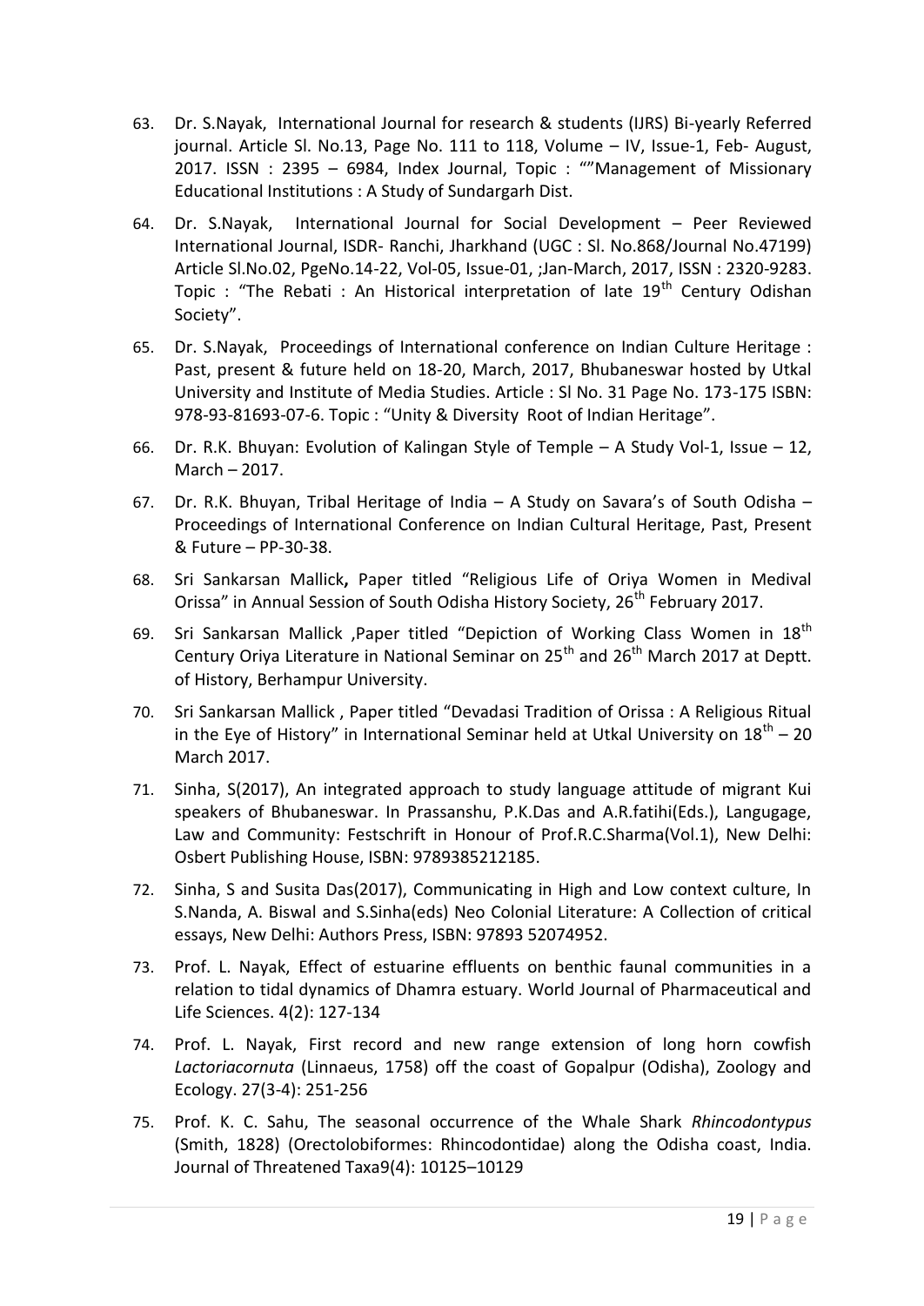63. Dr. S.Nayak, International Journal for research & students (IJRS) Bi-yearly Referred journal. Article Sl. No.13, Page No. 111 to 118, Volume – IV, Issue-1, Feb- August, 2017. ISSN : 2395 – 6984, Index Journal, Topic : ""Management of Missionary Educational Institutions : A Study of Sundargarh Dist.

64. Dr. S.Nayak, International Journal for Social Development – Peer Reviewed International Journal, ISDR- Ranchi, Jharkhand (UGC : Sl. No.868/Journal No.47199) Article Sl.No.02, PgeNo.14-22, Vol-05, Issue-01, ;Jan-March, 2017, ISSN : 2320-9283. Topic : "The Rebati : An Historical interpretation of late 19th Century Odishan Society".

65. Dr. S.Nayak, Proceedings of International conference on Indian Culture Heritage : Past, present & future held on 18-20, March, 2017, Bhubaneswar hosted by Utkal University and Institute of Media Studies. Article : Sl No. 31 Page No. 173-175 ISBN: 978-93-81693-07-6. Topic : "Unity & Diversity Root of Indian Heritage".

66. Dr. R.K. Bhuyan: Evolution of Kalingan Style of Temple – A Study Vol-1, Issue – 12, March – 2017.

67. Dr. R.K. Bhuyan, Tribal Heritage of India – A Study on Savara's of South Odisha – Proceedings of International Conference on Indian Cultural Heritage, Past, Present & Future – PP-30-38.

68. Sri Sankarsan Mallick**,** Paper titled "Religious Life of Oriya Women in Medival Orissa" in Annual Session of South Odisha History Society, 26th February 2017.

69. Sri Sankarsan Mallick ,Paper titled "Depiction of Working Class Women in 18th Century Oriya Literature in National Seminar on 25th and 26th March 2017 at Deptt. of History, Berhampur University.

70. Sri Sankarsan Mallick , Paper titled "Devadasi Tradition of Orissa : A Religious Ritual in the Eye of History" in International Seminar held at Utkal University on 18th – 20 March 2017.

71. Sinha, S(2017), An integrated approach to study language attitude of migrant Kui speakers of Bhubaneswar. In Prassanshu, P.K.Das and A.R.fatihi(Eds.), Langugage, Law and Community: Festschrift in Honour of Prof.R.C.Sharma(Vol.1), New Delhi: Osbert Publishing House, ISBN: 9789385212185.

72. Sinha, S and Susita Das(2017), Communicating in High and Low context culture, In S.Nanda, A. Biswal and S.Sinha(eds) Neo Colonial Literature: A Collection of critical essays, New Delhi: Authors Press, ISBN: 97893 52074952.

73. Prof. L. Nayak, Effect of estuarine effluents on benthic faunal communities in a relation to tidal dynamics of Dhamra estuary. World Journal of Pharmaceutical and Life Sciences. 4(2): 127-134

74. Prof. L. Nayak, First record and new range extension of long horn cowfish *Lactoriacornuta* (Linnaeus, 1758) off the coast of Gopalpur (Odisha), Zoology and Ecology. 27(3-4): 251-256

75. Prof. K. C. Sahu, The seasonal occurrence of the Whale Shark *Rhincodontypus* (Smith, 1828) (Orectolobiformes: Rhincodontidae) along the Odisha coast, India. Journal of Threatened Taxa9(4): 10125–10129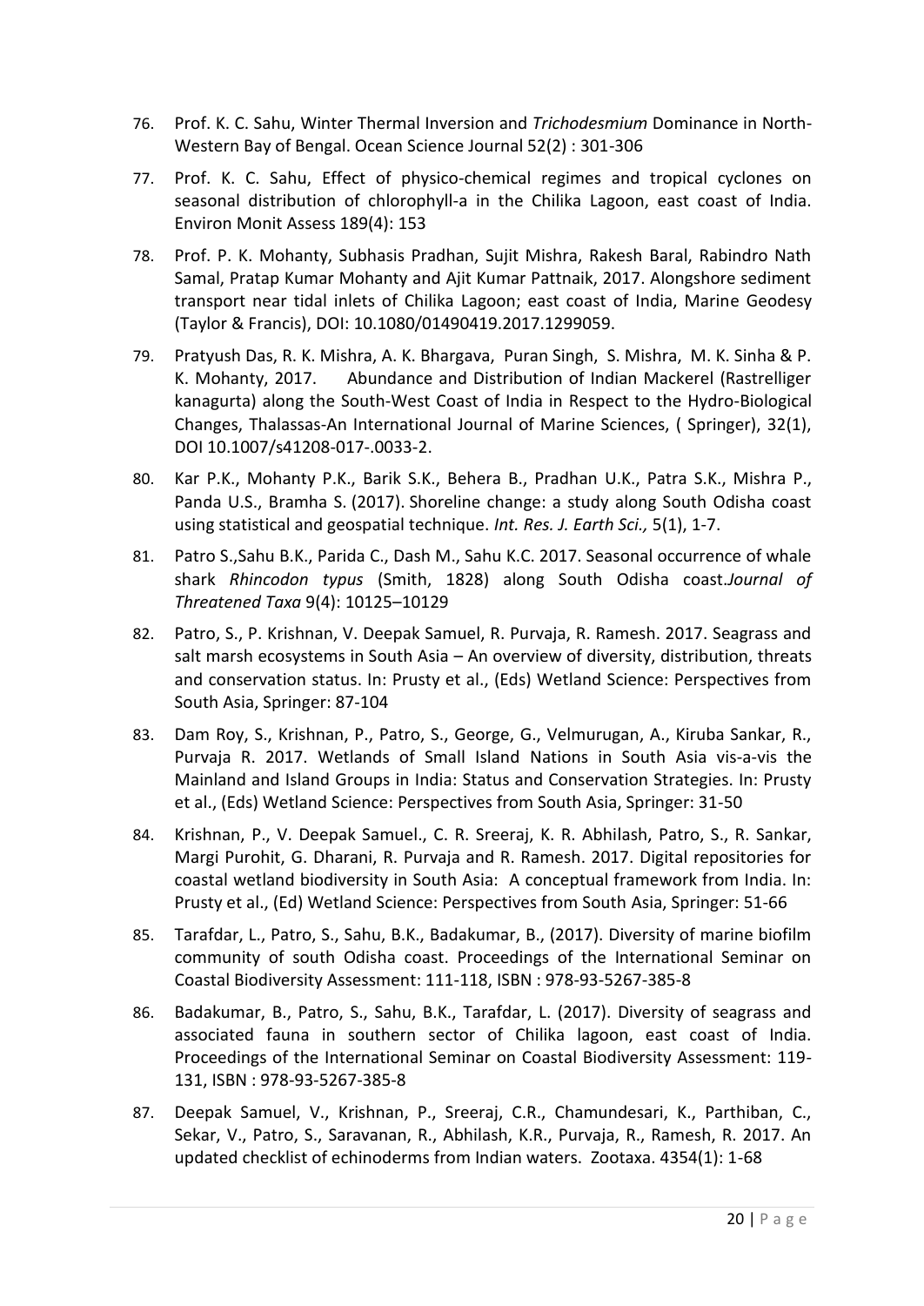76. Prof. K. C. Sahu, Winter Thermal Inversion and *Trichodesmium* Dominance in North-Western Bay of Bengal. Ocean Science Journal 52(2) : 301-306

77. Prof. K. C. Sahu, Effect of physico-chemical regimes and tropical cyclones on seasonal distribution of chlorophyll-a in the Chilika Lagoon, east coast of India. Environ Monit Assess 189(4): 153

78. Prof. P. K. Mohanty, Subhasis Pradhan, Sujit Mishra, Rakesh Baral, Rabindro Nath Samal, Pratap Kumar Mohanty and Ajit Kumar Pattnaik, 2017. Alongshore sediment transport near tidal inlets of Chilika Lagoon; east coast of India, Marine Geodesy (Taylor & Francis), DOI: 10.1080/01490419.2017.1299059.

79. Pratyush Das, R. K. Mishra, A. K. Bhargava, Puran Singh, S. Mishra, M. K. Sinha & P. K. Mohanty, 2017. Abundance and Distribution of Indian Mackerel (Rastrelliger kanagurta) along the South-West Coast of India in Respect to the Hydro-Biological Changes, Thalassas-An International Journal of Marine Sciences, ( Springer), 32(1), DOI 10.1007/s41208-017-.0033-2.

80. Kar P.K., Mohanty P.K., Barik S.K., Behera B., Pradhan U.K., Patra S.K., Mishra P., Panda U.S., Bramha S. (2017). Shoreline change: a study along South Odisha coast using statistical and geospatial technique. *Int. Res. J. Earth Sci.,* 5(1), 1-7.

81. Patro S.,Sahu B.K., Parida C., Dash M., Sahu K.C. 2017. Seasonal occurrence of whale shark *Rhincodon typus* (Smith, 1828) along South Odisha coast.*Journal of Threatened Taxa* 9(4): 10125–10129

82. Patro, S., P. Krishnan, V. Deepak Samuel, R. Purvaja, R. Ramesh. 2017. Seagrass and salt marsh ecosystems in South Asia – An overview of diversity, distribution, threats and conservation status. In: Prusty et al., (Eds) Wetland Science: Perspectives from South Asia, Springer: 87-104

83. Dam Roy, S., Krishnan, P., Patro, S., George, G., Velmurugan, A., Kiruba Sankar, R., Purvaja R. 2017. Wetlands of Small Island Nations in South Asia vis-a-vis the Mainland and Island Groups in India: Status and Conservation Strategies. In: Prusty et al., (Eds) Wetland Science: Perspectives from South Asia, Springer: 31-50

84. Krishnan, P., V. Deepak Samuel., C. R. Sreeraj, K. R. Abhilash, Patro, S., R. Sankar, Margi Purohit, G. Dharani, R. Purvaja and R. Ramesh. 2017. Digital repositories for coastal wetland biodiversity in South Asia: A conceptual framework from India. In: Prusty et al., (Ed) Wetland Science: Perspectives from South Asia, Springer: 51-66

85. Tarafdar, L., Patro, S., Sahu, B.K., Badakumar, B., (2017). Diversity of marine biofilm community of south Odisha coast. Proceedings of the International Seminar on Coastal Biodiversity Assessment: 111-118, ISBN : 978-93-5267-385-8

86. Badakumar, B., Patro, S., Sahu, B.K., Tarafdar, L. (2017). Diversity of seagrass and associated fauna in southern sector of Chilika lagoon, east coast of India. Proceedings of the International Seminar on Coastal Biodiversity Assessment: 119-131, ISBN : 978-93-5267-385-8

87. Deepak Samuel, V., Krishnan, P., Sreeraj, C.R., Chamundesari, K., Parthiban, C., Sekar, V., Patro, S., Saravanan, R., Abhilash, K.R., Purvaja, R., Ramesh, R. 2017. An updated checklist of echinoderms from Indian waters. Zootaxa. 4354(1): 1-68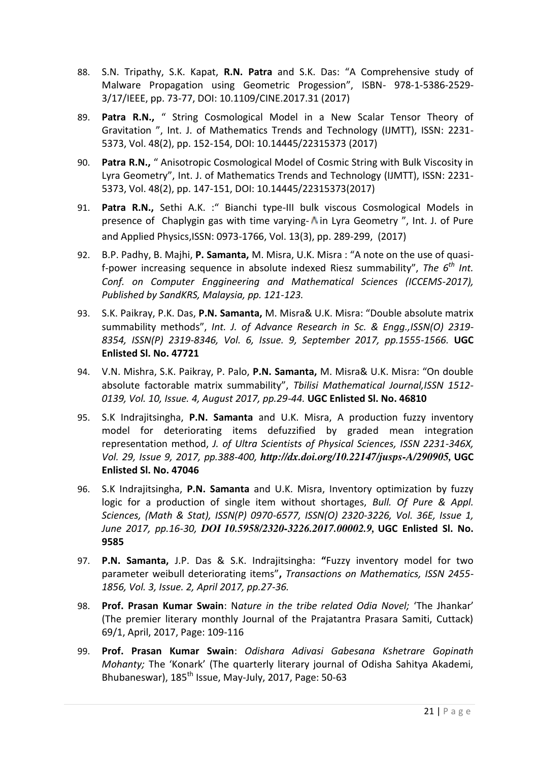88. S.N. Tripathy, S.K. Kapat, **R.N. Patra** and S.K. Das: "A Comprehensive study of Malware Propagation using Geometric Progession", ISBN- 978-1-5386-2529-3/17/IEEE, pp. 73-77, DOI: 10.1109/CINE.2017.31 (2017)

89. **Patra R.N.,** " String Cosmological Model in a New Scalar Tensor Theory of Gravitation ", Int. J. of Mathematics Trends and Technology (IJMTT), ISSN: 2231-5373, Vol. 48(2), pp. 152-154, DOI: 10.14445/22315373 (2017)

90. **Patra R.N.,** " Anisotropic Cosmological Model of Cosmic String with Bulk Viscosity in Lyra Geometry", Int. J. of Mathematics Trends and Technology (IJMTT), ISSN: 2231-5373, Vol. 48(2), pp. 147-151, DOI: 10.14445/22315373(2017)

91. **Patra R.N.,** Sethi A.K. :" Bianchi type-III bulk viscous Cosmological Models in presence of Chaplygin gas with time varying-$\Lambda$ in Lyra Geometry ", Int. J. of Pure and Applied Physics,ISSN: 0973-1766, Vol. 13(3), pp. 289-299, (2017)

92. B.P. Padhy, B. Majhi, **P. Samanta,** M. Misra, U.K. Misra : "A note on the use of quasi-f-power increasing sequence in absolute indexed Riesz summability", *The 6th Int. Conf. on Computer Enggineering and Mathematical Sciences (ICCEMS-2017), Published by SandKRS, Malaysia, pp. 121-123.*

93. S.K. Paikray, P.K. Das, **P.N. Samanta,** M. Misra& U.K. Misra: "Double absolute matrix summability methods", *Int. J. of Advance Research in Sc. & Engg.,ISSN(O) 2319-8354, ISSN(P) 2319-8346, Vol. 6, Issue. 9, September 2017, pp.1555-1566.* **UGC Enlisted Sl. No. 47721**

94. V.N. Mishra, S.K. Paikray, P. Palo, **P.N. Samanta,** M. Misra& U.K. Misra: "On double absolute factorable matrix summability", *Tbilisi Mathematical Journal,ISSN 1512-0139, Vol. 10, Issue. 4, August 2017, pp.29-44.* **UGC Enlisted Sl. No. 46810**

95. S.K Indrajitsingha, **P.N. Samanta** and U.K. Misra, A production fuzzy inventory model for deteriorating items defuzzified by graded mean integration representation method, *J. of Ultra Scientists of Physical Sciences, ISSN 2231-346X, Vol. 29, Issue 9, 2017, pp.388-400, http://dx.doi.org/10.22147/jusps-A/290905,* **UGC Enlisted Sl. No. 47046**

96. S.K Indrajitsingha, **P.N. Samanta** and U.K. Misra, Inventory optimization by fuzzy logic for a production of single item without shortages, *Bull. Of Pure & Appl. Sciences, (Math & Stat), ISSN(P) 0970-6577, ISSN(O) 2320-3226, Vol. 36E, Issue 1, June 2017, pp.16-30, DOI 10.5958/2320-3226.2017.00002.9,* **UGC Enlisted Sl. No. 9585**

97. **P.N. Samanta,** J.P. Das & S.K. Indrajitsingha: **"**Fuzzy inventory model for two parameter weibull deteriorating items"**,** *Transactions on Mathematics, ISSN 2455-1856, Vol. 3, Issue. 2, April 2017, pp.27-36.*

98. **Prof. Prasan Kumar Swain**: N*ature in the tribe related Odia Novel;* 'The Jhankar' (The premier literary monthly Journal of the Prajatantra Prasara Samiti, Cuttack) 69/1, April, 2017, Page: 109-116

99. **Prof. Prasan Kumar Swain**: *Odishara Adivasi Gabesana Kshetrare Gopinath Mohanty;* The 'Konark' (The quarterly literary journal of Odisha Sahitya Akademi, Bhubaneswar), 185th Issue, May-July, 2017, Page: 50-63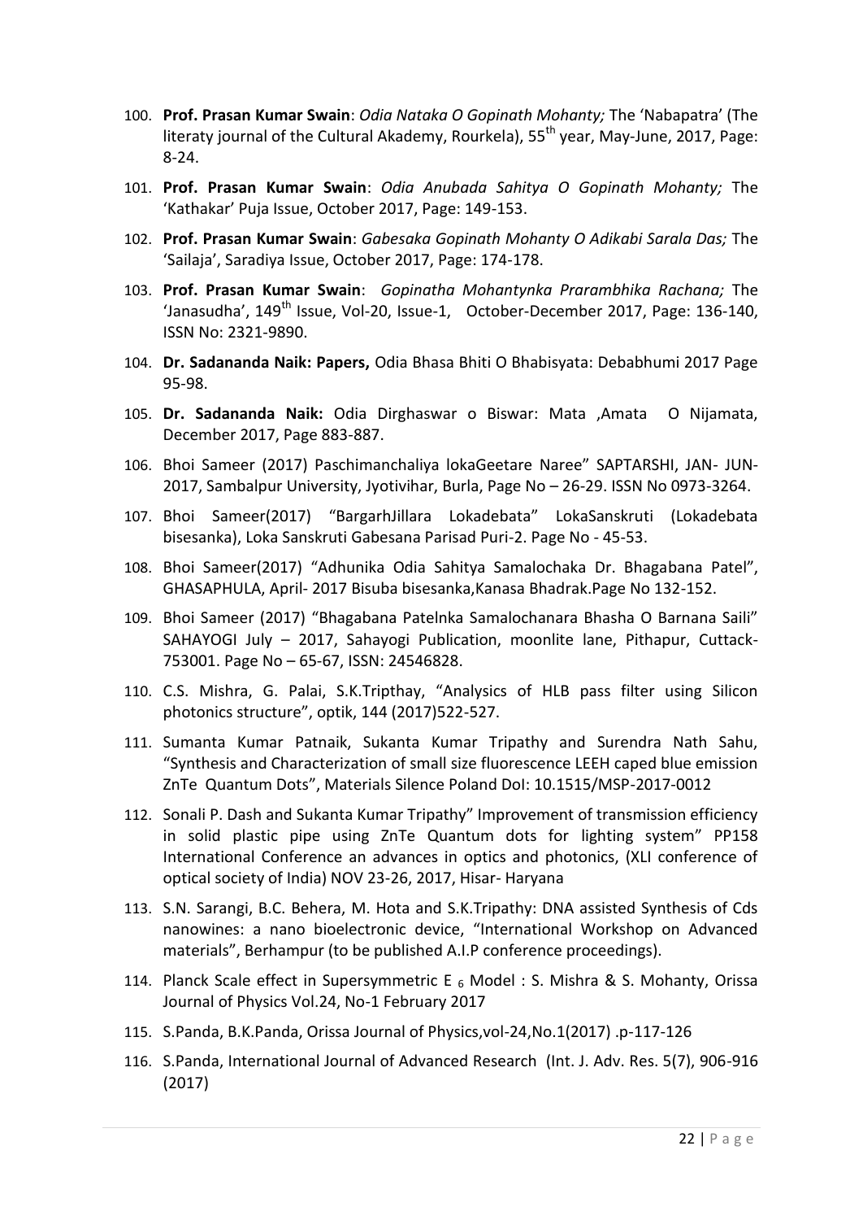100. **Prof. Prasan Kumar Swain**: *Odia Nataka O Gopinath Mohanty;* The 'Nabapatra' (The literaty journal of the Cultural Akademy, Rourkela), 55th year, May-June, 2017, Page: 8-24.

101. **Prof. Prasan Kumar Swain**: *Odia Anubada Sahitya O Gopinath Mohanty;* The 'Kathakar' Puja Issue, October 2017, Page: 149-153.

102. **Prof. Prasan Kumar Swain**: *Gabesaka Gopinath Mohanty O Adikabi Sarala Das;* The 'Sailaja', Saradiya Issue, October 2017, Page: 174-178.

103. **Prof. Prasan Kumar Swain**: *Gopinatha Mohantynka Prarambhika Rachana;* The 'Janasudha', 149th Issue, Vol-20, Issue-1, October-December 2017, Page: 136-140, ISSN No: 2321-9890.

104. **Dr. Sadananda Naik: Papers,** Odia Bhasa Bhiti O Bhabisyata: Debabhumi 2017 Page 95-98.

105. **Dr. Sadananda Naik:** Odia Dirghaswar o Biswar: Mata ,Amata O Nijamata, December 2017, Page 883-887.

106. Bhoi Sameer (2017) Paschimanchaliya lokaGeetare Naree" SAPTARSHI, JAN- JUN-2017, Sambalpur University, Jyotivihar, Burla, Page No – 26-29. ISSN No 0973-3264.

107. Bhoi Sameer(2017) "BargarhJillara Lokadebata" LokaSanskruti (Lokadebata bisesanka), Loka Sanskruti Gabesana Parisad Puri-2. Page No - 45-53.

108. Bhoi Sameer(2017) "Adhunika Odia Sahitya Samalochaka Dr. Bhagabana Patel", GHASAPHULA, April- 2017 Bisuba bisesanka,Kanasa Bhadrak.Page No 132-152.

109. Bhoi Sameer (2017) "Bhagabana Patelnka Samalochanara Bhasha O Barnana Saili" SAHAYOGI July – 2017, Sahayogi Publication, moonlite lane, Pithapur, Cuttack-753001. Page No – 65-67, ISSN: 24546828.

110. C.S. Mishra, G. Palai, S.K.Tripthay, "Analysics of HLB pass filter using Silicon photonics structure", optik, 144 (2017)522-527.

111. Sumanta Kumar Patnaik, Sukanta Kumar Tripathy and Surendra Nath Sahu, "Synthesis and Characterization of small size fluorescence LEEH caped blue emission ZnTe Quantum Dots", Materials Silence Poland DoI: 10.1515/MSP-2017-0012

112. Sonali P. Dash and Sukanta Kumar Tripathy" Improvement of transmission efficiency in solid plastic pipe using ZnTe Quantum dots for lighting system" PP158 International Conference an advances in optics and photonics, (XLI conference of optical society of India) NOV 23-26, 2017, Hisar- Haryana

113. S.N. Sarangi, B.C. Behera, M. Hota and S.K.Tripathy: DNA assisted Synthesis of Cds nanowines: a nano bioelectronic device, "International Workshop on Advanced materials", Berhampur (to be published A.I.P conference proceedings).

114. Planck Scale effect in Supersymmetric $E_6$ Model : S. Mishra & S. Mohanty, Orissa Journal of Physics Vol.24, No-1 February 2017

115. S.Panda, B.K.Panda, Orissa Journal of Physics,vol-24,No.1(2017) .p-117-126

116. S.Panda, International Journal of Advanced Research (Int. J. Adv. Res. 5(7), 906-916 (2017)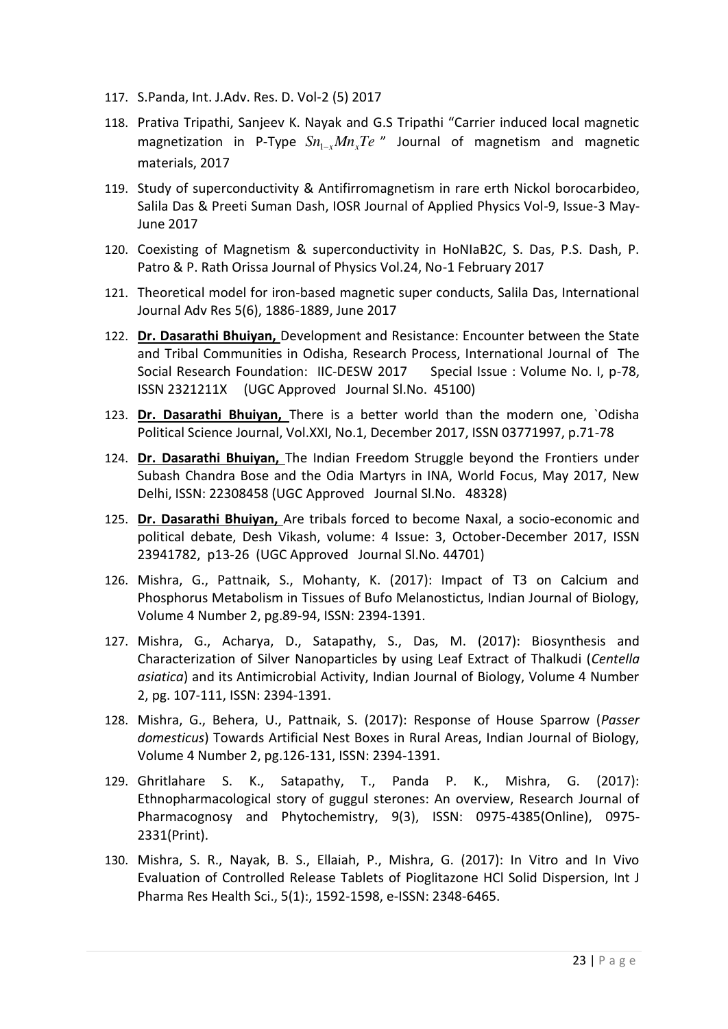117. S.Panda, Int. J.Adv. Res. D. Vol-2 (5) 2017
118. Prativa Tripathi, Sanjeev K. Nayak and G.S Tripathi "Carrier induced local magnetic magnetization in P-Type $Sn_{1-x}Mn_xTe$" Journal of magnetism and magnetic materials, 2017
119. Study of superconductivity & Antifirromagnetism in rare erth Nickol borocarbideo, Salila Das & Preeti Suman Dash, IOSR Journal of Applied Physics Vol-9, Issue-3 May-June 2017
120. Coexisting of Magnetism & superconductivity in HoNIaB2C, S. Das, P.S. Dash, P. Patro & P. Rath Orissa Journal of Physics Vol.24, No-1 February 2017
121. Theoretical model for iron-based magnetic super conducts, Salila Das, International Journal Adv Res 5(6), 1886-1889, June 2017
122. **Dr. Dasarathi Bhuiyan,** Development and Resistance: Encounter between the State and Tribal Communities in Odisha, Research Process, International Journal of The Social Research Foundation: IIC-DESW 2017 Special Issue : Volume No. I, p-78, ISSN 2321211X (UGC Approved Journal Sl.No. 45100)
123. **Dr. Dasarathi Bhuiyan,** There is a better world than the modern one, `Odisha Political Science Journal, Vol.XXI, No.1, December 2017, ISSN 03771997, p.71-78
124. **Dr. Dasarathi Bhuiyan,** The Indian Freedom Struggle beyond the Frontiers under Subash Chandra Bose and the Odia Martyrs in INA, World Focus, May 2017, New Delhi, ISSN: 22308458 (UGC Approved Journal Sl.No. 48328)
125. **Dr. Dasarathi Bhuiyan,** Are tribals forced to become Naxal, a socio-economic and political debate, Desh Vikash, volume: 4 Issue: 3, October-December 2017, ISSN 23941782, p13-26 (UGC Approved Journal Sl.No. 44701)
126. Mishra, G., Pattnaik, S., Mohanty, K. (2017): Impact of T3 on Calcium and Phosphorus Metabolism in Tissues of Bufo Melanostictus, Indian Journal of Biology, Volume 4 Number 2, pg.89-94, ISSN: 2394-1391.
127. Mishra, G., Acharya, D., Satapathy, S., Das, M. (2017): Biosynthesis and Characterization of Silver Nanoparticles by using Leaf Extract of Thalkudi (*Centella asiatica*) and its Antimicrobial Activity, Indian Journal of Biology, Volume 4 Number 2, pg. 107-111, ISSN: 2394-1391.
128. Mishra, G., Behera, U., Pattnaik, S. (2017): Response of House Sparrow (*Passer domesticus*) Towards Artificial Nest Boxes in Rural Areas, Indian Journal of Biology, Volume 4 Number 2, pg.126-131, ISSN: 2394-1391.
129. Ghritlahare S. K., Satapathy, T., Panda P. K., Mishra, G. (2017): Ethnopharmacological story of guggul sterones: An overview, Research Journal of Pharmacognosy and Phytochemistry, 9(3), ISSN: 0975-4385(Online), 0975-2331(Print).
130. Mishra, S. R., Nayak, B. S., Ellaiah, P., Mishra, G. (2017): In Vitro and In Vivo Evaluation of Controlled Release Tablets of Pioglitazone HCl Solid Dispersion, Int J Pharma Res Health Sci., 5(1):, 1592-1598, e-ISSN: 2348-6465.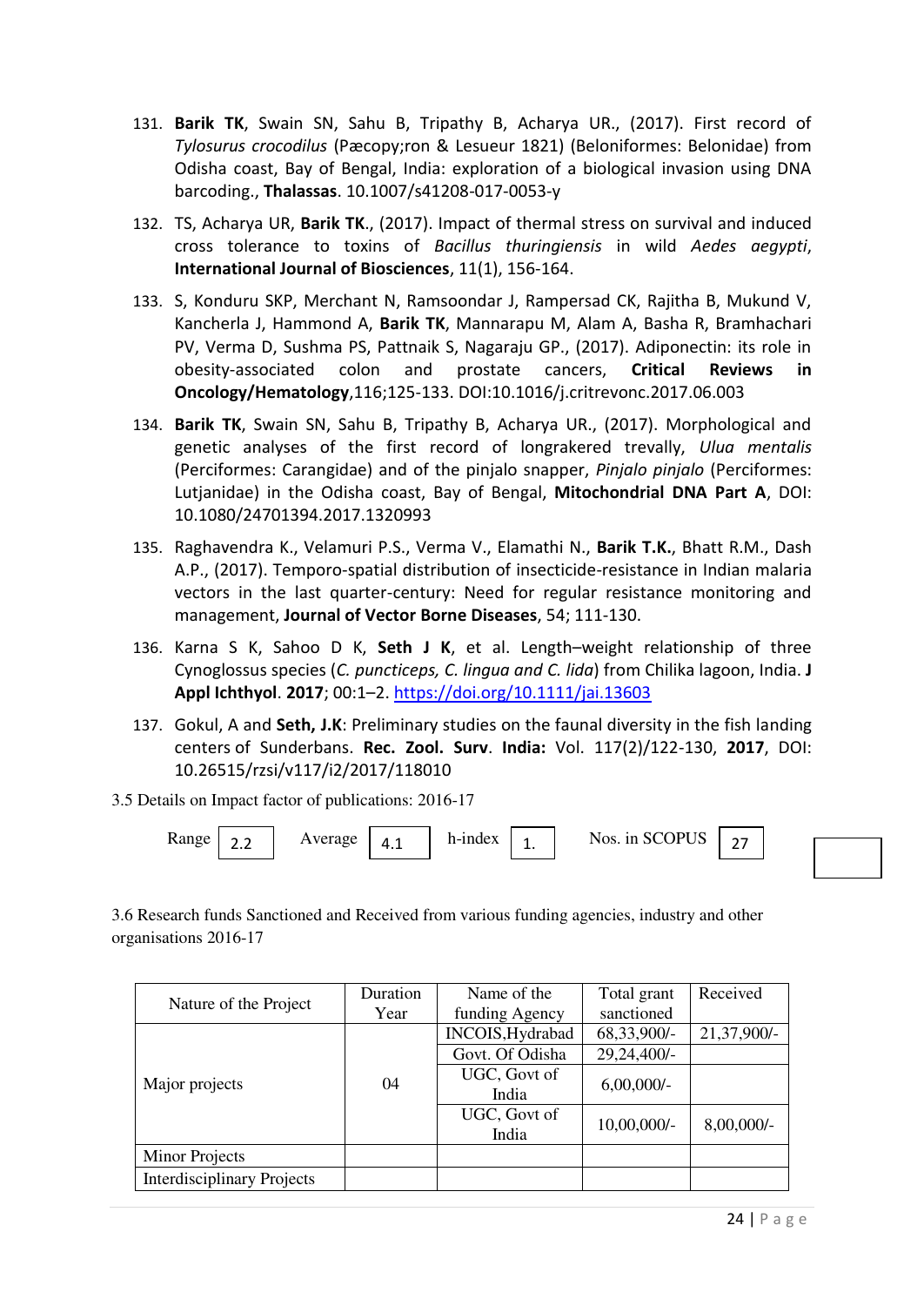131. **Barik TK**, Swain SN, Sahu B, Tripathy B, Acharya UR., (2017). First record of *Tylosurus crocodilus* (Pæcopy;ron & Lesueur 1821) (Beloniformes: Belonidae) from Odisha coast, Bay of Bengal, India: exploration of a biological invasion using DNA barcoding., **Thalassas**. 10.1007/s41208-017-0053-y

132. TS, Acharya UR, **Barik TK**., (2017). Impact of thermal stress on survival and induced cross tolerance to toxins of *Bacillus thuringiensis* in wild *Aedes aegypti*, **International Journal of Biosciences**, 11(1), 156-164.

133. S, Konduru SKP, Merchant N, Ramsoondar J, Rampersad CK, Rajitha B, Mukund V, Kancherla J, Hammond A, **Barik TK**, Mannarapu M, Alam A, Basha R, Bramhachari PV, Verma D, Sushma PS, Pattnaik S, Nagaraju GP., (2017). Adiponectin: its role in obesity-associated colon and prostate cancers, **Critical Reviews in Oncology/Hematology**,116;125-133. DOI:10.1016/j.critrevonc.2017.06.003

134. **Barik TK**, Swain SN, Sahu B, Tripathy B, Acharya UR., (2017). Morphological and genetic analyses of the first record of longrakered trevally, *Ulua mentalis* (Perciformes: Carangidae) and of the pinjalo snapper, *Pinjalo pinjalo* (Perciformes: Lutjanidae) in the Odisha coast, Bay of Bengal, **Mitochondrial DNA Part A**, DOI: 10.1080/24701394.2017.1320993

135. Raghavendra K., Velamuri P.S., Verma V., Elamathi N., **Barik T.K.**, Bhatt R.M., Dash A.P., (2017). Temporo-spatial distribution of insecticide-resistance in Indian malaria vectors in the last quarter-century: Need for regular resistance monitoring and management, **Journal of Vector Borne Diseases**, 54; 111-130.

136. Karna S K, Sahoo D K, **Seth J K**, et al. Length–weight relationship of three Cynoglossus species (*C. puncticeps, C. lingua and C. lida*) from Chilika lagoon, India. **J Appl Ichthyol**. **2017**; 00:1–2. https://doi.org/10.1111/jai.13603

137. Gokul, A and **Seth, J.K**: Preliminary studies on the faunal diversity in the fish landing centers of Sunderbans. **Rec. Zool. Surv**. **India:** Vol. 117(2)/122-130, **2017**, DOI: 10.26515/rzsi/v117/i2/2017/118010

3.5 Details on Impact factor of publications: 2016-17

| Range | Average | h-index | Nos. in SCOPUS |
|---|---|---|---|
| 2.2 | 4.1 | 1. | 27 |

3.6 Research funds Sanctioned and Received from various funding agencies, industry and other organisations 2016-17

| Nature of the Project | Duration Year | Name of the funding Agency | Total grant sanctioned | Received |
|---|---|---|---|---|
| Major projects | 04 | INCOIS,Hydrabad | 68,33,900/- | 21,37,900/- |
| | | Govt. Of Odisha | 29,24,400/- | |
| | | UGC, Govt of India | 6,00,000/- | |
| | | UGC, Govt of India | 10,00,000/- | 8,00,000/- |
| Minor Projects | | | | |
| Interdisciplinary Projects | | | | |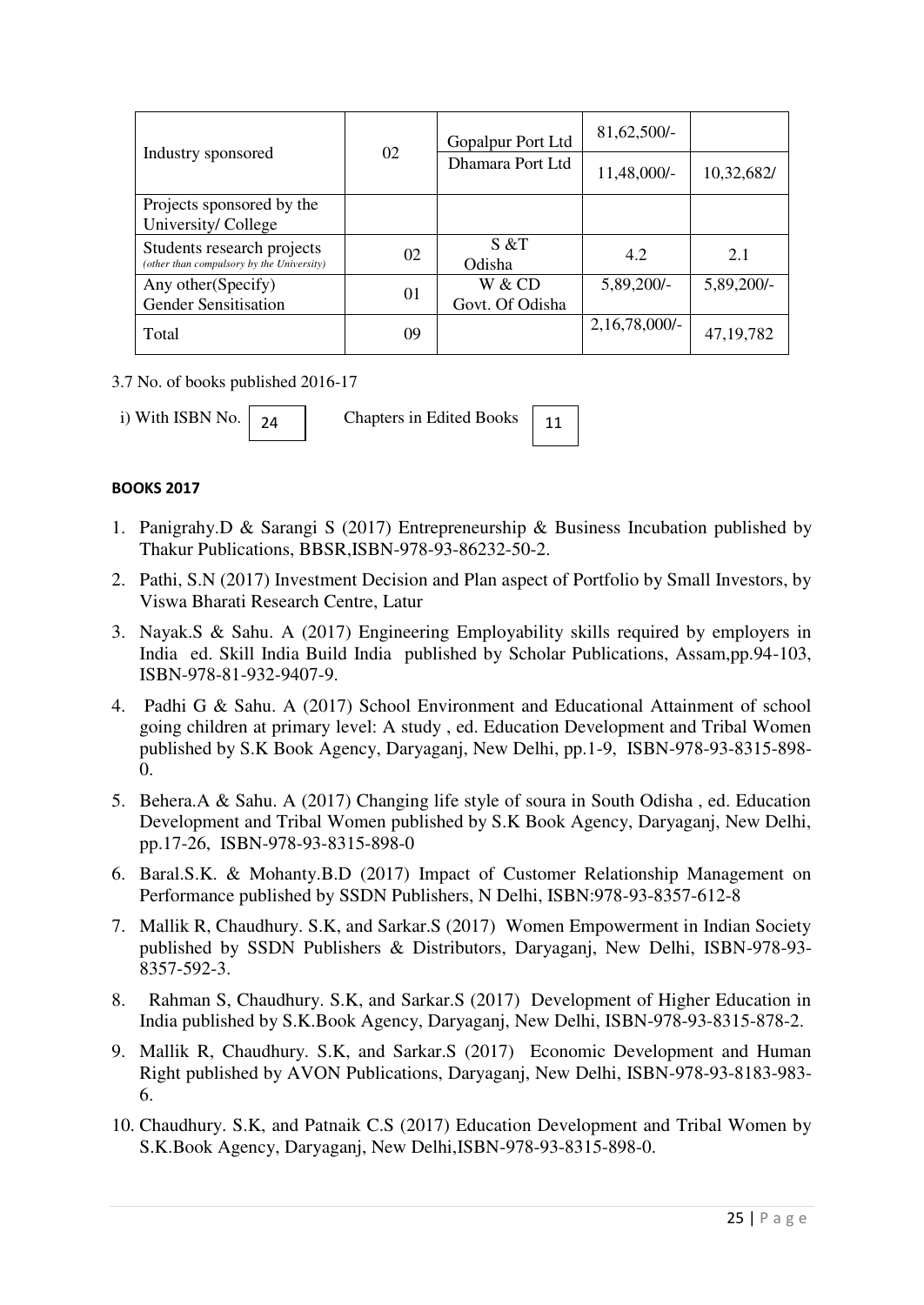| | | | | |
|---|---|---|---|---|
| Industry sponsored | 02 | Gopalpur Port Ltd | 81,62,500/- | |
| | | Dhamara Port Ltd | 11,48,000/- | 10,32,682/ |
| Projects sponsored by the University/ College | | | | |
| Students research projects *(other than compulsory by the University)* | 02 | S &T Odisha | 4.2 | 2.1 |
| Any other(Specify) Gender Sensitisation | 01 | W & CD Govt. Of Odisha | 5,89,200/- | 5,89,200/- |
| Total | 09 | | 2,16,78,000/- | 47,19,782 |

3.7 No. of books published 2016-17

i) With ISBN No. 24 Chapters in Edited Books 11

**BOOKS 2017**

1. Panigrahy.D & Sarangi S (2017) Entrepreneurship & Business Incubation published by Thakur Publications, BBSR,ISBN-978-93-86232-50-2.
2. Pathi, S.N (2017) Investment Decision and Plan aspect of Portfolio by Small Investors, by Viswa Bharati Research Centre, Latur
3. Nayak.S & Sahu. A (2017) Engineering Employability skills required by employers in India ed. Skill India Build India published by Scholar Publications, Assam,pp.94-103, ISBN-978-81-932-9407-9.
4. Padhi G & Sahu. A (2017) School Environment and Educational Attainment of school going children at primary level: A study , ed. Education Development and Tribal Women published by S.K Book Agency, Daryaganj, New Delhi, pp.1-9, ISBN-978-93-8315-898-0.
5. Behera.A & Sahu. A (2017) Changing life style of soura in South Odisha , ed. Education Development and Tribal Women published by S.K Book Agency, Daryaganj, New Delhi, pp.17-26, ISBN-978-93-8315-898-0
6. Baral.S.K. & Mohanty.B.D (2017) Impact of Customer Relationship Management on Performance published by SSDN Publishers, N Delhi, ISBN:978-93-8357-612-8
7. Mallik R, Chaudhury. S.K, and Sarkar.S (2017) Women Empowerment in Indian Society published by SSDN Publishers & Distributors, Daryaganj, New Delhi, ISBN-978-93-8357-592-3.
8. Rahman S, Chaudhury. S.K, and Sarkar.S (2017) Development of Higher Education in India published by S.K.Book Agency, Daryaganj, New Delhi, ISBN-978-93-8315-878-2.
9. Mallik R, Chaudhury. S.K, and Sarkar.S (2017) Economic Development and Human Right published by AVON Publications, Daryaganj, New Delhi, ISBN-978-93-8183-983-6.
10. Chaudhury. S.K, and Patnaik C.S (2017) Education Development and Tribal Women by S.K.Book Agency, Daryaganj, New Delhi,ISBN-978-93-8315-898-0.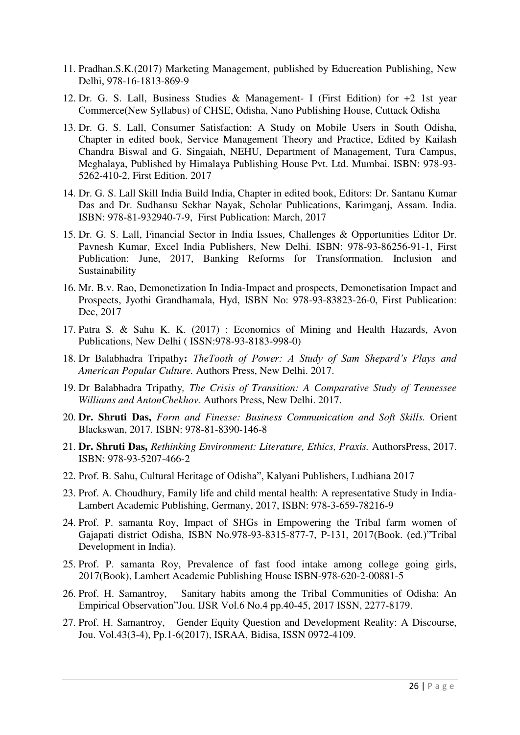11. Pradhan.S.K.(2017) Marketing Management, published by Educreation Publishing, New Delhi, 978-16-1813-869-9
12. Dr. G. S. Lall, Business Studies & Management- I (First Edition) for +2 1st year Commerce(New Syllabus) of CHSE, Odisha, Nano Publishing House, Cuttack Odisha
13. Dr. G. S. Lall, Consumer Satisfaction: A Study on Mobile Users in South Odisha, Chapter in edited book, Service Management Theory and Practice, Edited by Kailash Chandra Biswal and G. Singaiah, NEHU, Department of Management, Tura Campus, Meghalaya, Published by Himalaya Publishing House Pvt. Ltd. Mumbai. ISBN: 978-93-5262-410-2, First Edition. 2017
14. Dr. G. S. Lall Skill India Build India, Chapter in edited book, Editors: Dr. Santanu Kumar Das and Dr. Sudhansu Sekhar Nayak, Scholar Publications, Karimganj, Assam. India. ISBN: 978-81-932940-7-9, First Publication: March, 2017
15. Dr. G. S. Lall, Financial Sector in India Issues, Challenges & Opportunities Editor Dr. Pavnesh Kumar, Excel India Publishers, New Delhi. ISBN: 978-93-86256-91-1, First Publication: June, 2017, Banking Reforms for Transformation. Inclusion and Sustainability
16. Mr. B.v. Rao, Demonetization In India-Impact and prospects, Demonetisation Impact and Prospects, Jyothi Grandhamala, Hyd, ISBN No: 978-93-83823-26-0, First Publication: Dec, 2017
17. Patra S. & Sahu K. K. (2017) : Economics of Mining and Health Hazards, Avon Publications, New Delhi ( ISSN:978-93-8183-998-0)
18. Dr Balabhadra Tripathy**:** *TheTooth of Power: A Study of Sam Shepard's Plays and American Popular Culture.* Authors Press, New Delhi. 2017.
19. Dr Balabhadra Tripathy*, The Crisis of Transition: A Comparative Study of Tennessee Williams and AntonChekhov.* Authors Press, New Delhi. 2017.
20. **Dr. Shruti Das,** *Form and Finesse: Business Communication and Soft Skills.* Orient Blackswan, 2017. ISBN: 978-81-8390-146-8
21. **Dr. Shruti Das,** *Rethinking Environment: Literature, Ethics, Praxis.* AuthorsPress, 2017. ISBN: 978-93-5207-466-2
22. Prof. B. Sahu, Cultural Heritage of Odisha", Kalyani Publishers, Ludhiana 2017
23. Prof. A. Choudhury, Family life and child mental health: A representative Study in India-Lambert Academic Publishing, Germany, 2017, ISBN: 978-3-659-78216-9
24. Prof. P. samanta Roy, Impact of SHGs in Empowering the Tribal farm women of Gajapati district Odisha, ISBN No.978-93-8315-877-7, P-131, 2017(Book. (ed.)"Tribal Development in India).
25. Prof. P. samanta Roy, Prevalence of fast food intake among college going girls, 2017(Book), Lambert Academic Publishing House ISBN-978-620-2-00881-5
26. Prof. H. Samantroy, Sanitary habits among the Tribal Communities of Odisha: An Empirical Observation"Jou. IJSR Vol.6 No.4 pp.40-45, 2017 ISSN, 2277-8179.
27. Prof. H. Samantroy, Gender Equity Question and Development Reality: A Discourse, Jou. Vol.43(3-4), Pp.1-6(2017), ISRAA, Bidisa, ISSN 0972-4109.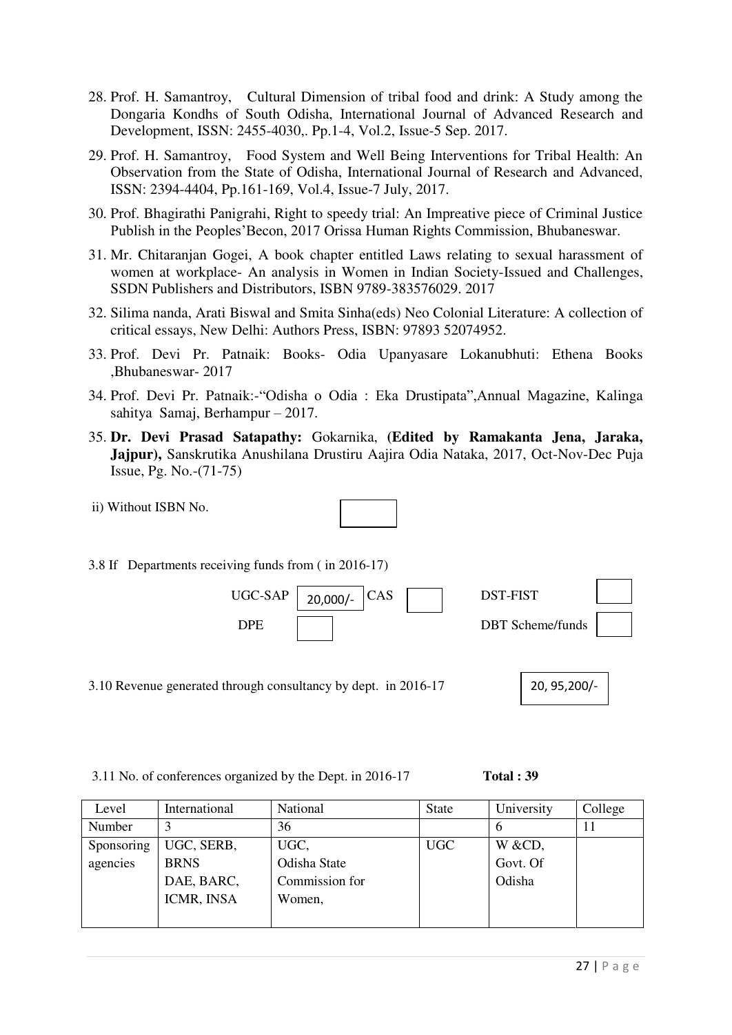28. Prof. H. Samantroy, Cultural Dimension of tribal food and drink: A Study among the Dongaria Kondhs of South Odisha, International Journal of Advanced Research and Development, ISSN: 2455-4030,. Pp.1-4, Vol.2, Issue-5 Sep. 2017.
29. Prof. H. Samantroy, Food System and Well Being Interventions for Tribal Health: An Observation from the State of Odisha, International Journal of Research and Advanced, ISSN: 2394-4404, Pp.161-169, Vol.4, Issue-7 July, 2017.
30. Prof. Bhagirathi Panigrahi, Right to speedy trial: An Impreative piece of Criminal Justice Publish in the Peoples'Becon, 2017 Orissa Human Rights Commission, Bhubaneswar.
31. Mr. Chitaranjan Gogei, A book chapter entitled Laws relating to sexual harassment of women at workplace- An analysis in Women in Indian Society-Issued and Challenges, SSDN Publishers and Distributors, ISBN 9789-383576029. 2017
32. Silima nanda, Arati Biswal and Smita Sinha(eds) Neo Colonial Literature: A collection of critical essays, New Delhi: Authors Press, ISBN: 97893 52074952.
33. Prof. Devi Pr. Patnaik: Books- Odia Upanyasare Lokanubhuti: Ethena Books ,Bhubaneswar- 2017
34. Prof. Devi Pr. Patnaik:-"Odisha o Odia : Eka Drustipata",Annual Magazine, Kalinga sahitya Samaj, Berhampur – 2017.
35. **Dr. Devi Prasad Satapathy:** Gokarnika, **(Edited by Ramakanta Jena, Jaraka, Jajpur),** Sanskrutika Anushilana Drustiru Aajira Odia Nataka, 2017, Oct-Nov-Dec Puja Issue, Pg. No.-(71-75)

ii) Without ISBN No.

3.8 If Departments receiving funds from ( in 2016-17)

| | | | | | |
|---|---|---|---|---|---|
| UGC-SAP | 20,000/- | CAS | | DST-FIST | |
| DPE | | | | DBT Scheme/funds | |

3.10 Revenue generated through consultancy by dept. in 2016-17 20, 95,200/-

3.11 No. of conferences organized by the Dept. in 2016-17 **Total : 39**

| Level | International | National | State | University | College |
|---|---|---|---|---|---|
| Number | 3 | 36 | | 6 | 11 |
| Sponsoring agencies | UGC, SERB, BRNS DAE, BARC, ICMR, INSA | UGC, Odisha State Commission for Women, | UGC | W &CD, Govt. Of Odisha | |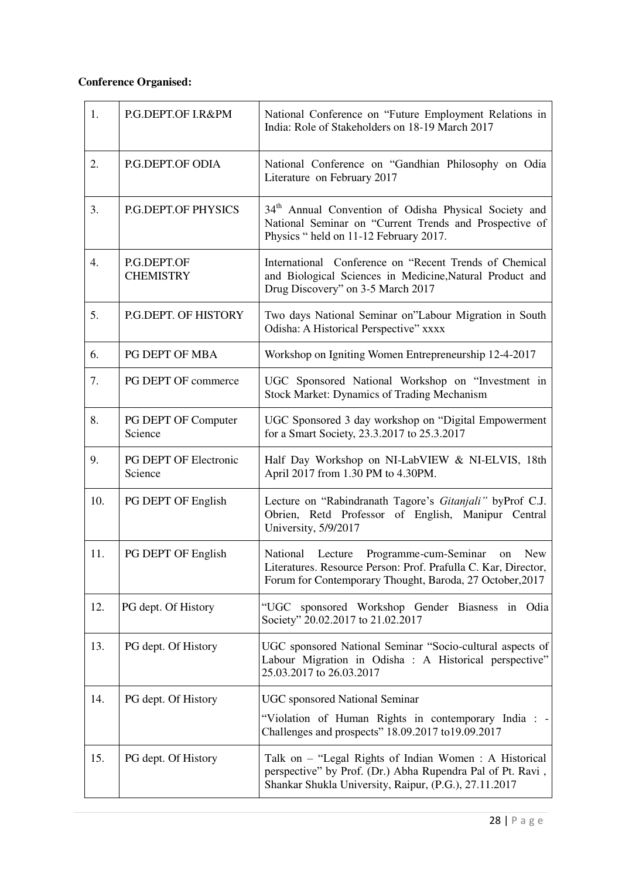**Conference Organised:**

| | | |
|---|---|---|
| 1. | P.G.DEPT.OF I.R&PM | National Conference on "Future Employment Relations in India: Role of Stakeholders on 18-19 March 2017 |
| 2. | P.G.DEPT.OF ODIA | National Conference on "Gandhian Philosophy on Odia Literature on February 2017 |
| 3. | P.G.DEPT.OF PHYSICS | 34th Annual Convention of Odisha Physical Society and National Seminar on "Current Trends and Prospective of Physics " held on 11-12 February 2017. |
| 4. | P.G.DEPT.OF CHEMISTRY | International Conference on "Recent Trends of Chemical and Biological Sciences in Medicine,Natural Product and Drug Discovery" on 3-5 March 2017 |
| 5. | P.G.DEPT. OF HISTORY | Two days National Seminar on"Labour Migration in South Odisha: A Historical Perspective" xxxx |
| 6. | PG DEPT OF MBA | Workshop on Igniting Women Entrepreneurship 12-4-2017 |
| 7. | PG DEPT OF commerce | UGC Sponsored National Workshop on "Investment in Stock Market: Dynamics of Trading Mechanism |
| 8. | PG DEPT OF Computer Science | UGC Sponsored 3 day workshop on "Digital Empowerment for a Smart Society, 23.3.2017 to 25.3.2017 |
| 9. | PG DEPT OF Electronic Science | Half Day Workshop on NI-LabVIEW & NI-ELVIS, 18th April 2017 from 1.30 PM to 4.30PM. |
| 10. | PG DEPT OF English | Lecture on "Rabindranath Tagore's *Gitanjali"* byProf C.J. Obrien, Retd Professor of English, Manipur Central University, 5/9/2017 |
| 11. | PG DEPT OF English | National Lecture Programme-cum-Seminar on New Literatures. Resource Person: Prof. Prafulla C. Kar, Director, Forum for Contemporary Thought, Baroda, 27 October,2017 |
| 12. | PG dept. Of History | "UGC sponsored Workshop Gender Biasness in Odia Society" 20.02.2017 to 21.02.2017 |
| 13. | PG dept. Of History | UGC sponsored National Seminar "Socio-cultural aspects of Labour Migration in Odisha : A Historical perspective" 25.03.2017 to 26.03.2017 |
| 14. | PG dept. Of History | UGC sponsored National Seminar<br>"Violation of Human Rights in contemporary India : - Challenges and prospects" 18.09.2017 to19.09.2017 |
| 15. | PG dept. Of History | Talk on – "Legal Rights of Indian Women : A Historical perspective" by Prof. (Dr.) Abha Rupendra Pal of Pt. Ravi , Shankar Shukla University, Raipur, (P.G.), 27.11.2017 |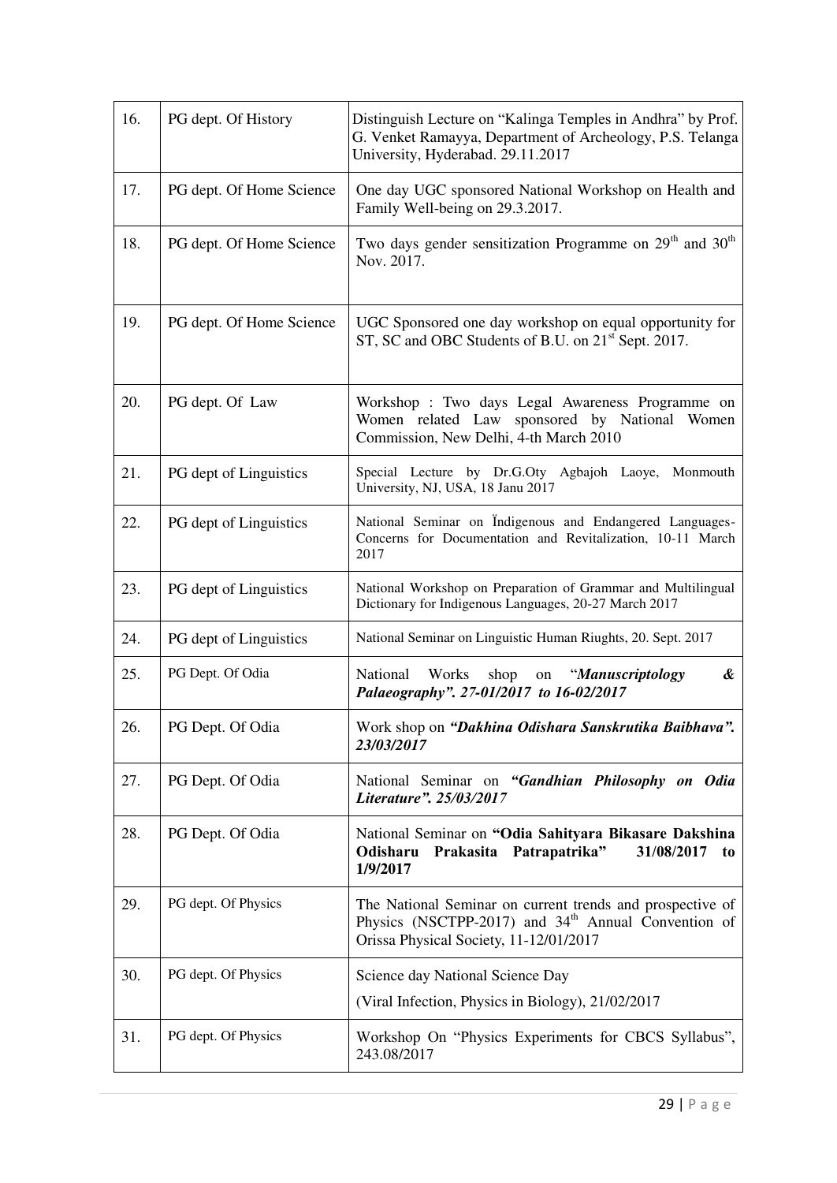| | | |
|---|---|---|
| 16. | PG dept. Of History | Distinguish Lecture on "Kalinga Temples in Andhra" by Prof. G. Venket Ramayya, Department of Archeology, P.S. Telanga University, Hyderabad. 29.11.2017 |
| 17. | PG dept. Of Home Science | One day UGC sponsored National Workshop on Health and Family Well-being on 29.3.2017. |
| 18. | PG dept. Of Home Science | Two days gender sensitization Programme on 29th and 30th Nov. 2017. |
| 19. | PG dept. Of Home Science | UGC Sponsored one day workshop on equal opportunity for ST, SC and OBC Students of B.U. on 21st Sept. 2017. |
| 20. | PG dept. Of Law | Workshop : Two days Legal Awareness Programme on Women related Law sponsored by National Women Commission, New Delhi, 4-th March 2010 |
| 21. | PG dept of Linguistics | Special Lecture by Dr.G.Oty Agbajoh Laoye, Monmouth University, NJ, USA, 18 Janu 2017 |
| 22. | PG dept of Linguistics | National Seminar on Ïndigenous and Endangered Languages-Concerns for Documentation and Revitalization, 10-11 March 2017 |
| 23. | PG dept of Linguistics | National Workshop on Preparation of Grammar and Multilingual Dictionary for Indigenous Languages, 20-27 March 2017 |
| 24. | PG dept of Linguistics | National Seminar on Linguistic Human Riughts, 20. Sept. 2017 |
| 25. | PG Dept. Of Odia | National Works shop on "***Manuscriptology & Palaeography". 27-01/2017 to 16-02/2017*** |
| 26. | PG Dept. Of Odia | Work shop on ***"Dakhina Odishara Sanskrutika Baibhava". 23/03/2017*** |
| 27. | PG Dept. Of Odia | National Seminar on ***"Gandhian Philosophy on Odia Literature". 25/03/2017*** |
| 28. | PG Dept. Of Odia | National Seminar on **"Odia Sahityara Bikasare Dakshina Odisharu Prakasita Patrapatrika" 31/08/2017 to 1/9/2017** |
| 29. | PG dept. Of Physics | The National Seminar on current trends and prospective of Physics (NSCTPP-2017) and 34th Annual Convention of Orissa Physical Society, 11-12/01/2017 |
| 30. | PG dept. Of Physics | Science day National Science Day<br>(Viral Infection, Physics in Biology), 21/02/2017 |
| 31. | PG dept. Of Physics | Workshop On "Physics Experiments for CBCS Syllabus", 243.08/2017 |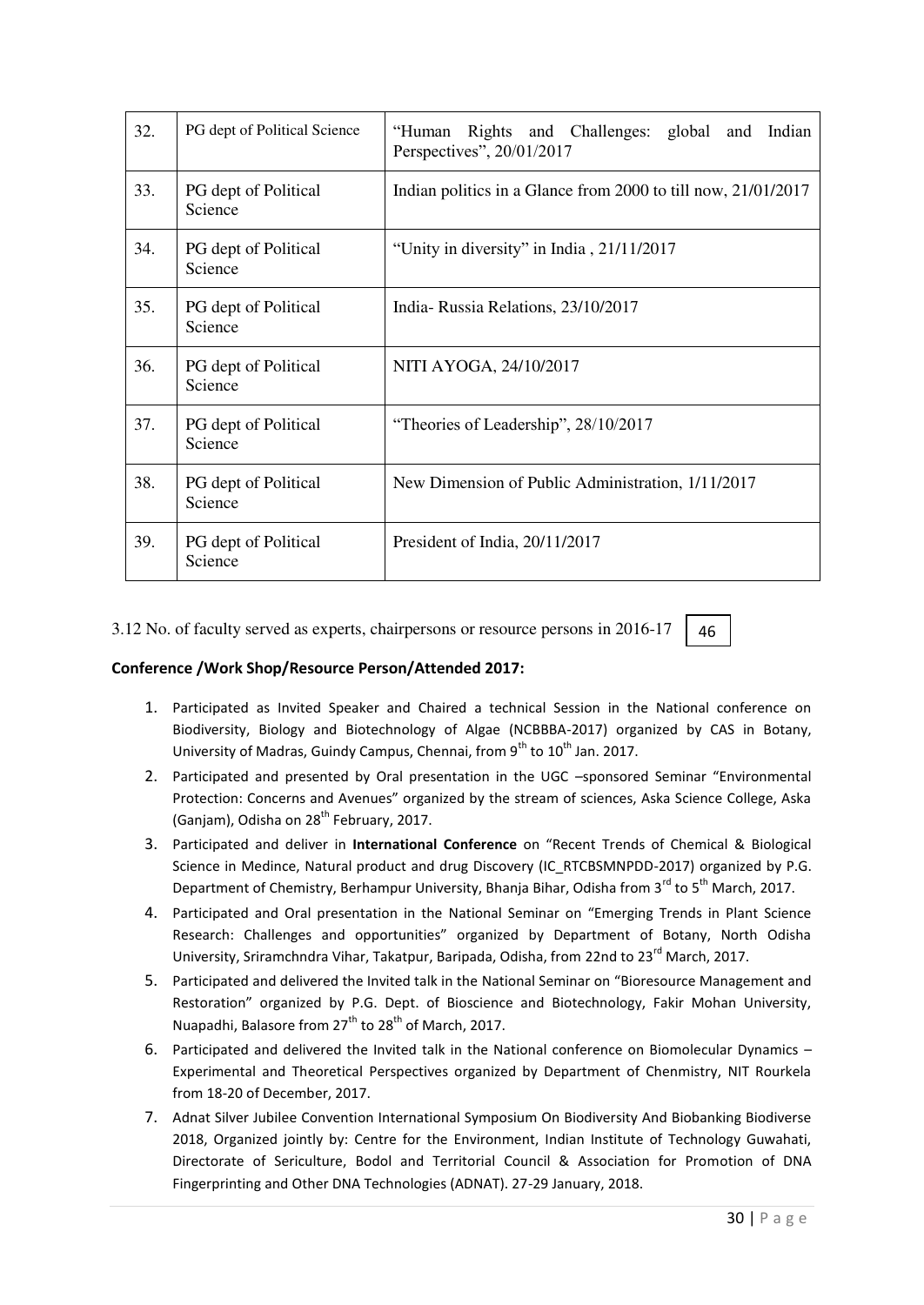| 32. | PG dept of Political Science | "Human Rights and Challenges: global and Indian Perspectives", 20/01/2017 |
|---|---|---|
| 33. | PG dept of Political Science | Indian politics in a Glance from 2000 to till now, 21/01/2017 |
| 34. | PG dept of Political Science | "Unity in diversity" in India , 21/11/2017 |
| 35. | PG dept of Political Science | India- Russia Relations, 23/10/2017 |
| 36. | PG dept of Political Science | NITI AYOGA, 24/10/2017 |
| 37. | PG dept of Political Science | "Theories of Leadership", 28/10/2017 |
| 38. | PG dept of Political Science | New Dimension of Public Administration, 1/11/2017 |
| 39. | PG dept of Political Science | President of India, 20/11/2017 |

3.12 No. of faculty served as experts, chairpersons or resource persons in 2016-17 | 46 |

**Conference /Work Shop/Resource Person/Attended 2017:**

1. Participated as Invited Speaker and Chaired a technical Session in the National conference on Biodiversity, Biology and Biotechnology of Algae (NCBBBA-2017) organized by CAS in Botany, University of Madras, Guindy Campus, Chennai, from 9th to 10th Jan. 2017.
2. Participated and presented by Oral presentation in the UGC –sponsored Seminar "Environmental Protection: Concerns and Avenues" organized by the stream of sciences, Aska Science College, Aska (Ganjam), Odisha on 28th February, 2017.
3. Participated and deliver in **International Conference** on "Recent Trends of Chemical & Biological Science in Medince, Natural product and drug Discovery (IC_RTCBSMNPDD-2017) organized by P.G. Department of Chemistry, Berhampur University, Bhanja Bihar, Odisha from 3rd to 5th March, 2017.
4. Participated and Oral presentation in the National Seminar on "Emerging Trends in Plant Science Research: Challenges and opportunities" organized by Department of Botany, North Odisha University, Sriramchndra Vihar, Takatpur, Baripada, Odisha, from 22nd to 23rd March, 2017.
5. Participated and delivered the Invited talk in the National Seminar on "Bioresource Management and Restoration" organized by P.G. Dept. of Bioscience and Biotechnology, Fakir Mohan University, Nuapadhi, Balasore from 27th to 28th of March, 2017.
6. Participated and delivered the Invited talk in the National conference on Biomolecular Dynamics – Experimental and Theoretical Perspectives organized by Department of Chenmistry, NIT Rourkela from 18-20 of December, 2017.
7. Adnat Silver Jubilee Convention International Symposium On Biodiversity And Biobanking Biodiverse 2018, Organized jointly by: Centre for the Environment, Indian Institute of Technology Guwahati, Directorate of Sericulture, Bodol and Territorial Council & Association for Promotion of DNA Fingerprinting and Other DNA Technologies (ADNAT). 27-29 January, 2018.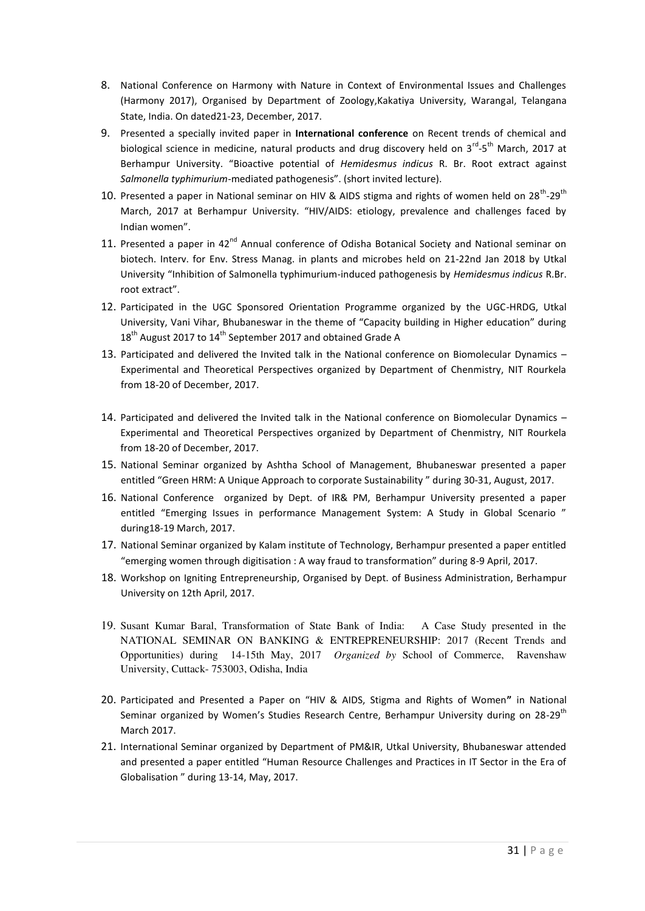8. National Conference on Harmony with Nature in Context of Environmental Issues and Challenges (Harmony 2017), Organised by Department of Zoology,Kakatiya University, Warangal, Telangana State, India. On dated21-23, December, 2017.
9. Presented a specially invited paper in **International conference** on Recent trends of chemical and biological science in medicine, natural products and drug discovery held on 3rd-5th March, 2017 at Berhampur University. "Bioactive potential of *Hemidesmus indicus* R. Br. Root extract against *Salmonella typhimurium*-mediated pathogenesis". (short invited lecture).
10. Presented a paper in National seminar on HIV & AIDS stigma and rights of women held on 28th-29th March, 2017 at Berhampur University. "HIV/AIDS: etiology, prevalence and challenges faced by Indian women".
11. Presented a paper in 42nd Annual conference of Odisha Botanical Society and National seminar on biotech. Interv. for Env. Stress Manag. in plants and microbes held on 21-22nd Jan 2018 by Utkal University "Inhibition of Salmonella typhimurium-induced pathogenesis by *Hemidesmus indicus* R.Br. root extract".
12. Participated in the UGC Sponsored Orientation Programme organized by the UGC-HRDG, Utkal University, Vani Vihar, Bhubaneswar in the theme of "Capacity building in Higher education" during 18th August 2017 to 14th September 2017 and obtained Grade A
13. Participated and delivered the Invited talk in the National conference on Biomolecular Dynamics – Experimental and Theoretical Perspectives organized by Department of Chenmistry, NIT Rourkela from 18-20 of December, 2017.
14. Participated and delivered the Invited talk in the National conference on Biomolecular Dynamics – Experimental and Theoretical Perspectives organized by Department of Chenmistry, NIT Rourkela from 18-20 of December, 2017.
15. National Seminar organized by Ashtha School of Management, Bhubaneswar presented a paper entitled "Green HRM: A Unique Approach to corporate Sustainability " during 30-31, August, 2017.
16. National Conference organized by Dept. of IR& PM, Berhampur University presented a paper entitled "Emerging Issues in performance Management System: A Study in Global Scenario " during18-19 March, 2017.
17. National Seminar organized by Kalam institute of Technology, Berhampur presented a paper entitled "emerging women through digitisation : A way fraud to transformation" during 8-9 April, 2017.
18. Workshop on Igniting Entrepreneurship, Organised by Dept. of Business Administration, Berhampur University on 12th April, 2017.
19. Susant Kumar Baral, Transformation of State Bank of India: A Case Study presented in the NATIONAL SEMINAR ON BANKING & ENTREPRENEURSHIP: 2017 (Recent Trends and Opportunities) during 14-15th May, 2017 *Organized by* School of Commerce, Ravenshaw University, Cuttack- 753003, Odisha, India
20. Participated and Presented a Paper on "HIV & AIDS, Stigma and Rights of Women**"** in National Seminar organized by Women's Studies Research Centre, Berhampur University during on 28-29th March 2017.
21. International Seminar organized by Department of PM&IR, Utkal University, Bhubaneswar attended and presented a paper entitled "Human Resource Challenges and Practices in IT Sector in the Era of Globalisation " during 13-14, May, 2017.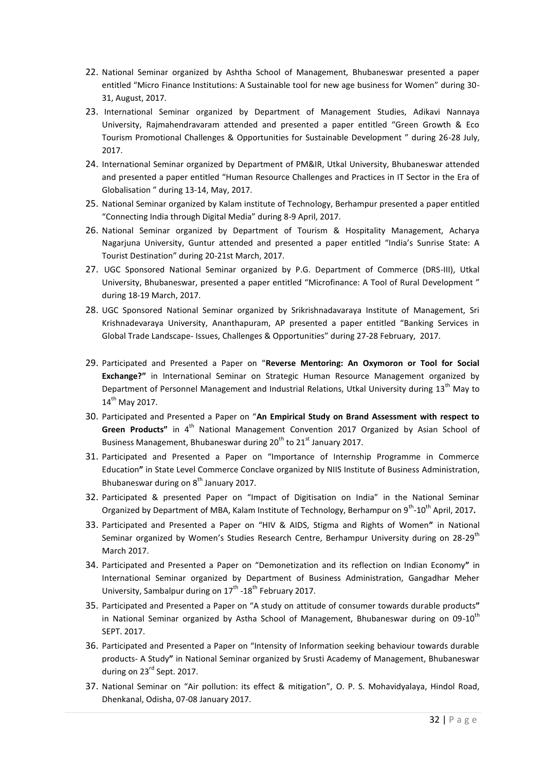22. National Seminar organized by Ashtha School of Management, Bhubaneswar presented a paper entitled "Micro Finance Institutions: A Sustainable tool for new age business for Women" during 30-31, August, 2017.
23. International Seminar organized by Department of Management Studies, Adikavi Nannaya University, Rajmahendravaram attended and presented a paper entitled "Green Growth & Eco Tourism Promotional Challenges & Opportunities for Sustainable Development " during 26-28 July, 2017.
24. International Seminar organized by Department of PM&IR, Utkal University, Bhubaneswar attended and presented a paper entitled "Human Resource Challenges and Practices in IT Sector in the Era of Globalisation " during 13-14, May, 2017.
25. National Seminar organized by Kalam institute of Technology, Berhampur presented a paper entitled "Connecting India through Digital Media" during 8-9 April, 2017.
26. National Seminar organized by Department of Tourism & Hospitality Management, Acharya Nagarjuna University, Guntur attended and presented a paper entitled "India's Sunrise State: A Tourist Destination" during 20-21st March, 2017.
27. UGC Sponsored National Seminar organized by P.G. Department of Commerce (DRS-III), Utkal University, Bhubaneswar, presented a paper entitled "Microfinance: A Tool of Rural Development " during 18-19 March, 2017.
28. UGC Sponsored National Seminar organized by Srikrishnadavaraya Institute of Management, Sri Krishnadevaraya University, Ananthapuram, AP presented a paper entitled "Banking Services in Global Trade Landscape- Issues, Challenges & Opportunities" during 27-28 February, 2017.
29. Participated and Presented a Paper on "**Reverse Mentoring: An Oxymoron or Tool for Social Exchange?"** in International Seminar on Strategic Human Resource Management organized by Department of Personnel Management and Industrial Relations, Utkal University during 13th May to 14th May 2017.
30. Participated and Presented a Paper on "**An Empirical Study on Brand Assessment with respect to Green Products"** in 4th National Management Convention 2017 Organized by Asian School of Business Management, Bhubaneswar during 20th to 21st January 2017.
31. Participated and Presented a Paper on "Importance of Internship Programme in Commerce Education**"** in State Level Commerce Conclave organized by NIIS Institute of Business Administration, Bhubaneswar during on 8th January 2017.
32. Participated & presented Paper on "Impact of Digitisation on India" in the National Seminar Organized by Department of MBA, Kalam Institute of Technology, Berhampur on 9th-10th April, 2017**.**
33. Participated and Presented a Paper on "HIV & AIDS, Stigma and Rights of Women**"** in National Seminar organized by Women's Studies Research Centre, Berhampur University during on 28-29th March 2017.
34. Participated and Presented a Paper on "Demonetization and its reflection on Indian Economy**"** in International Seminar organized by Department of Business Administration, Gangadhar Meher University, Sambalpur during on 17th -18th February 2017.
35. Participated and Presented a Paper on "A study on attitude of consumer towards durable products**"** in National Seminar organized by Astha School of Management, Bhubaneswar during on 09-10th SEPT. 2017.
36. Participated and Presented a Paper on "Intensity of Information seeking behaviour towards durable products- A Study**"** in National Seminar organized by Srusti Academy of Management, Bhubaneswar during on 23rd Sept. 2017.
37. National Seminar on "Air pollution: its effect & mitigation", O. P. S. Mohavidyalaya, Hindol Road, Dhenkanal, Odisha, 07-08 January 2017.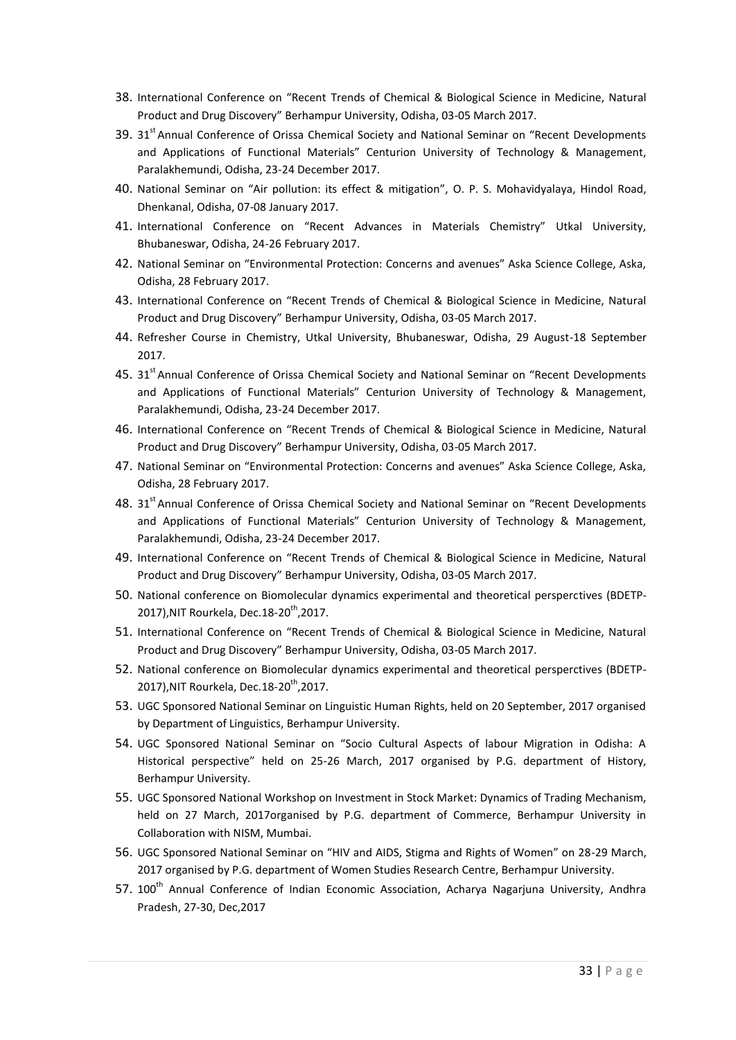38. International Conference on "Recent Trends of Chemical & Biological Science in Medicine, Natural Product and Drug Discovery" Berhampur University, Odisha, 03-05 March 2017.
39. 31st Annual Conference of Orissa Chemical Society and National Seminar on "Recent Developments and Applications of Functional Materials" Centurion University of Technology & Management, Paralakhemundi, Odisha, 23-24 December 2017.
40. National Seminar on "Air pollution: its effect & mitigation", O. P. S. Mohavidyalaya, Hindol Road, Dhenkanal, Odisha, 07-08 January 2017.
41. International Conference on "Recent Advances in Materials Chemistry" Utkal University, Bhubaneswar, Odisha, 24-26 February 2017.
42. National Seminar on "Environmental Protection: Concerns and avenues" Aska Science College, Aska, Odisha, 28 February 2017.
43. International Conference on "Recent Trends of Chemical & Biological Science in Medicine, Natural Product and Drug Discovery" Berhampur University, Odisha, 03-05 March 2017.
44. Refresher Course in Chemistry, Utkal University, Bhubaneswar, Odisha, 29 August-18 September 2017.
45. 31st Annual Conference of Orissa Chemical Society and National Seminar on "Recent Developments and Applications of Functional Materials" Centurion University of Technology & Management, Paralakhemundi, Odisha, 23-24 December 2017.
46. International Conference on "Recent Trends of Chemical & Biological Science in Medicine, Natural Product and Drug Discovery" Berhampur University, Odisha, 03-05 March 2017.
47. National Seminar on "Environmental Protection: Concerns and avenues" Aska Science College, Aska, Odisha, 28 February 2017.
48. 31st Annual Conference of Orissa Chemical Society and National Seminar on "Recent Developments and Applications of Functional Materials" Centurion University of Technology & Management, Paralakhemundi, Odisha, 23-24 December 2017.
49. International Conference on "Recent Trends of Chemical & Biological Science in Medicine, Natural Product and Drug Discovery" Berhampur University, Odisha, 03-05 March 2017.
50. National conference on Biomolecular dynamics experimental and theoretical persperctives (BDETP-2017),NIT Rourkela, Dec.18-20th,2017.
51. International Conference on "Recent Trends of Chemical & Biological Science in Medicine, Natural Product and Drug Discovery" Berhampur University, Odisha, 03-05 March 2017.
52. National conference on Biomolecular dynamics experimental and theoretical persperctives (BDETP-2017),NIT Rourkela, Dec.18-20th,2017.
53. UGC Sponsored National Seminar on Linguistic Human Rights, held on 20 September, 2017 organised by Department of Linguistics, Berhampur University.
54. UGC Sponsored National Seminar on "Socio Cultural Aspects of labour Migration in Odisha: A Historical perspective" held on 25-26 March, 2017 organised by P.G. department of History, Berhampur University.
55. UGC Sponsored National Workshop on Investment in Stock Market: Dynamics of Trading Mechanism, held on 27 March, 2017organised by P.G. department of Commerce, Berhampur University in Collaboration with NISM, Mumbai.
56. UGC Sponsored National Seminar on "HIV and AIDS, Stigma and Rights of Women" on 28-29 March, 2017 organised by P.G. department of Women Studies Research Centre, Berhampur University.
57. 100th Annual Conference of Indian Economic Association, Acharya Nagarjuna University, Andhra Pradesh, 27-30, Dec,2017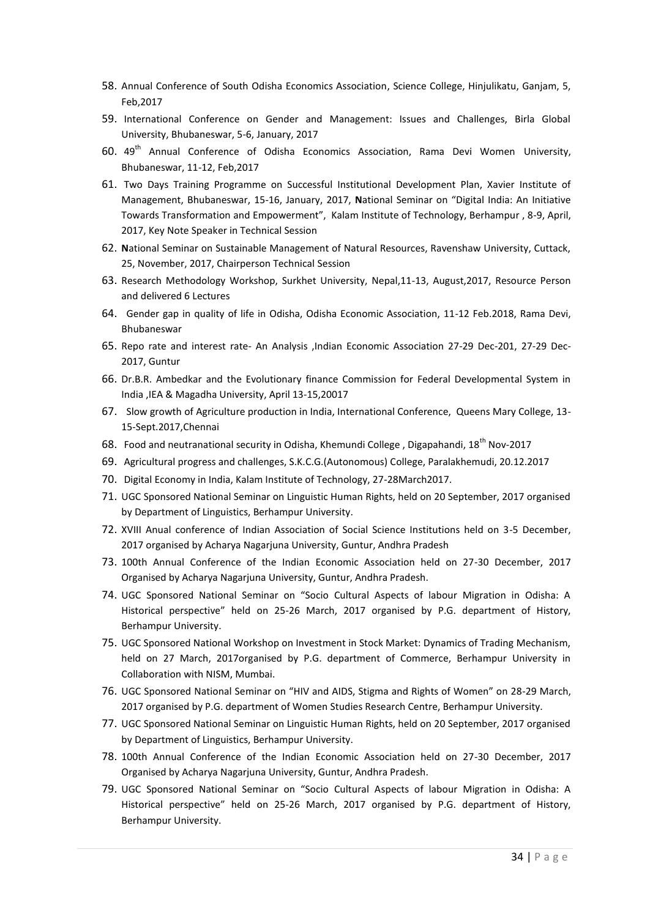58. Annual Conference of South Odisha Economics Association, Science College, Hinjulikatu, Ganjam, 5, Feb,2017
59. International Conference on Gender and Management: Issues and Challenges, Birla Global University, Bhubaneswar, 5-6, January, 2017
60. 49th Annual Conference of Odisha Economics Association, Rama Devi Women University, Bhubaneswar, 11-12, Feb,2017
61. Two Days Training Programme on Successful Institutional Development Plan, Xavier Institute of Management, Bhubaneswar, 15-16, January, 2017, **N**ational Seminar on "Digital India: An Initiative Towards Transformation and Empowerment", Kalam Institute of Technology, Berhampur , 8-9, April, 2017, Key Note Speaker in Technical Session
62. **N**ational Seminar on Sustainable Management of Natural Resources, Ravenshaw University, Cuttack, 25, November, 2017, Chairperson Technical Session
63. Research Methodology Workshop, Surkhet University, Nepal,11-13, August,2017, Resource Person and delivered 6 Lectures
64. Gender gap in quality of life in Odisha, Odisha Economic Association, 11-12 Feb.2018, Rama Devi, Bhubaneswar
65. Repo rate and interest rate- An Analysis ,Indian Economic Association 27-29 Dec-201, 27-29 Dec-2017, Guntur
66. Dr.B.R. Ambedkar and the Evolutionary finance Commission for Federal Developmental System in India ,IEA & Magadha University, April 13-15,20017
67. Slow growth of Agriculture production in India, International Conference, Queens Mary College, 13-15-Sept.2017,Chennai
68. Food and neutranational security in Odisha, Khemundi College , Digapahandi, 18th Nov-2017
69. Agricultural progress and challenges, S.K.C.G.(Autonomous) College, Paralakhemudi, 20.12.2017
70. Digital Economy in India, Kalam Institute of Technology, 27-28March2017.
71. UGC Sponsored National Seminar on Linguistic Human Rights, held on 20 September, 2017 organised by Department of Linguistics, Berhampur University.
72. XVIII Anual conference of Indian Association of Social Science Institutions held on 3-5 December, 2017 organised by Acharya Nagarjuna University, Guntur, Andhra Pradesh
73. 100th Annual Conference of the Indian Economic Association held on 27-30 December, 2017 Organised by Acharya Nagarjuna University, Guntur, Andhra Pradesh.
74. UGC Sponsored National Seminar on "Socio Cultural Aspects of labour Migration in Odisha: A Historical perspective" held on 25-26 March, 2017 organised by P.G. department of History, Berhampur University.
75. UGC Sponsored National Workshop on Investment in Stock Market: Dynamics of Trading Mechanism, held on 27 March, 2017organised by P.G. department of Commerce, Berhampur University in Collaboration with NISM, Mumbai.
76. UGC Sponsored National Seminar on "HIV and AIDS, Stigma and Rights of Women" on 28-29 March, 2017 organised by P.G. department of Women Studies Research Centre, Berhampur University.
77. UGC Sponsored National Seminar on Linguistic Human Rights, held on 20 September, 2017 organised by Department of Linguistics, Berhampur University.
78. 100th Annual Conference of the Indian Economic Association held on 27-30 December, 2017 Organised by Acharya Nagarjuna University, Guntur, Andhra Pradesh.
79. UGC Sponsored National Seminar on "Socio Cultural Aspects of labour Migration in Odisha: A Historical perspective" held on 25-26 March, 2017 organised by P.G. department of History, Berhampur University.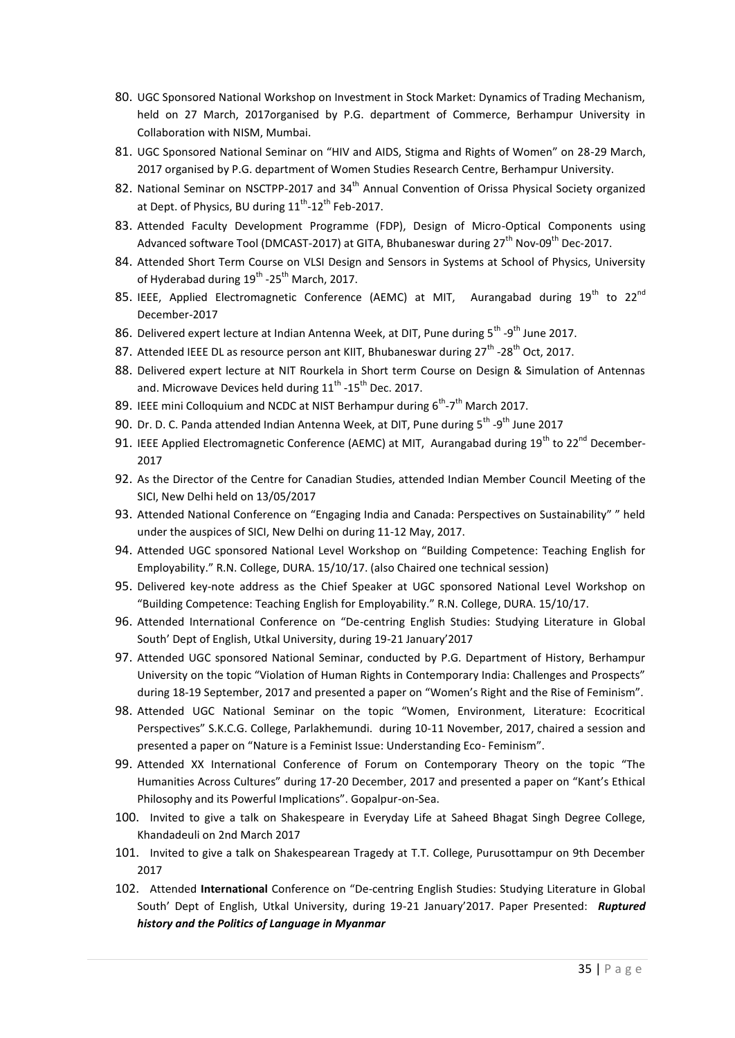80. UGC Sponsored National Workshop on Investment in Stock Market: Dynamics of Trading Mechanism, held on 27 March, 2017organised by P.G. department of Commerce, Berhampur University in Collaboration with NISM, Mumbai.
81. UGC Sponsored National Seminar on "HIV and AIDS, Stigma and Rights of Women" on 28-29 March, 2017 organised by P.G. department of Women Studies Research Centre, Berhampur University.
82. National Seminar on NSCTPP-2017 and 34th Annual Convention of Orissa Physical Society organized at Dept. of Physics, BU during 11th-12th Feb-2017.
83. Attended Faculty Development Programme (FDP), Design of Micro-Optical Components using Advanced software Tool (DMCAST-2017) at GITA, Bhubaneswar during 27th Nov-09th Dec-2017.
84. Attended Short Term Course on VLSI Design and Sensors in Systems at School of Physics, University of Hyderabad during 19th -25th March, 2017.
85. IEEE, Applied Electromagnetic Conference (AEMC) at MIT, Aurangabad during 19th to 22nd December-2017
86. Delivered expert lecture at Indian Antenna Week, at DIT, Pune during 5th -9th June 2017.
87. Attended IEEE DL as resource person ant KIIT, Bhubaneswar during 27th -28th Oct, 2017.
88. Delivered expert lecture at NIT Rourkela in Short term Course on Design & Simulation of Antennas and. Microwave Devices held during 11th -15th Dec. 2017.
89. IEEE mini Colloquium and NCDC at NIST Berhampur during 6th-7th March 2017.
90. Dr. D. C. Panda attended Indian Antenna Week, at DIT, Pune during 5th -9th June 2017
91. IEEE Applied Electromagnetic Conference (AEMC) at MIT, Aurangabad during 19th to 22nd December-2017
92. As the Director of the Centre for Canadian Studies, attended Indian Member Council Meeting of the SICI, New Delhi held on 13/05/2017
93. Attended National Conference on "Engaging India and Canada: Perspectives on Sustainability" " held under the auspices of SICI, New Delhi on during 11-12 May, 2017.
94. Attended UGC sponsored National Level Workshop on "Building Competence: Teaching English for Employability." R.N. College, DURA. 15/10/17. (also Chaired one technical session)
95. Delivered key-note address as the Chief Speaker at UGC sponsored National Level Workshop on "Building Competence: Teaching English for Employability." R.N. College, DURA. 15/10/17.
96. Attended International Conference on "De-centring English Studies: Studying Literature in Global South' Dept of English, Utkal University, during 19-21 January'2017
97. Attended UGC sponsored National Seminar, conducted by P.G. Department of History, Berhampur University on the topic "Violation of Human Rights in Contemporary India: Challenges and Prospects" during 18-19 September, 2017 and presented a paper on "Women's Right and the Rise of Feminism".
98. Attended UGC National Seminar on the topic "Women, Environment, Literature: Ecocritical Perspectives" S.K.C.G. College, Parlakhemundi. during 10-11 November, 2017, chaired a session and presented a paper on "Nature is a Feminist Issue: Understanding Eco- Feminism".
99. Attended XX International Conference of Forum on Contemporary Theory on the topic "The Humanities Across Cultures" during 17-20 December, 2017 and presented a paper on "Kant's Ethical Philosophy and its Powerful Implications". Gopalpur-on-Sea.
100. Invited to give a talk on Shakespeare in Everyday Life at Saheed Bhagat Singh Degree College, Khandadeuli on 2nd March 2017
101. Invited to give a talk on Shakespearean Tragedy at T.T. College, Purusottampur on 9th December 2017
102. Attended **International** Conference on "De-centring English Studies: Studying Literature in Global South' Dept of English, Utkal University, during 19-21 January'2017. Paper Presented: ***Ruptured history and the Politics of Language in Myanmar***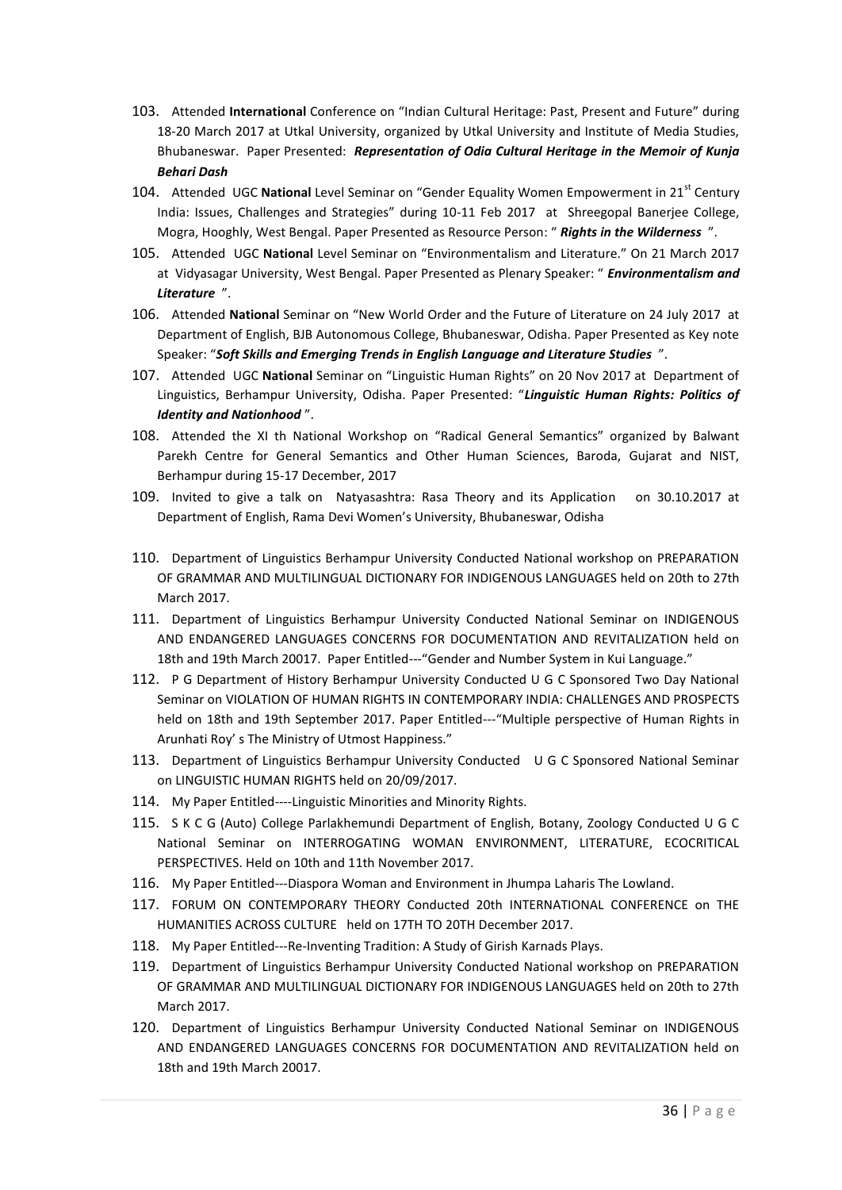103. Attended **International** Conference on "Indian Cultural Heritage: Past, Present and Future" during 18-20 March 2017 at Utkal University, organized by Utkal University and Institute of Media Studies, Bhubaneswar. Paper Presented: ***Representation of Odia Cultural Heritage in the Memoir of Kunja Behari Dash***
104. Attended UGC **National** Level Seminar on "Gender Equality Women Empowerment in 21st Century India: Issues, Challenges and Strategies" during 10-11 Feb 2017 at Shreegopal Banerjee College, Mogra, Hooghly, West Bengal. Paper Presented as Resource Person: " ***Rights in the Wilderness*** ".
105. Attended UGC **National** Level Seminar on "Environmentalism and Literature." On 21 March 2017 at Vidyasagar University, West Bengal. Paper Presented as Plenary Speaker: " ***Environmentalism and Literature*** ".
106. Attended **National** Seminar on "New World Order and the Future of Literature on 24 July 2017 at Department of English, BJB Autonomous College, Bhubaneswar, Odisha. Paper Presented as Key note Speaker: "***Soft Skills and Emerging Trends in English Language and Literature Studies*** ".
107. Attended UGC **National** Seminar on "Linguistic Human Rights" on 20 Nov 2017 at Department of Linguistics, Berhampur University, Odisha. Paper Presented: "***Linguistic Human Rights: Politics of Identity and Nationhood*** ".
108. Attended the XI th National Workshop on "Radical General Semantics" organized by Balwant Parekh Centre for General Semantics and Other Human Sciences, Baroda, Gujarat and NIST, Berhampur during 15-17 December, 2017
109. Invited to give a talk on Natyasashtra: Rasa Theory and its Application on 30.10.2017 at Department of English, Rama Devi Women's University, Bhubaneswar, Odisha
110. Department of Linguistics Berhampur University Conducted National workshop on PREPARATION OF GRAMMAR AND MULTILINGUAL DICTIONARY FOR INDIGENOUS LANGUAGES held on 20th to 27th March 2017.
111. Department of Linguistics Berhampur University Conducted National Seminar on INDIGENOUS AND ENDANGERED LANGUAGES CONCERNS FOR DOCUMENTATION AND REVITALIZATION held on 18th and 19th March 20017. Paper Entitled---"Gender and Number System in Kui Language."
112. P G Department of History Berhampur University Conducted U G C Sponsored Two Day National Seminar on VIOLATION OF HUMAN RIGHTS IN CONTEMPORARY INDIA: CHALLENGES AND PROSPECTS held on 18th and 19th September 2017. Paper Entitled---"Multiple perspective of Human Rights in Arunhati Roy' s The Ministry of Utmost Happiness."
113. Department of Linguistics Berhampur University Conducted U G C Sponsored National Seminar on LINGUISTIC HUMAN RIGHTS held on 20/09/2017.
114. My Paper Entitled----Linguistic Minorities and Minority Rights.
115. S K C G (Auto) College Parlakhemundi Department of English, Botany, Zoology Conducted U G C National Seminar on INTERROGATING WOMAN ENVIRONMENT, LITERATURE, ECOCRITICAL PERSPECTIVES. Held on 10th and 11th November 2017.
116. My Paper Entitled---Diaspora Woman and Environment in Jhumpa Laharis The Lowland.
117. FORUM ON CONTEMPORARY THEORY Conducted 20th INTERNATIONAL CONFERENCE on THE HUMANITIES ACROSS CULTURE held on 17TH TO 20TH December 2017.
118. My Paper Entitled---Re-Inventing Tradition: A Study of Girish Karnads Plays.
119. Department of Linguistics Berhampur University Conducted National workshop on PREPARATION OF GRAMMAR AND MULTILINGUAL DICTIONARY FOR INDIGENOUS LANGUAGES held on 20th to 27th March 2017.
120. Department of Linguistics Berhampur University Conducted National Seminar on INDIGENOUS AND ENDANGERED LANGUAGES CONCERNS FOR DOCUMENTATION AND REVITALIZATION held on 18th and 19th March 20017.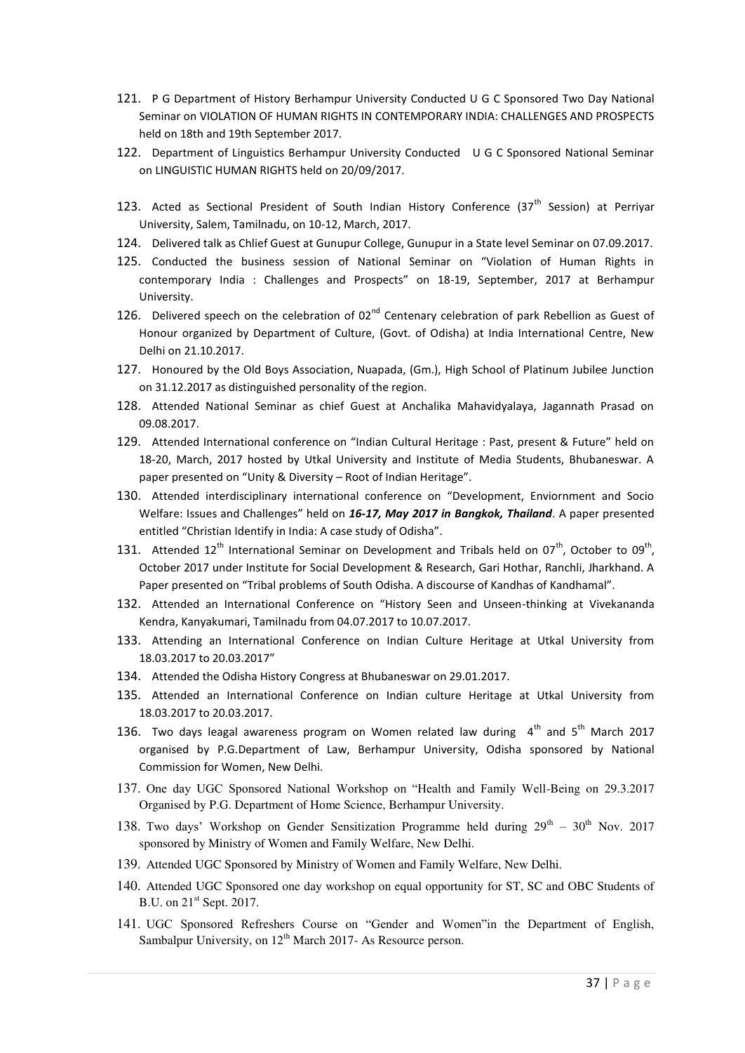121. P G Department of History Berhampur University Conducted U G C Sponsored Two Day National Seminar on VIOLATION OF HUMAN RIGHTS IN CONTEMPORARY INDIA: CHALLENGES AND PROSPECTS held on 18th and 19th September 2017.
122. Department of Linguistics Berhampur University Conducted U G C Sponsored National Seminar on LINGUISTIC HUMAN RIGHTS held on 20/09/2017.
123. Acted as Sectional President of South Indian History Conference (37th Session) at Perriyar University, Salem, Tamilnadu, on 10-12, March, 2017.
124. Delivered talk as Chlief Guest at Gunupur College, Gunupur in a State level Seminar on 07.09.2017.
125. Conducted the business session of National Seminar on "Violation of Human Rights in contemporary India : Challenges and Prospects" on 18-19, September, 2017 at Berhampur University.
126. Delivered speech on the celebration of 02nd Centenary celebration of park Rebellion as Guest of Honour organized by Department of Culture, (Govt. of Odisha) at India International Centre, New Delhi on 21.10.2017.
127. Honoured by the Old Boys Association, Nuapada, (Gm.), High School of Platinum Jubilee Junction on 31.12.2017 as distinguished personality of the region.
128. Attended National Seminar as chief Guest at Anchalika Mahavidyalaya, Jagannath Prasad on 09.08.2017.
129. Attended International conference on "Indian Cultural Heritage : Past, present & Future" held on 18-20, March, 2017 hosted by Utkal University and Institute of Media Students, Bhubaneswar. A paper presented on "Unity & Diversity – Root of Indian Heritage".
130. Attended interdisciplinary international conference on "Development, Enviornment and Socio Welfare: Issues and Challenges" held on ***16-17, May 2017 in Bangkok, Thailand***. A paper presented entitled "Christian Identify in India: A case study of Odisha".
131. Attended 12th International Seminar on Development and Tribals held on 07th, October to 09th, October 2017 under Institute for Social Development & Research, Gari Hothar, Ranchli, Jharkhand. A Paper presented on "Tribal problems of South Odisha. A discourse of Kandhas of Kandhamal".
132. Attended an International Conference on "History Seen and Unseen-thinking at Vivekananda Kendra, Kanyakumari, Tamilnadu from 04.07.2017 to 10.07.2017.
133. Attending an International Conference on Indian Culture Heritage at Utkal University from 18.03.2017 to 20.03.2017"
134. Attended the Odisha History Congress at Bhubaneswar on 29.01.2017.
135. Attended an International Conference on Indian culture Heritage at Utkal University from 18.03.2017 to 20.03.2017.
136. Two days leagal awareness program on Women related law during 4th and 5th March 2017 organised by P.G.Department of Law, Berhampur University, Odisha sponsored by National Commission for Women, New Delhi.
137. One day UGC Sponsored National Workshop on "Health and Family Well-Being on 29.3.2017 Organised by P.G. Department of Home Science, Berhampur University.
138. Two days' Workshop on Gender Sensitization Programme held during 29th – 30th Nov. 2017 sponsored by Ministry of Women and Family Welfare, New Delhi.
139. Attended UGC Sponsored by Ministry of Women and Family Welfare, New Delhi.
140. Attended UGC Sponsored one day workshop on equal opportunity for ST, SC and OBC Students of B.U. on 21st Sept. 2017.
141. UGC Sponsored Refreshers Course on "Gender and Women"in the Department of English, Sambalpur University, on 12th March 2017- As Resource person.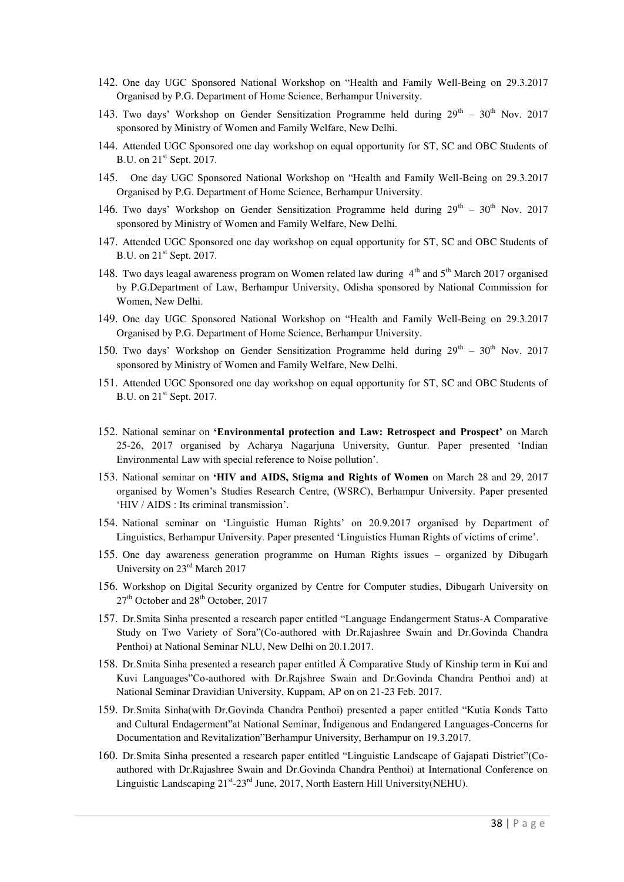142. One day UGC Sponsored National Workshop on "Health and Family Well-Being on 29.3.2017 Organised by P.G. Department of Home Science, Berhampur University.
143. Two days' Workshop on Gender Sensitization Programme held during 29th – 30th Nov. 2017 sponsored by Ministry of Women and Family Welfare, New Delhi.
144. Attended UGC Sponsored one day workshop on equal opportunity for ST, SC and OBC Students of B.U. on 21st Sept. 2017.
145. One day UGC Sponsored National Workshop on "Health and Family Well-Being on 29.3.2017 Organised by P.G. Department of Home Science, Berhampur University.
146. Two days' Workshop on Gender Sensitization Programme held during 29th – 30th Nov. 2017 sponsored by Ministry of Women and Family Welfare, New Delhi.
147. Attended UGC Sponsored one day workshop on equal opportunity for ST, SC and OBC Students of B.U. on 21st Sept. 2017.
148. Two days leagal awareness program on Women related law during 4th and 5th March 2017 organised by P.G.Department of Law, Berhampur University, Odisha sponsored by National Commission for Women, New Delhi.
149. One day UGC Sponsored National Workshop on "Health and Family Well-Being on 29.3.2017 Organised by P.G. Department of Home Science, Berhampur University.
150. Two days' Workshop on Gender Sensitization Programme held during 29th – 30th Nov. 2017 sponsored by Ministry of Women and Family Welfare, New Delhi.
151. Attended UGC Sponsored one day workshop on equal opportunity for ST, SC and OBC Students of B.U. on 21st Sept. 2017.
152. National seminar on **'Environmental protection and Law: Retrospect and Prospect'** on March 25-26, 2017 organised by Acharya Nagarjuna University, Guntur. Paper presented 'Indian Environmental Law with special reference to Noise pollution'.
153. National seminar on **'HIV and AIDS, Stigma and Rights of Women** on March 28 and 29, 2017 organised by Women's Studies Research Centre, (WSRC), Berhampur University. Paper presented 'HIV / AIDS : Its criminal transmission'.
154. National seminar on 'Linguistic Human Rights' on 20.9.2017 organised by Department of Linguistics, Berhampur University. Paper presented 'Linguistics Human Rights of victims of crime'.
155. One day awareness generation programme on Human Rights issues – organized by Dibugarh University on 23rd March 2017
156. Workshop on Digital Security organized by Centre for Computer studies, Dibugarh University on 27th October and 28th October, 2017
157. Dr.Smita Sinha presented a research paper entitled "Language Endangerment Status-A Comparative Study on Two Variety of Sora"(Co-authored with Dr.Rajashree Swain and Dr.Govinda Chandra Penthoi) at National Seminar NLU, New Delhi on 20.1.2017.
158. Dr.Smita Sinha presented a research paper entitled Ä Comparative Study of Kinship term in Kui and Kuvi Languages"Co-authored with Dr.Rajshree Swain and Dr.Govinda Chandra Penthoi and) at National Seminar Dravidian University, Kuppam, AP on on 21-23 Feb. 2017.
159. Dr.Smita Sinha(with Dr.Govinda Chandra Penthoi) presented a paper entitled "Kutia Konds Tatto and Cultural Endagerment"at National Seminar, Ïndigenous and Endangered Languages-Concerns for Documentation and Revitalization"Berhampur University, Berhampur on 19.3.2017.
160. Dr.Smita Sinha presented a research paper entitled "Linguistic Landscape of Gajapati District"(Co-authored with Dr.Rajashree Swain and Dr.Govinda Chandra Penthoi) at International Conference on Linguistic Landscaping 21st-23rd June, 2017, North Eastern Hill University(NEHU).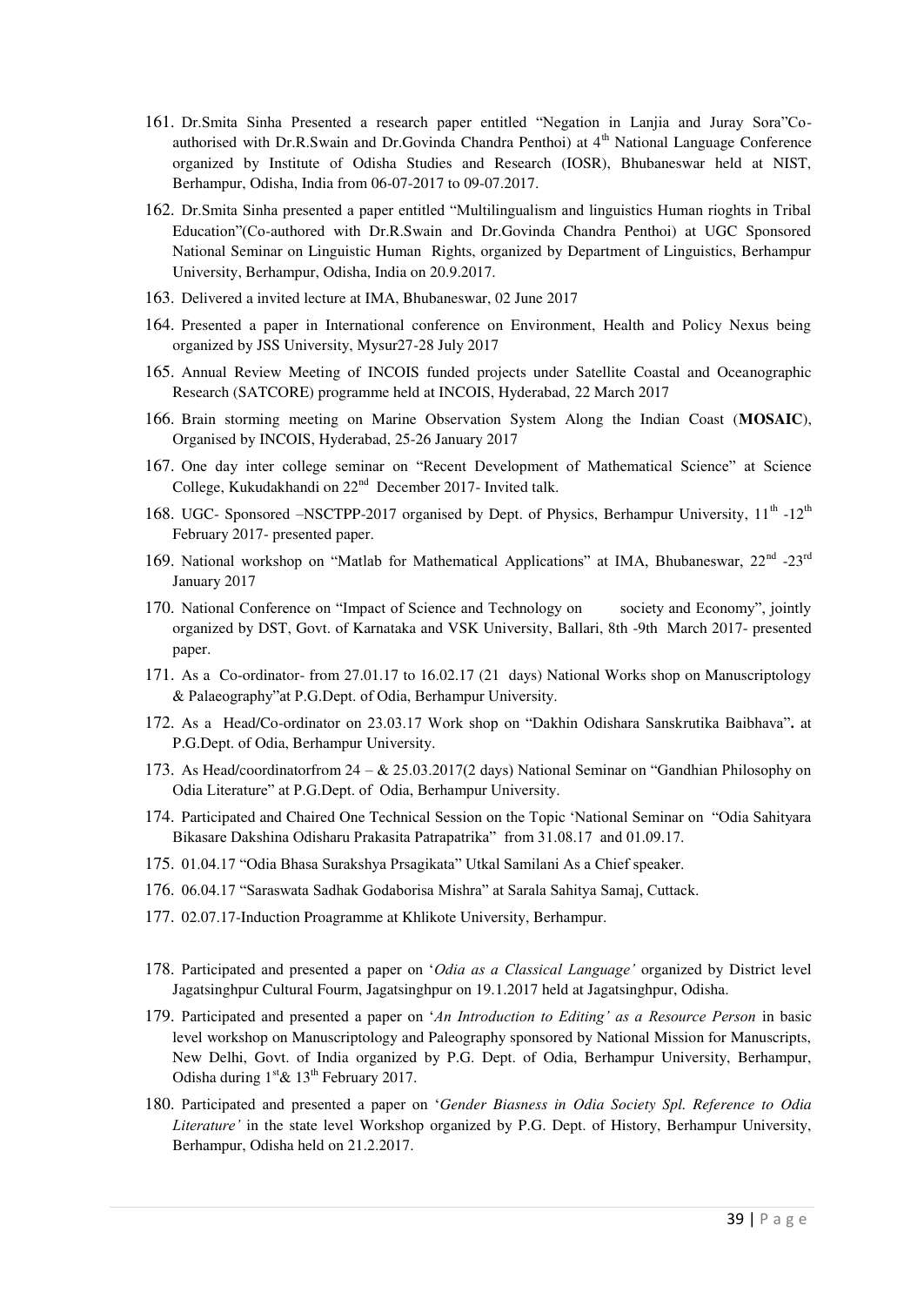161. Dr.Smita Sinha Presented a research paper entitled "Negation in Lanjia and Juray Sora"Co-authorised with Dr.R.Swain and Dr.Govinda Chandra Penthoi) at 4th National Language Conference organized by Institute of Odisha Studies and Research (IOSR), Bhubaneswar held at NIST, Berhampur, Odisha, India from 06-07-2017 to 09-07.2017.
162. Dr.Smita Sinha presented a paper entitled "Multilingualism and linguistics Human rioghts in Tribal Education"(Co-authored with Dr.R.Swain and Dr.Govinda Chandra Penthoi) at UGC Sponsored National Seminar on Linguistic Human Rights, organized by Department of Linguistics, Berhampur University, Berhampur, Odisha, India on 20.9.2017.
163. Delivered a invited lecture at IMA, Bhubaneswar, 02 June 2017
164. Presented a paper in International conference on Environment, Health and Policy Nexus being organized by JSS University, Mysur27-28 July 2017
165. Annual Review Meeting of INCOIS funded projects under Satellite Coastal and Oceanographic Research (SATCORE) programme held at INCOIS, Hyderabad, 22 March 2017
166. Brain storming meeting on Marine Observation System Along the Indian Coast (**MOSAIC**), Organised by INCOIS, Hyderabad, 25-26 January 2017
167. One day inter college seminar on "Recent Development of Mathematical Science" at Science College, Kukudakhandi on 22nd December 2017- Invited talk.
168. UGC- Sponsored –NSCTPP-2017 organised by Dept. of Physics, Berhampur University, 11th -12th February 2017- presented paper.
169. National workshop on "Matlab for Mathematical Applications" at IMA, Bhubaneswar, 22nd -23rd January 2017
170. National Conference on "Impact of Science and Technology on society and Economy", jointly organized by DST, Govt. of Karnataka and VSK University, Ballari, 8th -9th March 2017- presented paper.
171. As a Co-ordinator- from 27.01.17 to 16.02.17 (21 days) National Works shop on Manuscriptology & Palaeography"at P.G.Dept. of Odia, Berhampur University.
172. As a Head/Co-ordinator on 23.03.17 Work shop on "Dakhin Odishara Sanskrutika Baibhava"**.** at P.G.Dept. of Odia, Berhampur University.
173. As Head/coordinatorfrom 24 – & 25.03.2017(2 days) National Seminar on "Gandhian Philosophy on Odia Literature" at P.G.Dept. of Odia, Berhampur University.
174. Participated and Chaired One Technical Session on the Topic 'National Seminar on "Odia Sahityara Bikasare Dakshina Odisharu Prakasita Patrapatrika" from 31.08.17 and 01.09.17.
175. 01.04.17 "Odia Bhasa Surakshya Prsagikata" Utkal Samilani As a Chief speaker.
176. 06.04.17 "Saraswata Sadhak Godaborisa Mishra" at Sarala Sahitya Samaj, Cuttack.
177. 02.07.17-Induction Proagramme at Khlikote University, Berhampur.
178. Participated and presented a paper on '*Odia as a Classical Language'* organized by District level Jagatsinghpur Cultural Fourm, Jagatsinghpur on 19.1.2017 held at Jagatsinghpur, Odisha.
179. Participated and presented a paper on '*An Introduction to Editing' as a Resource Person* in basic level workshop on Manuscriptology and Paleography sponsored by National Mission for Manuscripts, New Delhi, Govt. of India organized by P.G. Dept. of Odia, Berhampur University, Berhampur, Odisha during 1st& 13th February 2017.
180. Participated and presented a paper on '*Gender Biasness in Odia Society Spl. Reference to Odia Literature'* in the state level Workshop organized by P.G. Dept. of History, Berhampur University, Berhampur, Odisha held on 21.2.2017.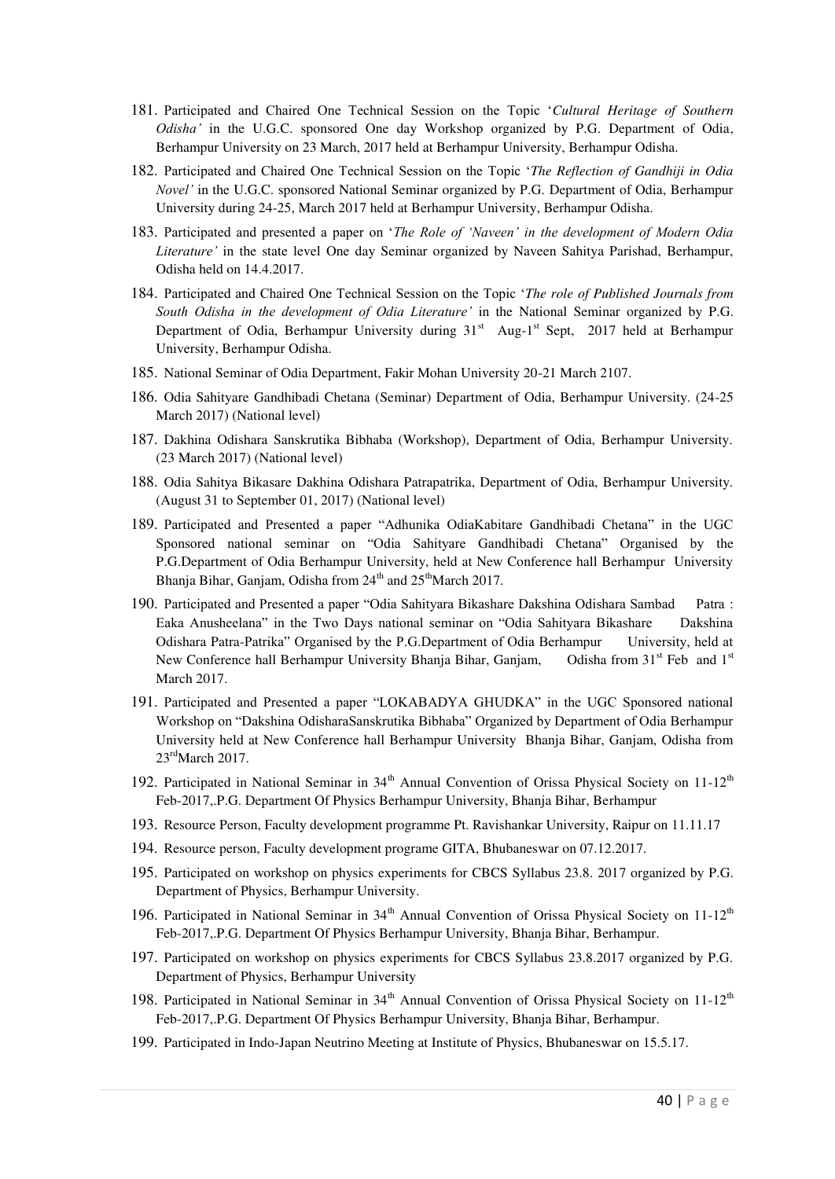181. Participated and Chaired One Technical Session on the Topic '*Cultural Heritage of Southern Odisha'* in the U.G.C. sponsored One day Workshop organized by P.G. Department of Odia, Berhampur University on 23 March, 2017 held at Berhampur University, Berhampur Odisha.

182. Participated and Chaired One Technical Session on the Topic '*The Reflection of Gandhiji in Odia Novel'* in the U.G.C. sponsored National Seminar organized by P.G. Department of Odia, Berhampur University during 24-25, March 2017 held at Berhampur University, Berhampur Odisha.

183. Participated and presented a paper on '*The Role of 'Naveen' in the development of Modern Odia Literature'* in the state level One day Seminar organized by Naveen Sahitya Parishad, Berhampur, Odisha held on 14.4.2017.

184. Participated and Chaired One Technical Session on the Topic '*The role of Published Journals from South Odisha in the development of Odia Literature'* in the National Seminar organized by P.G. Department of Odia, Berhampur University during 31st Aug-1st Sept, 2017 held at Berhampur University, Berhampur Odisha.

185. National Seminar of Odia Department, Fakir Mohan University 20-21 March 2107.

186. Odia Sahityare Gandhibadi Chetana (Seminar) Department of Odia, Berhampur University. (24-25 March 2017) (National level)

187. Dakhina Odishara Sanskrutika Bibhaba (Workshop), Department of Odia, Berhampur University. (23 March 2017) (National level)

188. Odia Sahitya Bikasare Dakhina Odishara Patrapatrika, Department of Odia, Berhampur University. (August 31 to September 01, 2017) (National level)

189. Participated and Presented a paper "Adhunika OdiaKabitare Gandhibadi Chetana" in the UGC Sponsored national seminar on "Odia Sahityare Gandhibadi Chetana" Organised by the P.G.Department of Odia Berhampur University, held at New Conference hall Berhampur University Bhanja Bihar, Ganjam, Odisha from 24th and 25thMarch 2017.

190. Participated and Presented a paper "Odia Sahityara Bikashare Dakshina Odishara Sambad Patra : Eaka Anusheelana" in the Two Days national seminar on "Odia Sahityara Bikashare Dakshina Odishara Patra-Patrika" Organised by the P.G.Department of Odia Berhampur University, held at New Conference hall Berhampur University Bhanja Bihar, Ganjam, Odisha from 31st Feb and 1st March 2017.

191. Participated and Presented a paper "LOKABADYA GHUDKA" in the UGC Sponsored national Workshop on "Dakshina OdisharaSanskrutika Bibhaba" Organized by Department of Odia Berhampur University held at New Conference hall Berhampur University Bhanja Bihar, Ganjam, Odisha from 23rdMarch 2017.

192. Participated in National Seminar in 34th Annual Convention of Orissa Physical Society on 11-12th Feb-2017,.P.G. Department Of Physics Berhampur University, Bhanja Bihar, Berhampur

193. Resource Person, Faculty development programme Pt. Ravishankar University, Raipur on 11.11.17

194. Resource person, Faculty development programe GITA, Bhubaneswar on 07.12.2017.

195. Participated on workshop on physics experiments for CBCS Syllabus 23.8. 2017 organized by P.G. Department of Physics, Berhampur University.

196. Participated in National Seminar in 34th Annual Convention of Orissa Physical Society on 11-12th Feb-2017,.P.G. Department Of Physics Berhampur University, Bhanja Bihar, Berhampur.

197. Participated on workshop on physics experiments for CBCS Syllabus 23.8.2017 organized by P.G. Department of Physics, Berhampur University

198. Participated in National Seminar in 34th Annual Convention of Orissa Physical Society on 11-12th Feb-2017,.P.G. Department Of Physics Berhampur University, Bhanja Bihar, Berhampur.

199. Participated in Indo-Japan Neutrino Meeting at Institute of Physics, Bhubaneswar on 15.5.17.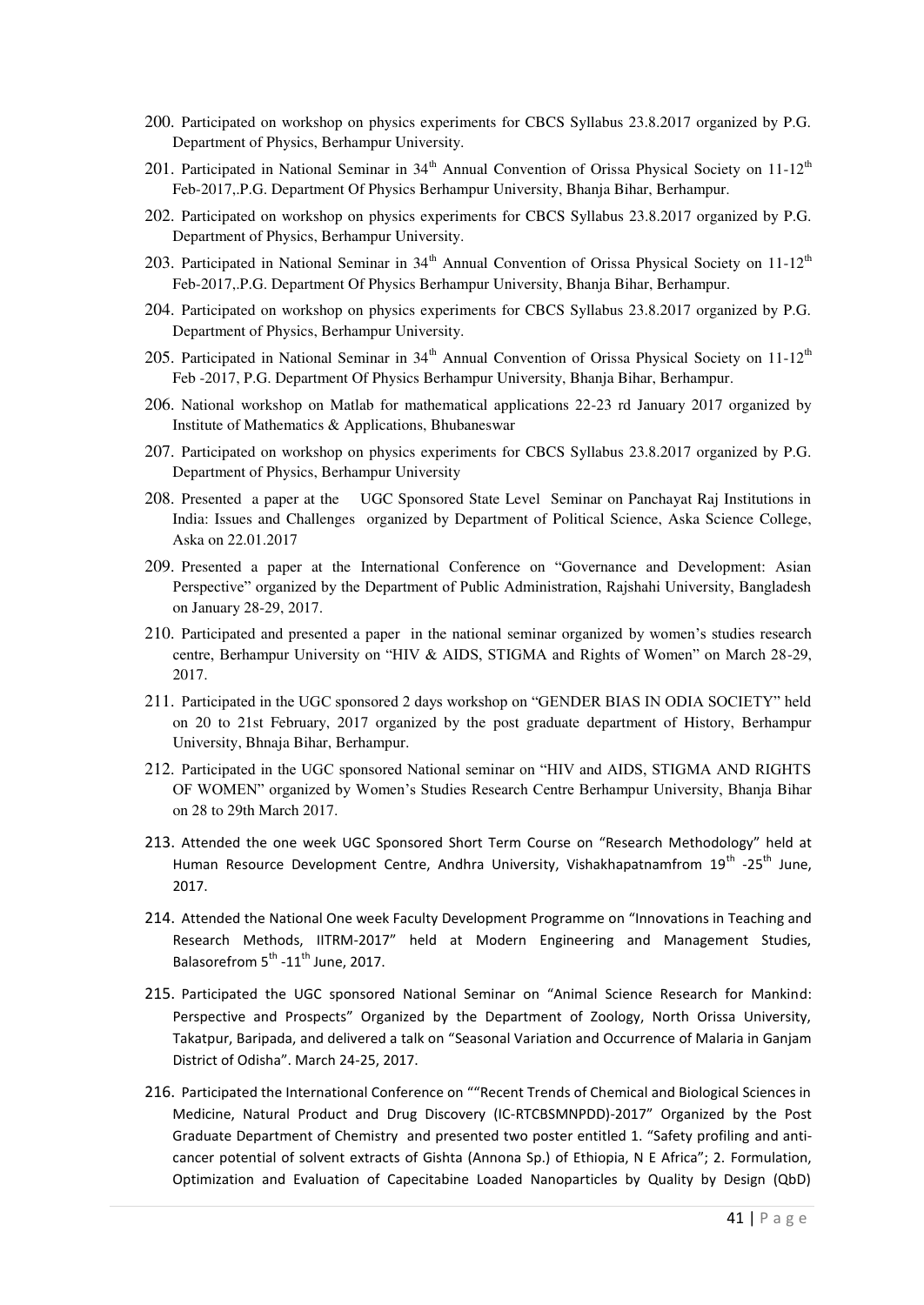200. Participated on workshop on physics experiments for CBCS Syllabus 23.8.2017 organized by P.G. Department of Physics, Berhampur University.

201. Participated in National Seminar in 34th Annual Convention of Orissa Physical Society on 11-12th Feb-2017,.P.G. Department Of Physics Berhampur University, Bhanja Bihar, Berhampur.

202. Participated on workshop on physics experiments for CBCS Syllabus 23.8.2017 organized by P.G. Department of Physics, Berhampur University.

203. Participated in National Seminar in 34th Annual Convention of Orissa Physical Society on 11-12th Feb-2017,.P.G. Department Of Physics Berhampur University, Bhanja Bihar, Berhampur.

204. Participated on workshop on physics experiments for CBCS Syllabus 23.8.2017 organized by P.G. Department of Physics, Berhampur University.

205. Participated in National Seminar in 34th Annual Convention of Orissa Physical Society on 11-12th Feb -2017, P.G. Department Of Physics Berhampur University, Bhanja Bihar, Berhampur.

206. National workshop on Matlab for mathematical applications 22-23 rd January 2017 organized by Institute of Mathematics & Applications, Bhubaneswar

207. Participated on workshop on physics experiments for CBCS Syllabus 23.8.2017 organized by P.G. Department of Physics, Berhampur University

208. Presented a paper at the UGC Sponsored State Level Seminar on Panchayat Raj Institutions in India: Issues and Challenges organized by Department of Political Science, Aska Science College, Aska on 22.01.2017

209. Presented a paper at the International Conference on "Governance and Development: Asian Perspective" organized by the Department of Public Administration, Rajshahi University, Bangladesh on January 28-29, 2017.

210. Participated and presented a paper in the national seminar organized by women's studies research centre, Berhampur University on "HIV & AIDS, STIGMA and Rights of Women" on March 28-29, 2017.

211. Participated in the UGC sponsored 2 days workshop on "GENDER BIAS IN ODIA SOCIETY" held on 20 to 21st February, 2017 organized by the post graduate department of History, Berhampur University, Bhnaja Bihar, Berhampur.

212. Participated in the UGC sponsored National seminar on "HIV and AIDS, STIGMA AND RIGHTS OF WOMEN" organized by Women's Studies Research Centre Berhampur University, Bhanja Bihar on 28 to 29th March 2017.

213. Attended the one week UGC Sponsored Short Term Course on "Research Methodology" held at Human Resource Development Centre, Andhra University, Vishakhapatnamfrom 19th -25th June, 2017.

214. Attended the National One week Faculty Development Programme on "Innovations in Teaching and Research Methods, IITRM-2017" held at Modern Engineering and Management Studies, Balasorefrom 5th -11th June, 2017.

215. Participated the UGC sponsored National Seminar on "Animal Science Research for Mankind: Perspective and Prospects" Organized by the Department of Zoology, North Orissa University, Takatpur, Baripada, and delivered a talk on "Seasonal Variation and Occurrence of Malaria in Ganjam District of Odisha". March 24-25, 2017.

216. Participated the International Conference on ""Recent Trends of Chemical and Biological Sciences in Medicine, Natural Product and Drug Discovery (IC-RTCBSMNPDD)-2017" Organized by the Post Graduate Department of Chemistry and presented two poster entitled 1. "Safety profiling and anti-cancer potential of solvent extracts of Gishta (Annona Sp.) of Ethiopia, N E Africa"; 2. Formulation, Optimization and Evaluation of Capecitabine Loaded Nanoparticles by Quality by Design (QbD)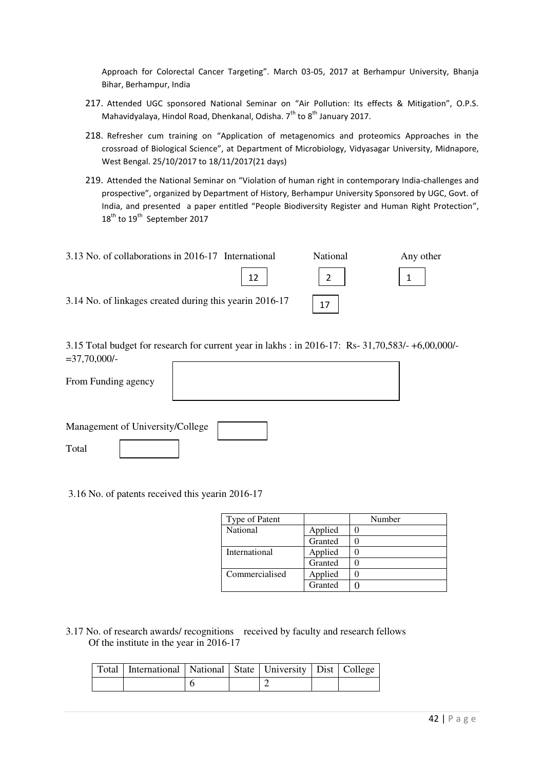Approach for Colorectal Cancer Targeting". March 03-05, 2017 at Berhampur University, Bhanja Bihar, Berhampur, India

217. Attended UGC sponsored National Seminar on "Air Pollution: Its effects & Mitigation", O.P.S. Mahavidyalaya, Hindol Road, Dhenkanal, Odisha. 7th to 8th January 2017.

218. Refresher cum training on "Application of metagenomics and proteomics Approaches in the crossroad of Biological Science", at Department of Microbiology, Vidyasagar University, Midnapore, West Bengal. 25/10/2017 to 18/11/2017(21 days)

219. Attended the National Seminar on "Violation of human right in contemporary India-challenges and prospective", organized by Department of History, Berhampur University Sponsored by UGC, Govt. of India, and presented a paper entitled "People Biodiversity Register and Human Right Protection", 18th to 19th September 2017

3.13 No. of collaborations in 2016-17

| International | National | Any other |
|---|---|---|
| 12 | 2 | 1 |

3.14 No. of linkages created during this yearin 2016-17: 17

3.15 Total budget for research for current year in lakhs : in 2016-17: Rs- 31,70,583/- +6,00,000/- =37,70,000/-

From Funding agency

Management of University/College

Total

3.16 No. of patents received this yearin 2016-17

| Type of Patent | | Number |
|---|---|---|
| National | Applied | 0 |
| | Granted | 0 |
| International | Applied | 0 |
| | Granted | 0 |
| Commercialised | Applied | 0 |
| | Granted | 0 |

3.17 No. of research awards/ recognitions received by faculty and research fellows Of the institute in the year in 2016-17

| Total | International | National | State | University | Dist | College |
|---|---|---|---|---|---|---|
| | | 6 | | 2 | | |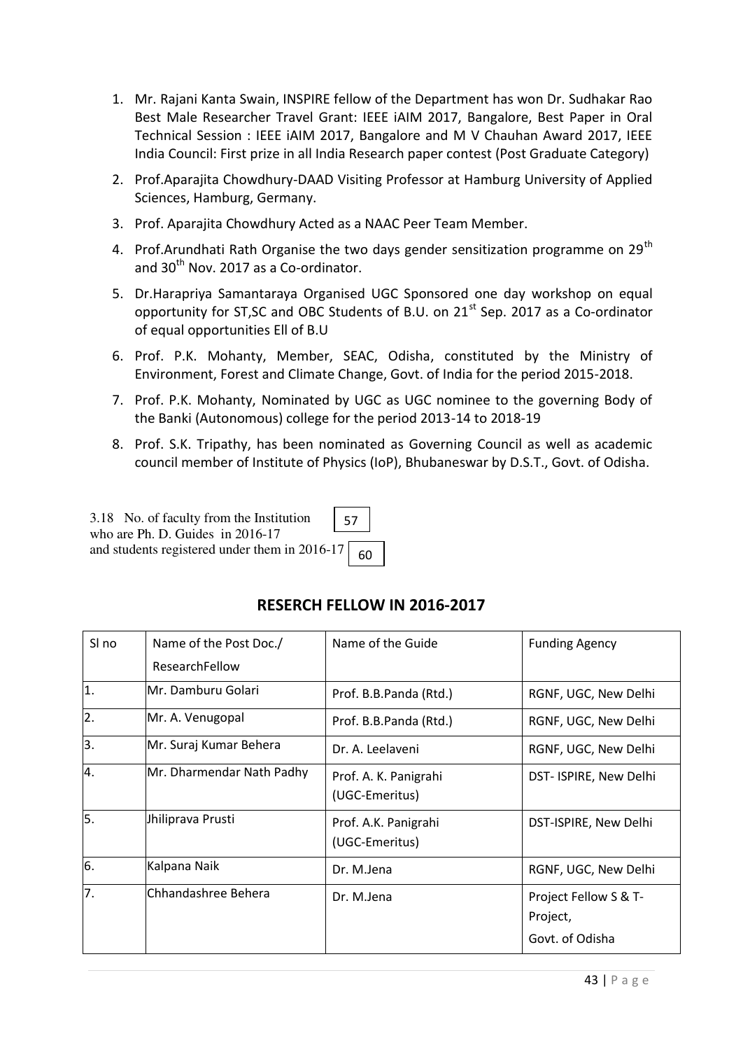1. Mr. Rajani Kanta Swain, INSPIRE fellow of the Department has won Dr. Sudhakar Rao Best Male Researcher Travel Grant: IEEE iAIM 2017, Bangalore, Best Paper in Oral Technical Session : IEEE iAIM 2017, Bangalore and M V Chauhan Award 2017, IEEE India Council: First prize in all India Research paper contest (Post Graduate Category)
2. Prof.Aparajita Chowdhury-DAAD Visiting Professor at Hamburg University of Applied Sciences, Hamburg, Germany.
3. Prof. Aparajita Chowdhury Acted as a NAAC Peer Team Member.
4. Prof.Arundhati Rath Organise the two days gender sensitization programme on 29th and 30th Nov. 2017 as a Co-ordinator.
5. Dr.Harapriya Samantaraya Organised UGC Sponsored one day workshop on equal opportunity for ST,SC and OBC Students of B.U. on 21st Sep. 2017 as a Co-ordinator of equal opportunities Ell of B.U
6. Prof. P.K. Mohanty, Member, SEAC, Odisha, constituted by the Ministry of Environment, Forest and Climate Change, Govt. of India for the period 2015-2018.
7. Prof. P.K. Mohanty, Nominated by UGC as UGC nominee to the governing Body of the Banki (Autonomous) college for the period 2013-14 to 2018-19
8. Prof. S.K. Tripathy, has been nominated as Governing Council as well as academic council member of Institute of Physics (IoP), Bhubaneswar by D.S.T., Govt. of Odisha.

3.18 No. of faculty from the Institution who are Ph. D. Guides in 2016-17: 57

and students registered under them in 2016-17: 60

## RESERCH FELLOW IN 2016-2017

| Sl no | Name of the Post Doc./ ResearchFellow | Name of the Guide | Funding Agency |
|---|---|---|---|
| 1. | Mr. Damburu Golari | Prof. B.B.Panda (Rtd.) | RGNF, UGC, New Delhi |
| 2. | Mr. A. Venugopal | Prof. B.B.Panda (Rtd.) | RGNF, UGC, New Delhi |
| 3. | Mr. Suraj Kumar Behera | Dr. A. Leelaveni | RGNF, UGC, New Delhi |
| 4. | Mr. Dharmendar Nath Padhy | Prof. A. K. Panigrahi (UGC-Emeritus) | DST- ISPIRE, New Delhi |
| 5. | Jhiliprava Prusti | Prof. A.K. Panigrahi (UGC-Emeritus) | DST-ISPIRE, New Delhi |
| 6. | Kalpana Naik | Dr. M.Jena | RGNF, UGC, New Delhi |
| 7. | Chhandashree Behera | Dr. M.Jena | Project Fellow S & T-Project, Govt. of Odisha |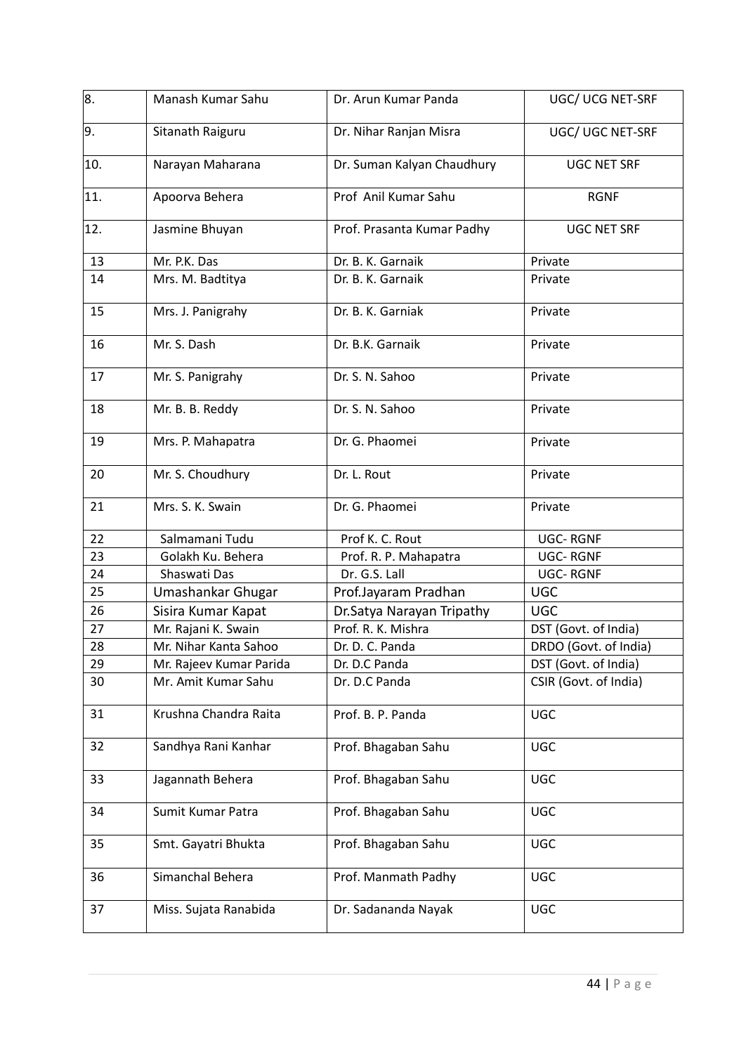| | | | |
|---|---|---|---|
| 8. | Manash Kumar Sahu | Dr. Arun Kumar Panda | UGC/ UCG NET-SRF |
| 9. | Sitanath Raiguru | Dr. Nihar Ranjan Misra | UGC/ UGC NET-SRF |
| 10. | Narayan Maharana | Dr. Suman Kalyan Chaudhury | UGC NET SRF |
| 11. | Apoorva Behera | Prof Anil Kumar Sahu | RGNF |
| 12. | Jasmine Bhuyan | Prof. Prasanta Kumar Padhy | UGC NET SRF |
| 13 | Mr. P.K. Das | Dr. B. K. Garnaik | Private |
| 14 | Mrs. M. Badtitya | Dr. B. K. Garnaik | Private |
| 15 | Mrs. J. Panigrahy | Dr. B. K. Garniak | Private |
| 16 | Mr. S. Dash | Dr. B.K. Garnaik | Private |
| 17 | Mr. S. Panigrahy | Dr. S. N. Sahoo | Private |
| 18 | Mr. B. B. Reddy | Dr. S. N. Sahoo | Private |
| 19 | Mrs. P. Mahapatra | Dr. G. Phaomei | Private |
| 20 | Mr. S. Choudhury | Dr. L. Rout | Private |
| 21 | Mrs. S. K. Swain | Dr. G. Phaomei | Private |
| 22 | Salmamani Tudu | Prof K. C. Rout | UGC- RGNF |
| 23 | Golakh Ku. Behera | Prof. R. P. Mahapatra | UGC- RGNF |
| 24 | Shaswati Das | Dr. G.S. Lall | UGC- RGNF |
| 25 | Umashankar Ghugar | Prof.Jayaram Pradhan | UGC |
| 26 | Sisira Kumar Kapat | Dr.Satya Narayan Tripathy | UGC |
| 27 | Mr. Rajani K. Swain | Prof. R. K. Mishra | DST (Govt. of India) |
| 28 | Mr. Nihar Kanta Sahoo | Dr. D. C. Panda | DRDO (Govt. of India) |
| 29 | Mr. Rajeev Kumar Parida | Dr. D.C Panda | DST (Govt. of India) |
| 30 | Mr. Amit Kumar Sahu | Dr. D.C Panda | CSIR (Govt. of India) |
| 31 | Krushna Chandra Raita | Prof. B. P. Panda | UGC |
| 32 | Sandhya Rani Kanhar | Prof. Bhagaban Sahu | UGC |
| 33 | Jagannath Behera | Prof. Bhagaban Sahu | UGC |
| 34 | Sumit Kumar Patra | Prof. Bhagaban Sahu | UGC |
| 35 | Smt. Gayatri Bhukta | Prof. Bhagaban Sahu | UGC |
| 36 | Simanchal Behera | Prof. Manmath Padhy | UGC |
| 37 | Miss. Sujata Ranabida | Dr. Sadananda Nayak | UGC |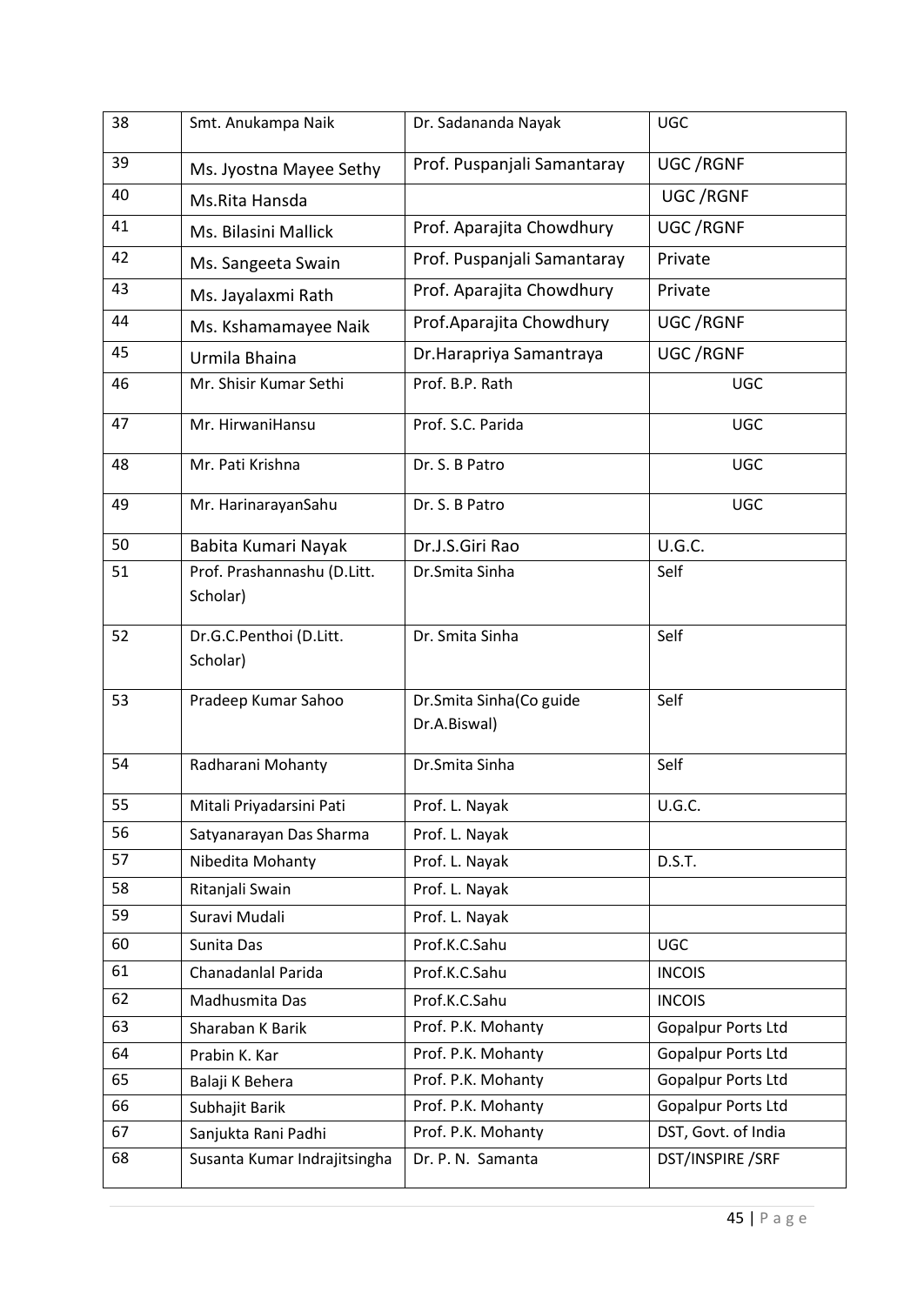| 38 | Smt. Anukampa Naik | Dr. Sadananda Nayak | UGC |
|---|---|---|---|
| 39 | Ms. Jyostna Mayee Sethy | Prof. Puspanjali Samantaray | UGC /RGNF |
| 40 | Ms.Rita Hansda | | UGC /RGNF |
| 41 | Ms. Bilasini Mallick | Prof. Aparajita Chowdhury | UGC /RGNF |
| 42 | Ms. Sangeeta Swain | Prof. Puspanjali Samantaray | Private |
| 43 | Ms. Jayalaxmi Rath | Prof. Aparajita Chowdhury | Private |
| 44 | Ms. Kshamamayee Naik | Prof.Aparajita Chowdhury | UGC /RGNF |
| 45 | Urmila Bhaina | Dr.Harapriya Samantraya | UGC /RGNF |
| 46 | Mr. Shisir Kumar Sethi | Prof. B.P. Rath | UGC |
| 47 | Mr. HirwaniHansu | Prof. S.C. Parida | UGC |
| 48 | Mr. Pati Krishna | Dr. S. B Patro | UGC |
| 49 | Mr. HarinarayanSahu | Dr. S. B Patro | UGC |
| 50 | Babita Kumari Nayak | Dr.J.S.Giri Rao | U.G.C. |
| 51 | Prof. Prashannashu (D.Litt. Scholar) | Dr.Smita Sinha | Self |
| 52 | Dr.G.C.Penthoi (D.Litt. Scholar) | Dr. Smita Sinha | Self |
| 53 | Pradeep Kumar Sahoo | Dr.Smita Sinha(Co guide Dr.A.Biswal) | Self |
| 54 | Radharani Mohanty | Dr.Smita Sinha | Self |
| 55 | Mitali Priyadarsini Pati | Prof. L. Nayak | U.G.C. |
| 56 | Satyanarayan Das Sharma | Prof. L. Nayak | |
| 57 | Nibedita Mohanty | Prof. L. Nayak | D.S.T. |
| 58 | Ritanjali Swain | Prof. L. Nayak | |
| 59 | Suravi Mudali | Prof. L. Nayak | |
| 60 | Sunita Das | Prof.K.C.Sahu | UGC |
| 61 | Chanadanlal Parida | Prof.K.C.Sahu | INCOIS |
| 62 | Madhusmita Das | Prof.K.C.Sahu | INCOIS |
| 63 | Sharaban K Barik | Prof. P.K. Mohanty | Gopalpur Ports Ltd |
| 64 | Prabin K. Kar | Prof. P.K. Mohanty | Gopalpur Ports Ltd |
| 65 | Balaji K Behera | Prof. P.K. Mohanty | Gopalpur Ports Ltd |
| 66 | Subhajit Barik | Prof. P.K. Mohanty | Gopalpur Ports Ltd |
| 67 | Sanjukta Rani Padhi | Prof. P.K. Mohanty | DST, Govt. of India |
| 68 | Susanta Kumar Indrajitsingha | Dr. P. N. Samanta | DST/INSPIRE /SRF |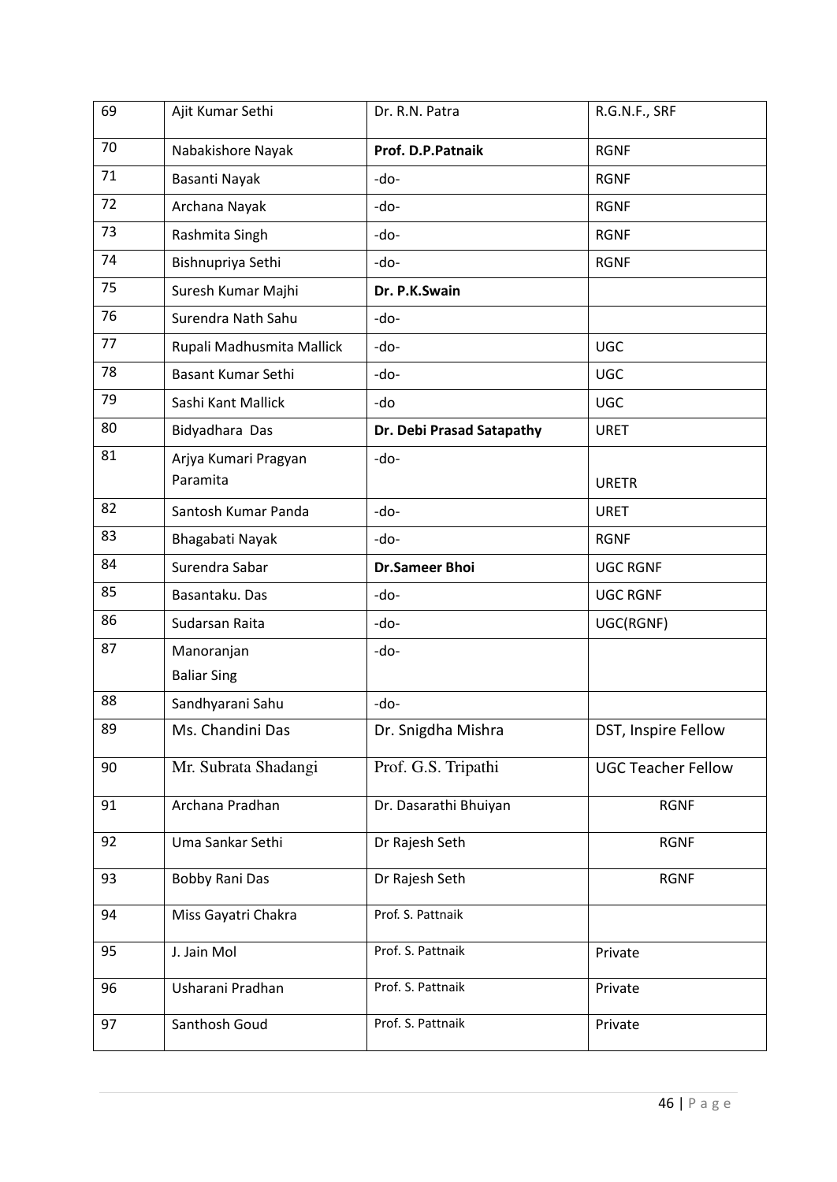| 69 | Ajit Kumar Sethi | Dr. R.N. Patra | R.G.N.F., SRF |
|---|---|---|---|
| 70 | Nabakishore Nayak | **Prof. D.P.Patnaik** | RGNF |
| 71 | Basanti Nayak | -do- | RGNF |
| 72 | Archana Nayak | -do- | RGNF |
| 73 | Rashmita Singh | -do- | RGNF |
| 74 | Bishnupriya Sethi | -do- | RGNF |
| 75 | Suresh Kumar Majhi | **Dr. P.K.Swain** | |
| 76 | Surendra Nath Sahu | -do- | |
| 77 | Rupali Madhusmita Mallick | -do- | UGC |
| 78 | Basant Kumar Sethi | -do- | UGC |
| 79 | Sashi Kant Mallick | -do | UGC |
| 80 | Bidyadhara Das | **Dr. Debi Prasad Satapathy** | URET |
| 81 | Arjya Kumari Pragyan Paramita | -do- | URETR |
| 82 | Santosh Kumar Panda | -do- | URET |
| 83 | Bhagabati Nayak | -do- | RGNF |
| 84 | Surendra Sabar | **Dr.Sameer Bhoi** | UGC RGNF |
| 85 | Basantaku. Das | -do- | UGC RGNF |
| 86 | Sudarsan Raita | -do- | UGC(RGNF) |
| 87 | Manoranjan Baliar Sing | -do- | |
| 88 | Sandhyarani Sahu | -do- | |
| 89 | Ms. Chandini Das | Dr. Snigdha Mishra | DST, Inspire Fellow |
| 90 | Mr. Subrata Shadangi | Prof. G.S. Tripathi | UGC Teacher Fellow |
| 91 | Archana Pradhan | Dr. Dasarathi Bhuiyan | RGNF |
| 92 | Uma Sankar Sethi | Dr Rajesh Seth | RGNF |
| 93 | Bobby Rani Das | Dr Rajesh Seth | RGNF |
| 94 | Miss Gayatri Chakra | Prof. S. Pattnaik | |
| 95 | J. Jain Mol | Prof. S. Pattnaik | Private |
| 96 | Usharani Pradhan | Prof. S. Pattnaik | Private |
| 97 | Santhosh Goud | Prof. S. Pattnaik | Private |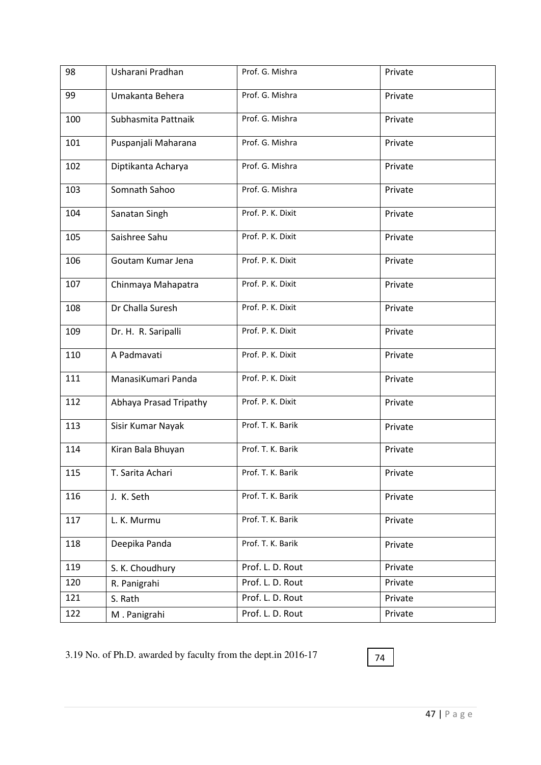| | | | |
|---|---|---|---|
| 98 | Usharani Pradhan | Prof. G. Mishra | Private |
| 99 | Umakanta Behera | Prof. G. Mishra | Private |
| 100 | Subhasmita Pattnaik | Prof. G. Mishra | Private |
| 101 | Puspanjali Maharana | Prof. G. Mishra | Private |
| 102 | Diptikanta Acharya | Prof. G. Mishra | Private |
| 103 | Somnath Sahoo | Prof. G. Mishra | Private |
| 104 | Sanatan Singh | Prof. P. K. Dixit | Private |
| 105 | Saishree Sahu | Prof. P. K. Dixit | Private |
| 106 | Goutam Kumar Jena | Prof. P. K. Dixit | Private |
| 107 | Chinmaya Mahapatra | Prof. P. K. Dixit | Private |
| 108 | Dr Challa Suresh | Prof. P. K. Dixit | Private |
| 109 | Dr. H. R. Saripalli | Prof. P. K. Dixit | Private |
| 110 | A Padmavati | Prof. P. K. Dixit | Private |
| 111 | ManasiKumari Panda | Prof. P. K. Dixit | Private |
| 112 | Abhaya Prasad Tripathy | Prof. P. K. Dixit | Private |
| 113 | Sisir Kumar Nayak | Prof. T. K. Barik | Private |
| 114 | Kiran Bala Bhuyan | Prof. T. K. Barik | Private |
| 115 | T. Sarita Achari | Prof. T. K. Barik | Private |
| 116 | J. K. Seth | Prof. T. K. Barik | Private |
| 117 | L. K. Murmu | Prof. T. K. Barik | Private |
| 118 | Deepika Panda | Prof. T. K. Barik | Private |
| 119 | S. K. Choudhury | Prof. L. D. Rout | Private |
| 120 | R. Panigrahi | Prof. L. D. Rout | Private |
| 121 | S. Rath | Prof. L. D. Rout | Private |
| 122 | M . Panigrahi | Prof. L. D. Rout | Private |

3.19 No. of Ph.D. awarded by faculty from the dept.in 2016-17 | 74 |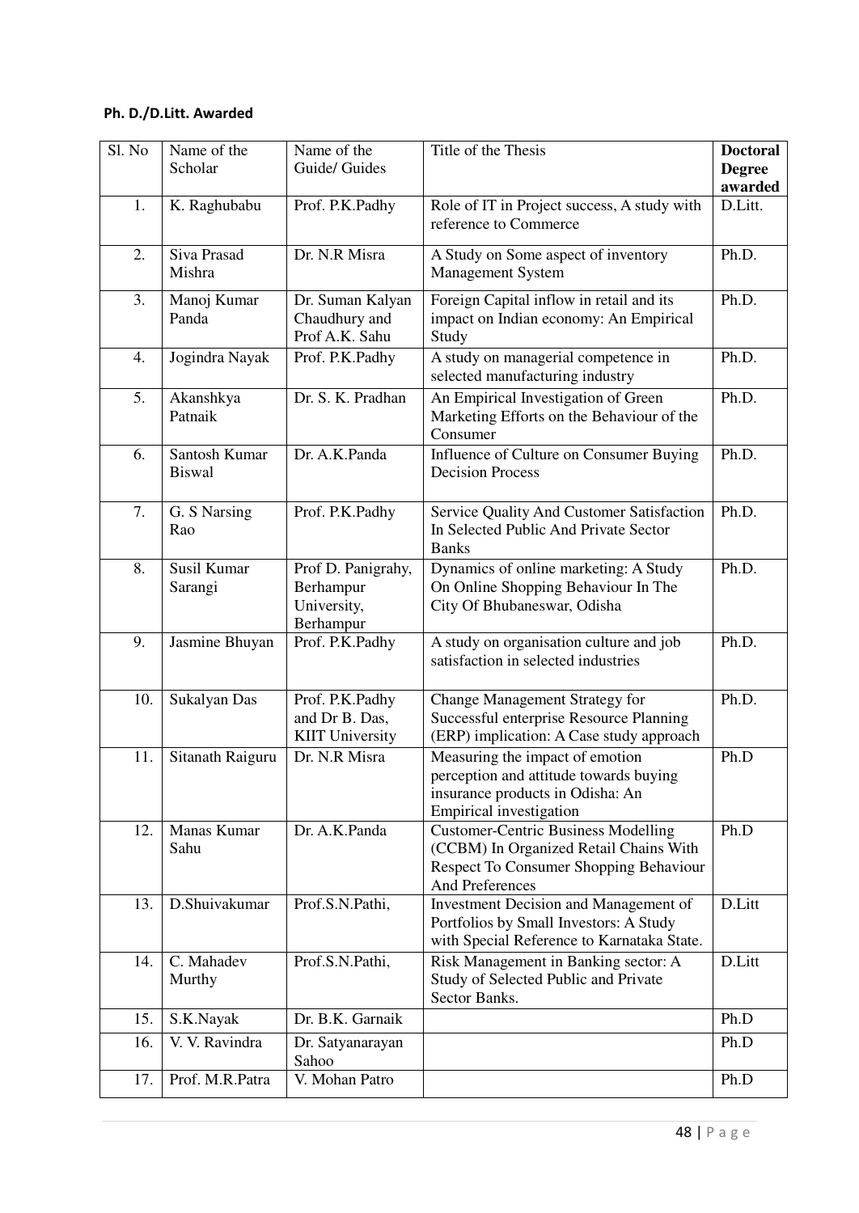**Ph. D./D.Litt. Awarded**

| Sl. No | Name of the Scholar | Name of the Guide/ Guides | Title of the Thesis | **Doctoral Degree awarded** |
|---|---|---|---|---|
| 1. | K. Raghubabu | Prof. P.K.Padhy | Role of IT in Project success, A study with reference to Commerce | D.Litt. |
| 2. | Siva Prasad Mishra | Dr. N.R Misra | A Study on Some aspect of inventory Management System | Ph.D. |
| 3. | Manoj Kumar Panda | Dr. Suman Kalyan Chaudhury and Prof A.K. Sahu | Foreign Capital inflow in retail and its impact on Indian economy: An Empirical Study | Ph.D. |
| 4. | Jogindra Nayak | Prof. P.K.Padhy | A study on managerial competence in selected manufacturing industry | Ph.D. |
| 5. | Akanshkya Patnaik | Dr. S. K. Pradhan | An Empirical Investigation of Green Marketing Efforts on the Behaviour of the Consumer | Ph.D. |
| 6. | Santosh Kumar Biswal | Dr. A.K.Panda | Influence of Culture on Consumer Buying Decision Process | Ph.D. |
| 7. | G. S Narsing Rao | Prof. P.K.Padhy | Service Quality And Customer Satisfaction In Selected Public And Private Sector Banks | Ph.D. |
| 8. | Susil Kumar Sarangi | Prof D. Panigrahy, Berhampur University, Berhampur | Dynamics of online marketing: A Study On Online Shopping Behaviour In The City Of Bhubaneswar, Odisha | Ph.D. |
| 9. | Jasmine Bhuyan | Prof. P.K.Padhy | A study on organisation culture and job satisfaction in selected industries | Ph.D. |
| 10. | Sukalyan Das | Prof. P.K.Padhy and Dr B. Das, KIIT University | Change Management Strategy for Successful enterprise Resource Planning (ERP) implication: A Case study approach | Ph.D. |
| 11. | Sitanath Raiguru | Dr. N.R Misra | Measuring the impact of emotion perception and attitude towards buying insurance products in Odisha: An Empirical investigation | Ph.D |
| 12. | Manas Kumar Sahu | Dr. A.K.Panda | Customer-Centric Business Modelling (CCBM) In Organized Retail Chains With Respect To Consumer Shopping Behaviour And Preferences | Ph.D |
| 13. | D.Shuivakumar | Prof.S.N.Pathi, | Investment Decision and Management of Portfolios by Small Investors: A Study with Special Reference to Karnataka State. | D.Litt |
| 14. | C. Mahadev Murthy | Prof.S.N.Pathi, | Risk Management in Banking sector: A Study of Selected Public and Private Sector Banks. | D.Litt |
| 15. | S.K.Nayak | Dr. B.K. Garnaik | | Ph.D |
| 16. | V. V. Ravindra | Dr. Satyanarayan Sahoo | | Ph.D |
| 17. | Prof. M.R.Patra | V. Mohan Patro | | Ph.D |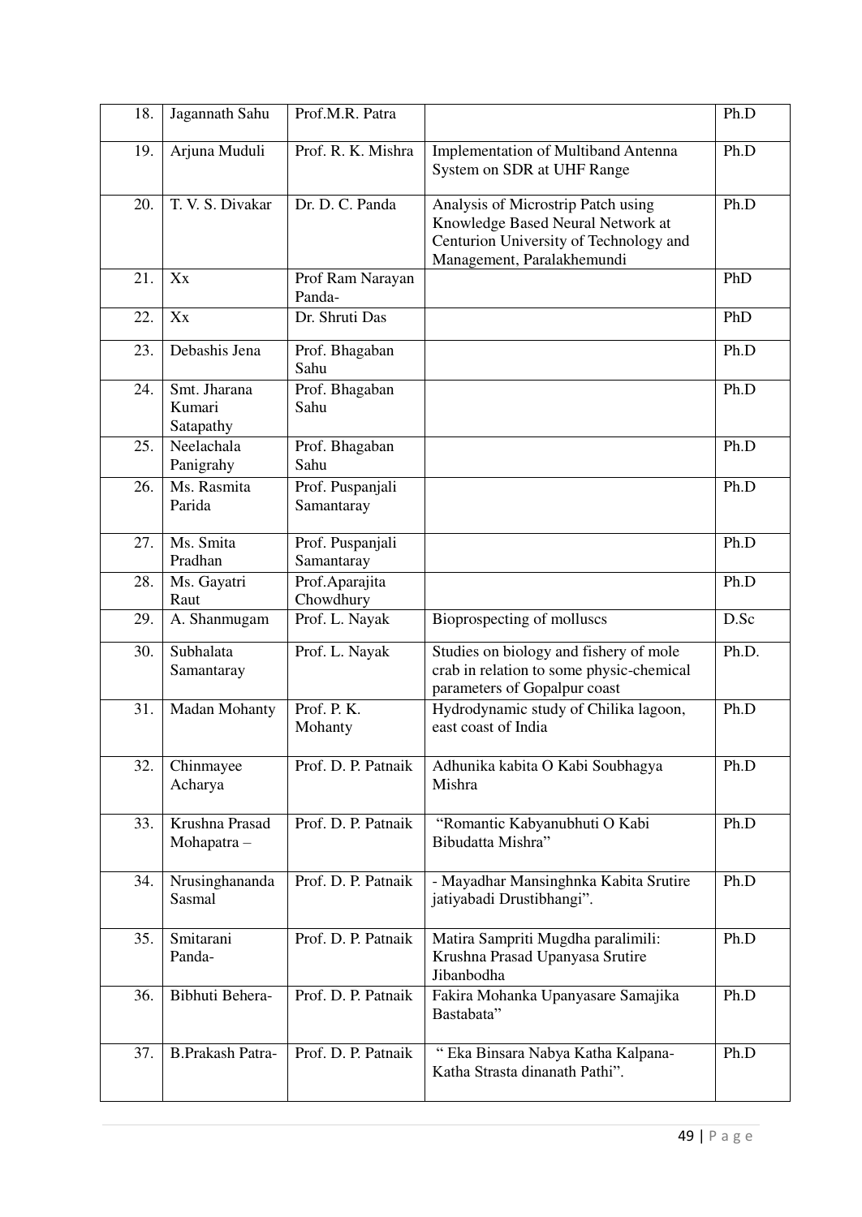| | | | | |
|---|---|---|---|---|
| 18. | Jagannath Sahu | Prof.M.R. Patra | | Ph.D |
| 19. | Arjuna Muduli | Prof. R. K. Mishra | Implementation of Multiband Antenna System on SDR at UHF Range | Ph.D |
| 20. | T. V. S. Divakar | Dr. D. C. Panda | Analysis of Microstrip Patch using Knowledge Based Neural Network at Centurion University of Technology and Management, Paralakhemundi | Ph.D |
| 21. | Xx | Prof Ram Narayan Panda- | | PhD |
| 22. | Xx | Dr. Shruti Das | | PhD |
| 23. | Debashis Jena | Prof. Bhagaban Sahu | | Ph.D |
| 24. | Smt. Jharana Kumari Satapathy | Prof. Bhagaban Sahu | | Ph.D |
| 25. | Neelachala Panigrahy | Prof. Bhagaban Sahu | | Ph.D |
| 26. | Ms. Rasmita Parida | Prof. Puspanjali Samantaray | | Ph.D |
| 27. | Ms. Smita Pradhan | Prof. Puspanjali Samantaray | | Ph.D |
| 28. | Ms. Gayatri Raut | Prof.Aparajita Chowdhury | | Ph.D |
| 29. | A. Shanmugam | Prof. L. Nayak | Bioprospecting of molluscs | D.Sc |
| 30. | Subhalata Samantaray | Prof. L. Nayak | Studies on biology and fishery of mole crab in relation to some physic-chemical parameters of Gopalpur coast | Ph.D. |
| 31. | Madan Mohanty | Prof. P. K. Mohanty | Hydrodynamic study of Chilika lagoon, east coast of India | Ph.D |
| 32. | Chinmayee Acharya | Prof. D. P. Patnaik | Adhunika kabita O Kabi Soubhagya Mishra | Ph.D |
| 33. | Krushna Prasad Mohapatra – | Prof. D. P. Patnaik | "Romantic Kabyanubhuti O Kabi Bibudatta Mishra" | Ph.D |
| 34. | Nrusinghananda Sasmal | Prof. D. P. Patnaik | - Mayadhar Mansinghnka Kabita Srutire jatiyabadi Drustibhangi". | Ph.D |
| 35. | Smitarani Panda- | Prof. D. P. Patnaik | Matira Sampriti Mugdha paralimili: Krushna Prasad Upanyasa Srutire Jibanbodha | Ph.D |
| 36. | Bibhuti Behera- | Prof. D. P. Patnaik | Fakira Mohanka Upanyasare Samajika Bastabata" | Ph.D |
| 37. | B.Prakash Patra- | Prof. D. P. Patnaik | " Eka Binsara Nabya Katha Kalpana-Katha Strasta dinanath Pathi". | Ph.D |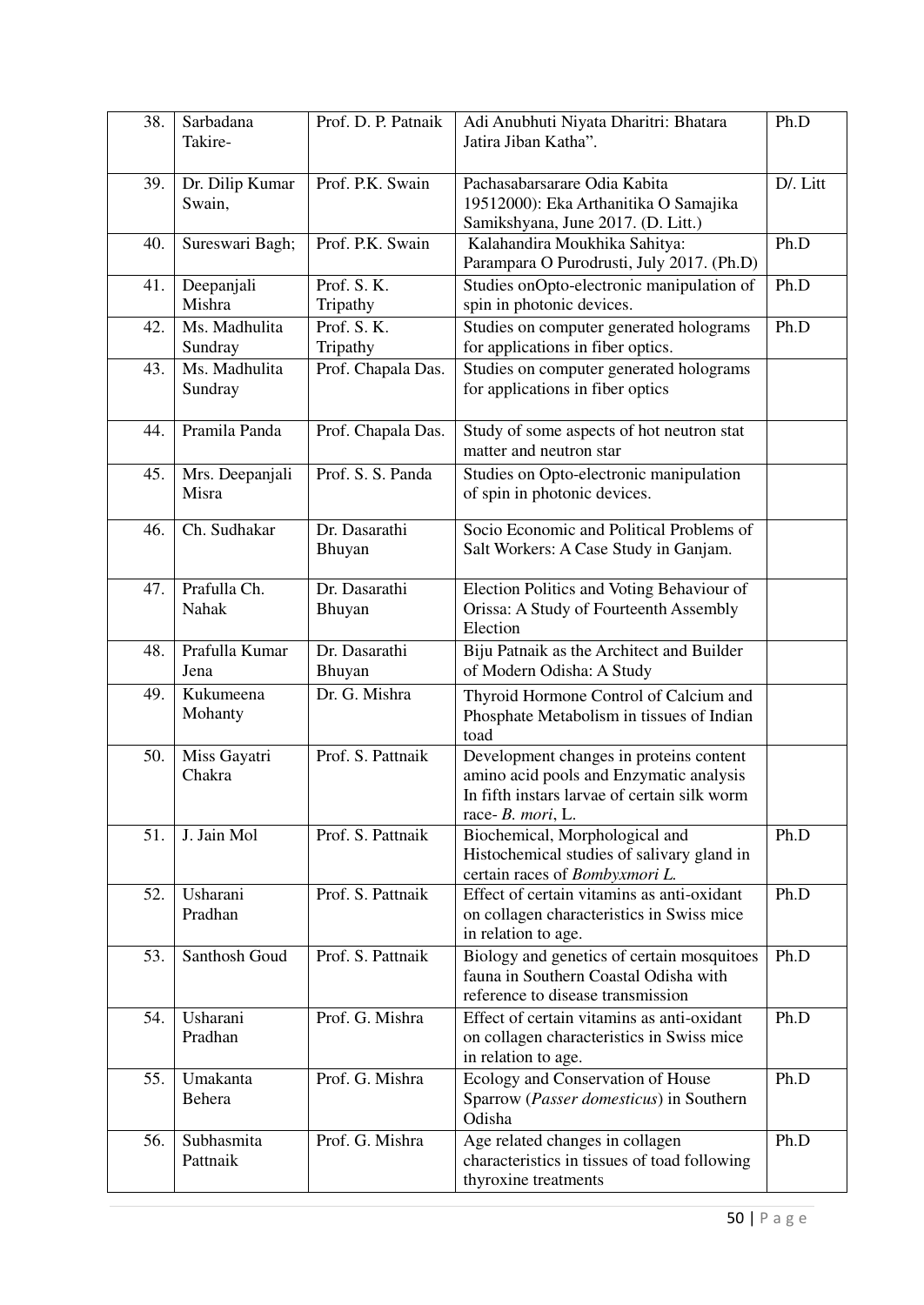| | | | | |
|---|---|---|---|---|
| 38. | Sarbadana Takire- | Prof. D. P. Patnaik | Adi Anubhuti Niyata Dharitri: Bhatara Jatira Jiban Katha". | Ph.D |
| 39. | Dr. Dilip Kumar Swain, | Prof. P.K. Swain | Pachasabarsarare Odia Kabita 19512000): Eka Arthanitika O Samajika Samikshyana, June 2017. (D. Litt.) | D/. Litt |
| 40. | Sureswari Bagh; | Prof. P.K. Swain | Kalahandira Moukhika Sahitya: Parampara O Purodrusti, July 2017. (Ph.D) | Ph.D |
| 41. | Deepanjali Mishra | Prof. S. K. Tripathy | Studies onOpto-electronic manipulation of spin in photonic devices. | Ph.D |
| 42. | Ms. Madhulita Sundray | Prof. S. K. Tripathy | Studies on computer generated holograms for applications in fiber optics. | Ph.D |
| 43. | Ms. Madhulita Sundray | Prof. Chapala Das. | Studies on computer generated holograms for applications in fiber optics | |
| 44. | Pramila Panda | Prof. Chapala Das. | Study of some aspects of hot neutron stat matter and neutron star | |
| 45. | Mrs. Deepanjali Misra | Prof. S. S. Panda | Studies on Opto-electronic manipulation of spin in photonic devices. | |
| 46. | Ch. Sudhakar | Dr. Dasarathi Bhuyan | Socio Economic and Political Problems of Salt Workers: A Case Study in Ganjam. | |
| 47. | Prafulla Ch. Nahak | Dr. Dasarathi Bhuyan | Election Politics and Voting Behaviour of Orissa: A Study of Fourteenth Assembly Election | |
| 48. | Prafulla Kumar Jena | Dr. Dasarathi Bhuyan | Biju Patnaik as the Architect and Builder of Modern Odisha: A Study | |
| 49. | Kukumeena Mohanty | Dr. G. Mishra | Thyroid Hormone Control of Calcium and Phosphate Metabolism in tissues of Indian toad | |
| 50. | Miss Gayatri Chakra | Prof. S. Pattnaik | Development changes in proteins content amino acid pools and Enzymatic analysis In fifth instars larvae of certain silk worm race- *B. mori*, L. | |
| 51. | J. Jain Mol | Prof. S. Pattnaik | Biochemical, Morphological and Histochemical studies of salivary gland in certain races of *Bombyxmori L.* | Ph.D |
| 52. | Usharani Pradhan | Prof. S. Pattnaik | Effect of certain vitamins as anti-oxidant on collagen characteristics in Swiss mice in relation to age. | Ph.D |
| 53. | Santhosh Goud | Prof. S. Pattnaik | Biology and genetics of certain mosquitoes fauna in Southern Coastal Odisha with reference to disease transmission | Ph.D |
| 54. | Usharani Pradhan | Prof. G. Mishra | Effect of certain vitamins as anti-oxidant on collagen characteristics in Swiss mice in relation to age. | Ph.D |
| 55. | Umakanta Behera | Prof. G. Mishra | Ecology and Conservation of House Sparrow (*Passer domesticus*) in Southern Odisha | Ph.D |
| 56. | Subhasmita Pattnaik | Prof. G. Mishra | Age related changes in collagen characteristics in tissues of toad following thyroxine treatments | Ph.D |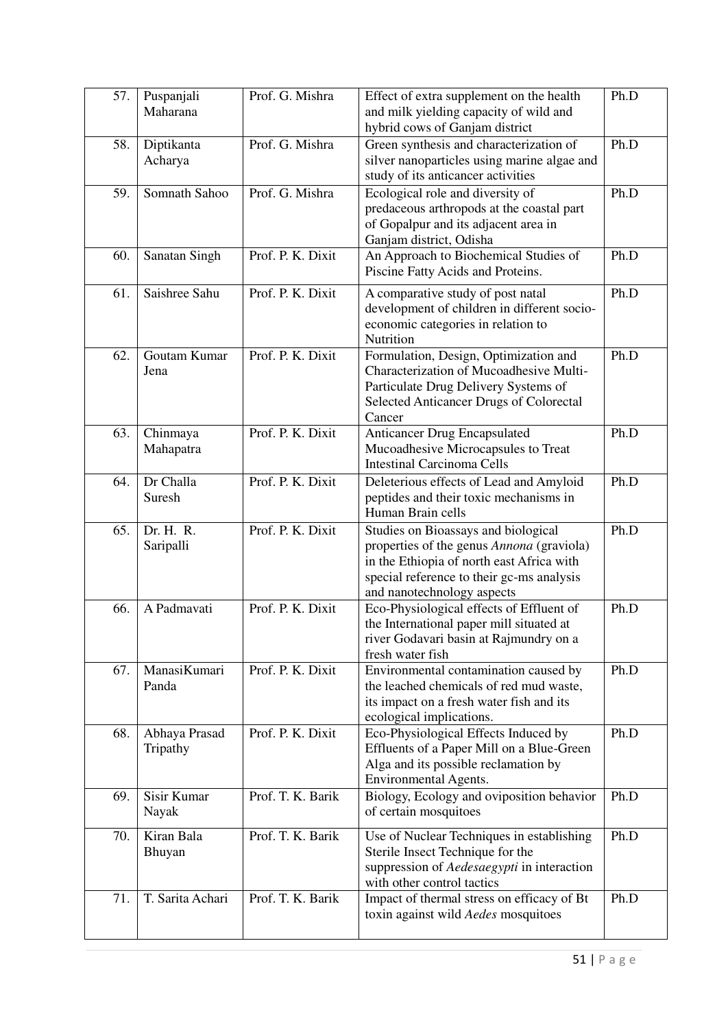| | | | | |
|---|---|---|---|---|
| 57. | Puspanjali Maharana | Prof. G. Mishra | Effect of extra supplement on the health and milk yielding capacity of wild and hybrid cows of Ganjam district | Ph.D |
| 58. | Diptikanta Acharya | Prof. G. Mishra | Green synthesis and characterization of silver nanoparticles using marine algae and study of its anticancer activities | Ph.D |
| 59. | Somnath Sahoo | Prof. G. Mishra | Ecological role and diversity of predaceous arthropods at the coastal part of Gopalpur and its adjacent area in Ganjam district, Odisha | Ph.D |
| 60. | Sanatan Singh | Prof. P. K. Dixit | An Approach to Biochemical Studies of Piscine Fatty Acids and Proteins. | Ph.D |
| 61. | Saishree Sahu | Prof. P. K. Dixit | A comparative study of post natal development of children in different socio-economic categories in relation to Nutrition | Ph.D |
| 62. | Goutam Kumar Jena | Prof. P. K. Dixit | Formulation, Design, Optimization and Characterization of Mucoadhesive Multi-Particulate Drug Delivery Systems of Selected Anticancer Drugs of Colorectal Cancer | Ph.D |
| 63. | Chinmaya Mahapatra | Prof. P. K. Dixit | Anticancer Drug Encapsulated Mucoadhesive Microcapsules to Treat Intestinal Carcinoma Cells | Ph.D |
| 64. | Dr Challa Suresh | Prof. P. K. Dixit | Deleterious effects of Lead and Amyloid peptides and their toxic mechanisms in Human Brain cells | Ph.D |
| 65. | Dr. H. R. Saripalli | Prof. P. K. Dixit | Studies on Bioassays and biological properties of the genus *Annona* (graviola) in the Ethiopia of north east Africa with special reference to their gc-ms analysis and nanotechnology aspects | Ph.D |
| 66. | A Padmavati | Prof. P. K. Dixit | Eco-Physiological effects of Effluent of the International paper mill situated at river Godavari basin at Rajmundry on a fresh water fish | Ph.D |
| 67. | ManasiKumari Panda | Prof. P. K. Dixit | Environmental contamination caused by the leached chemicals of red mud waste, its impact on a fresh water fish and its ecological implications. | Ph.D |
| 68. | Abhaya Prasad Tripathy | Prof. P. K. Dixit | Eco-Physiological Effects Induced by Effluents of a Paper Mill on a Blue-Green Alga and its possible reclamation by Environmental Agents. | Ph.D |
| 69. | Sisir Kumar Nayak | Prof. T. K. Barik | Biology, Ecology and oviposition behavior of certain mosquitoes | Ph.D |
| 70. | Kiran Bala Bhuyan | Prof. T. K. Barik | Use of Nuclear Techniques in establishing Sterile Insect Technique for the suppression of *Aedesaegypti* in interaction with other control tactics | Ph.D |
| 71. | T. Sarita Achari | Prof. T. K. Barik | Impact of thermal stress on efficacy of Bt toxin against wild *Aedes* mosquitoes | Ph.D |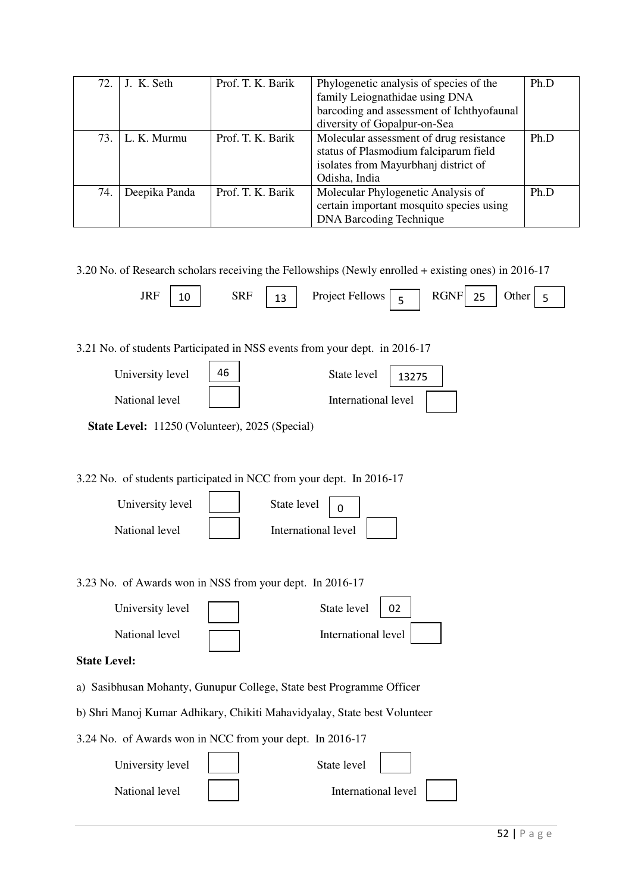| | | | | |
|---|---|---|---|---|
| 72. | J. K. Seth | Prof. T. K. Barik | Phylogenetic analysis of species of the family Leiognathidae using DNA barcoding and assessment of Ichthyofaunal diversity of Gopalpur-on-Sea | Ph.D |
| 73. | L. K. Murmu | Prof. T. K. Barik | Molecular assessment of drug resistance status of Plasmodium falciparum field isolates from Mayurbhanj district of Odisha, India | Ph.D |
| 74. | Deepika Panda | Prof. T. K. Barik | Molecular Phylogenetic Analysis of certain important mosquito species using DNA Barcoding Technique | Ph.D |

3.20 No. of Research scholars receiving the Fellowships (Newly enrolled + existing ones) in 2016-17

JRF 10 SRF 13 Project Fellows 5 RGNF 25 Other 5

3.21 No. of students Participated in NSS events from your dept. in 2016-17

University level 46 State level 13275

National level International level

**State Level:** 11250 (Volunteer), 2025 (Special)

3.22 No. of students participated in NCC from your dept. In 2016-17

University level State level 0

National level International level

3.23 No. of Awards won in NSS from your dept. In 2016-17

University level State level 02

National level International level

**State Level:**

a) Sasibhusan Mohanty, Gunupur College, State best Programme Officer

b) Shri Manoj Kumar Adhikary, Chikiti Mahavidyalay, State best Volunteer

3.24 No. of Awards won in NCC from your dept. In 2016-17

University level State level

National level International level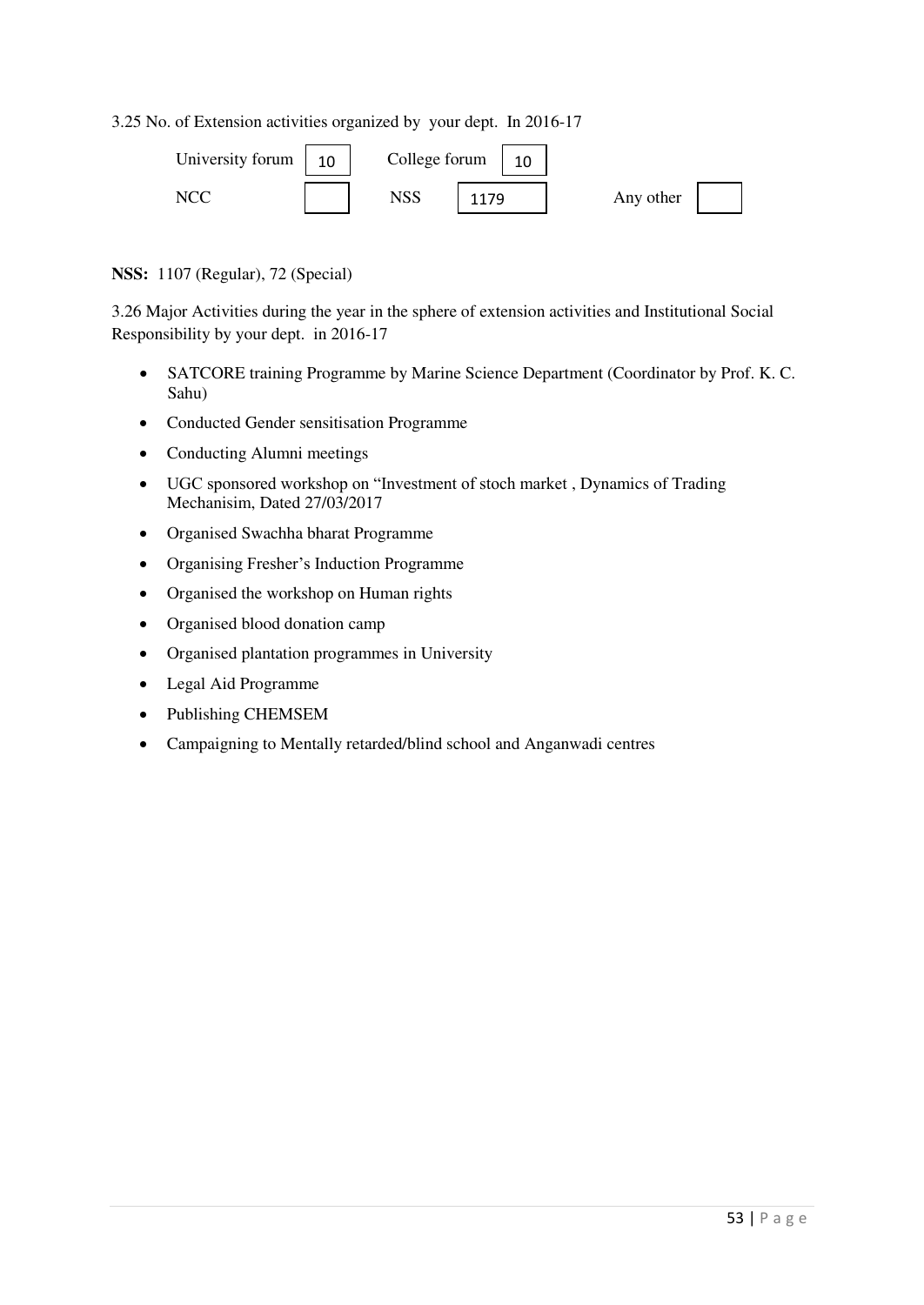3.25 No. of Extension activities organized by your dept. In 2016-17

| | | | | | |
|---|---|---|---|---|---|
| University forum | 10 | College forum | 10 | | |
| NCC | | NSS | 1179 | Any other | |

**NSS:** 1107 (Regular), 72 (Special)

3.26 Major Activities during the year in the sphere of extension activities and Institutional Social Responsibility by your dept. in 2016-17

- SATCORE training Programme by Marine Science Department (Coordinator by Prof. K. C. Sahu)
- Conducted Gender sensitisation Programme
- Conducting Alumni meetings
- UGC sponsored workshop on "Investment of stoch market , Dynamics of Trading Mechanisim, Dated 27/03/2017
- Organised Swachha bharat Programme
- Organising Fresher's Induction Programme
- Organised the workshop on Human rights
- Organised blood donation camp
- Organised plantation programmes in University
- Legal Aid Programme
- Publishing CHEMSEM
- Campaigning to Mentally retarded/blind school and Anganwadi centres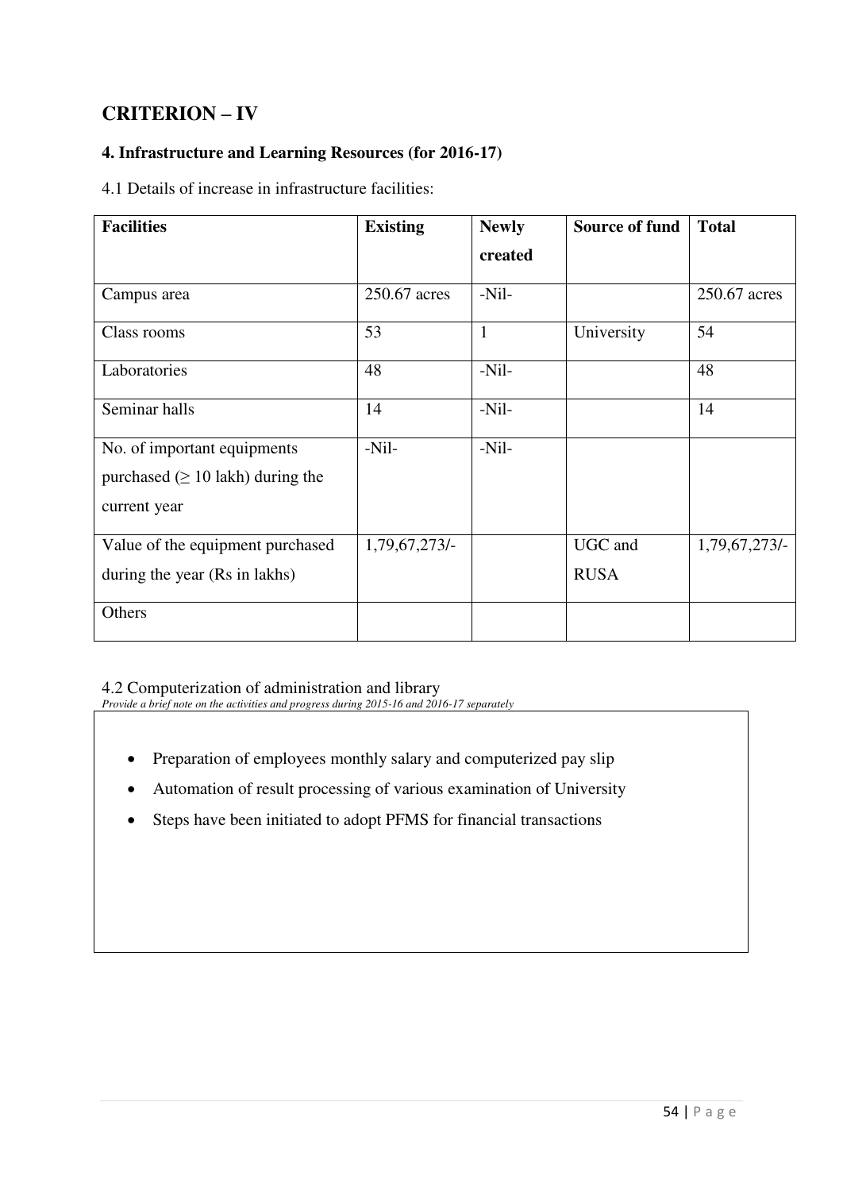## CRITERION – IV

### 4. Infrastructure and Learning Resources (for 2016-17)

4.1 Details of increase in infrastructure facilities:

| Facilities | Existing | Newly created | Source of fund | Total |
|---|---|---|---|---|
| Campus area | 250.67 acres | -Nil- | | 250.67 acres |
| Class rooms | 53 | 1 | University | 54 |
| Laboratories | 48 | -Nil- | | 48 |
| Seminar halls | 14 | -Nil- | | 14 |
| No. of important equipments purchased ($\geq$ 10 lakh) during the current year | -Nil- | -Nil- | | |
| Value of the equipment purchased during the year (Rs in lakhs) | 1,79,67,273/- | | UGC and RUSA | 1,79,67,273/- |
| Others | | | | |

4.2 Computerization of administration and library

*Provide a brief note on the activities and progress during 2015-16 and 2016-17 separately*

- Preparation of employees monthly salary and computerized pay slip
- Automation of result processing of various examination of University
- Steps have been initiated to adopt PFMS for financial transactions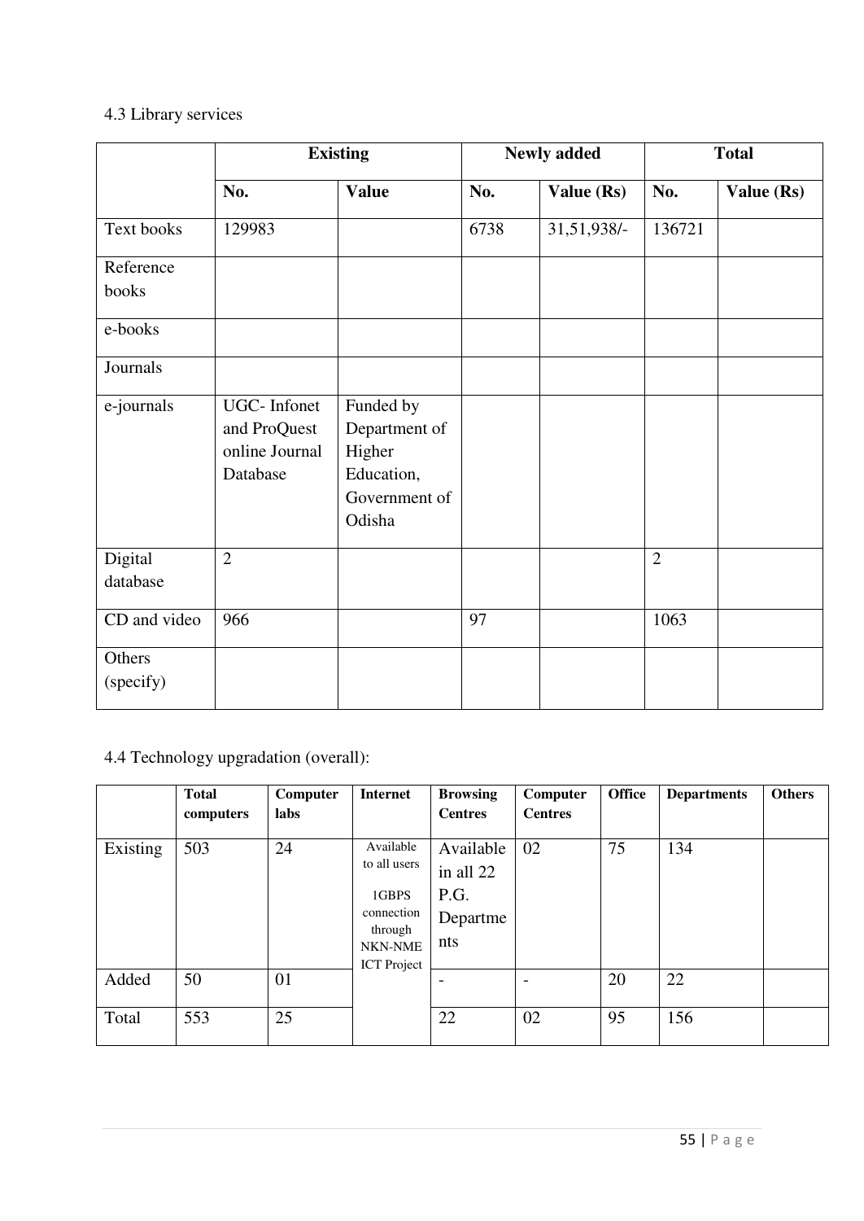4.3 Library services

| | Existing | | Newly added | | Total | |
|---|---|---|---|---|---|---|
| | No. | Value | No. | Value (Rs) | No. | Value (Rs) |
| Text books | 129983 | | 6738 | 31,51,938/- | 136721 | |
| Reference books | | | | | | |
| e-books | | | | | | |
| Journals | | | | | | |
| e-journals | UGC- Infonet and ProQuest online Journal Database | Funded by Department of Higher Education, Government of Odisha | | | | |
| Digital database | 2 | | | | 2 | |
| CD and video | 966 | | 97 | | 1063 | |
| Others (specify) | | | | | | |

4.4 Technology upgradation (overall):

| | Total computers | Computer labs | Internet | Browsing Centres | Computer Centres | Office | Departments | Others |
|---|---|---|---|---|---|---|---|---|
| Existing | 503 | 24 | Available to all users 1GBPS connection through NKN-NME ICT Project | Available in all 22 P.G. Departments | 02 | 75 | 134 | |
| Added | 50 | 01 | | - | - | 20 | 22 | |
| Total | 553 | 25 | | 22 | 02 | 95 | 156 | |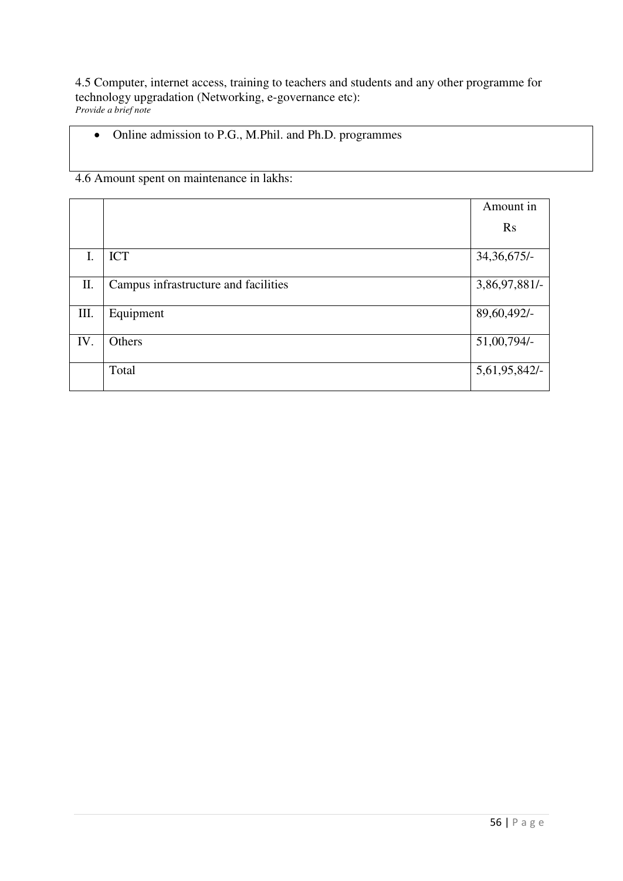4.5 Computer, internet access, training to teachers and students and any other programme for technology upgradation (Networking, e-governance etc):
*Provide a brief note*

- Online admission to P.G., M.Phil. and Ph.D. programmes

4.6 Amount spent on maintenance in lakhs:

| | | Amount in Rs |
|---|---|---|
| I. | ICT | 34,36,675/- |
| II. | Campus infrastructure and facilities | 3,86,97,881/- |
| III. | Equipment | 89,60,492/- |
| IV. | Others | 51,00,794/- |
| | Total | 5,61,95,842/- |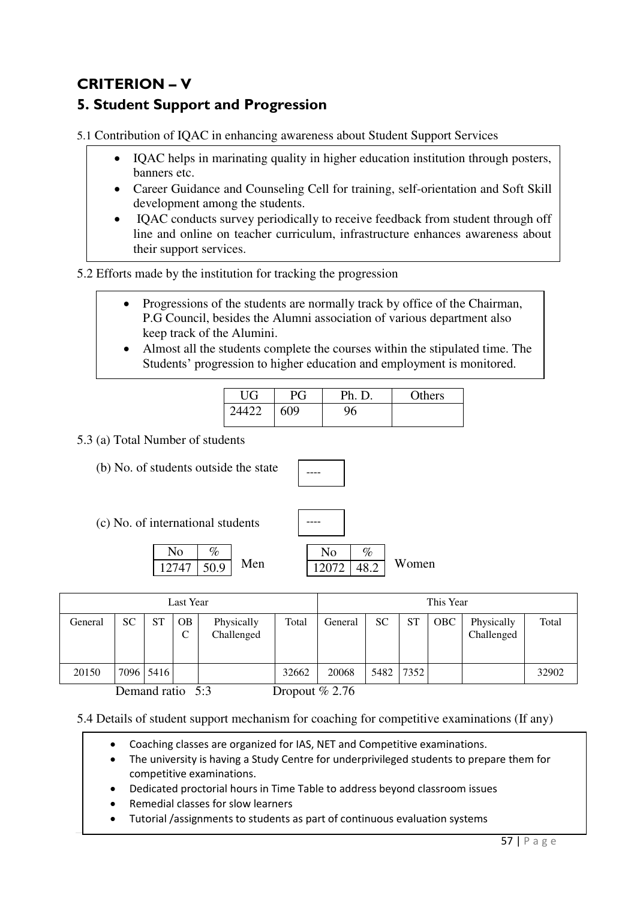# CRITERION – V

## 5. Student Support and Progression

5.1 Contribution of IQAC in enhancing awareness about Student Support Services

- IQAC helps in marinating quality in higher education institution through posters, banners etc.
- Career Guidance and Counseling Cell for training, self-orientation and Soft Skill development among the students.
- IQAC conducts survey periodically to receive feedback from student through off line and online on teacher curriculum, infrastructure enhances awareness about their support services.

5.2 Efforts made by the institution for tracking the progression

- Progressions of the students are normally track by office of the Chairman, P.G Council, besides the Alumni association of various department also keep track of the Alumini.
- Almost all the students complete the courses within the stipulated time. The Students' progression to higher education and employment is monitored.

5.3 (a) Total Number of students

| UG | PG | Ph. D. | Others |
|---|---|---|---|
| 24422 | 609 | 96 | |

(b) No. of students outside the state: ----

(c) No. of international students: ----

| No | % | |
|---|---|---|
| 12747 | 50.9 | Men |

| No | % | |
|---|---|---|
| 12072 | 48.2 | Women |

| Last Year | | | | | | This Year | | | | | |
|---|---|---|---|---|---|---|---|---|---|---|---|
| General | SC | ST | OBC | Physically Challenged | Total | General | SC | ST | OBC | Physically Challenged | Total |
| 20150 | 7096 | 5416 | | | 32662 | 20068 | 5482 | 7352 | | | 32902 |

Demand ratio 5:3 Dropout % 2.76

5.4 Details of student support mechanism for coaching for competitive examinations (If any)

- Coaching classes are organized for IAS, NET and Competitive examinations.
- The university is having a Study Centre for underprivileged students to prepare them for competitive examinations.
- Dedicated proctorial hours in Time Table to address beyond classroom issues
- Remedial classes for slow learners
- Tutorial /assignments to students as part of continuous evaluation systems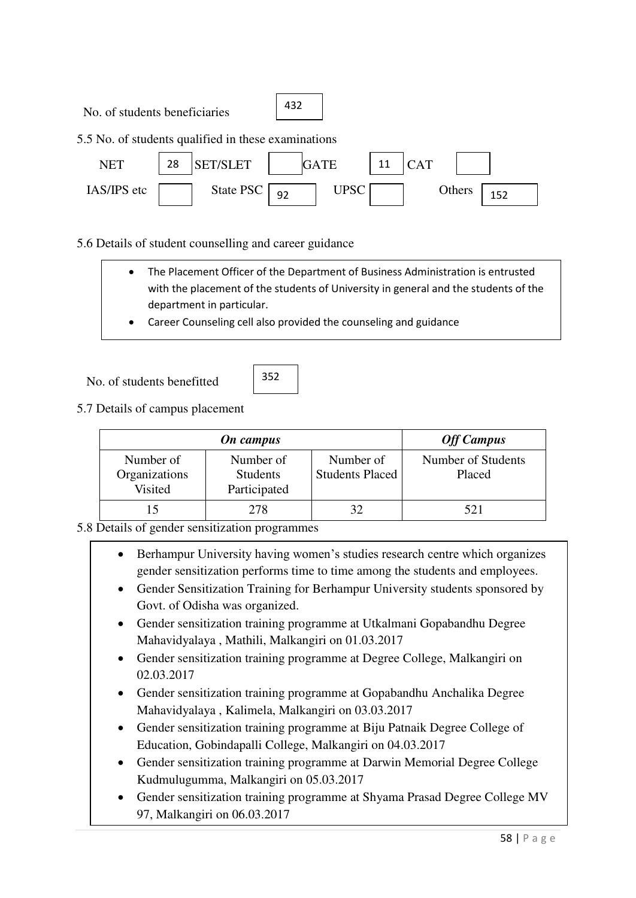No. of students beneficiaries: 432

5.5 No. of students qualified in these examinations

| | | | | | | | |
|---|---|---|---|---|---|---|---|
| NET | 28 | SET/SLET | | GATE | 11 | CAT | |
| IAS/IPS etc | | State PSC | 92 | UPSC | | Others | 152 |

5.6 Details of student counselling and career guidance

- The Placement Officer of the Department of Business Administration is entrusted with the placement of the students of University in general and the students of the department in particular.
- Career Counseling cell also provided the counseling and guidance

No. of students benefitted: 352

5.7 Details of campus placement

| ***On campus*** | | | ***Off Campus*** |
|---|---|---|---|
| Number of Organizations Visited | Number of Students Participated | Number of Students Placed | Number of Students Placed |
| 15 | 278 | 32 | 521 |

5.8 Details of gender sensitization programmes

- Berhampur University having women's studies research centre which organizes gender sensitization performs time to time among the students and employees.
- Gender Sensitization Training for Berhampur University students sponsored by Govt. of Odisha was organized.
- Gender sensitization training programme at Utkalmani Gopabandhu Degree Mahavidyalaya , Mathili, Malkangiri on 01.03.2017
- Gender sensitization training programme at Degree College, Malkangiri on 02.03.2017
- Gender sensitization training programme at Gopabandhu Anchalika Degree Mahavidyalaya , Kalimela, Malkangiri on 03.03.2017
- Gender sensitization training programme at Biju Patnaik Degree College of Education, Gobindapalli College, Malkangiri on 04.03.2017
- Gender sensitization training programme at Darwin Memorial Degree College Kudmulugumma, Malkangiri on 05.03.2017
- Gender sensitization training programme at Shyama Prasad Degree College MV 97, Malkangiri on 06.03.2017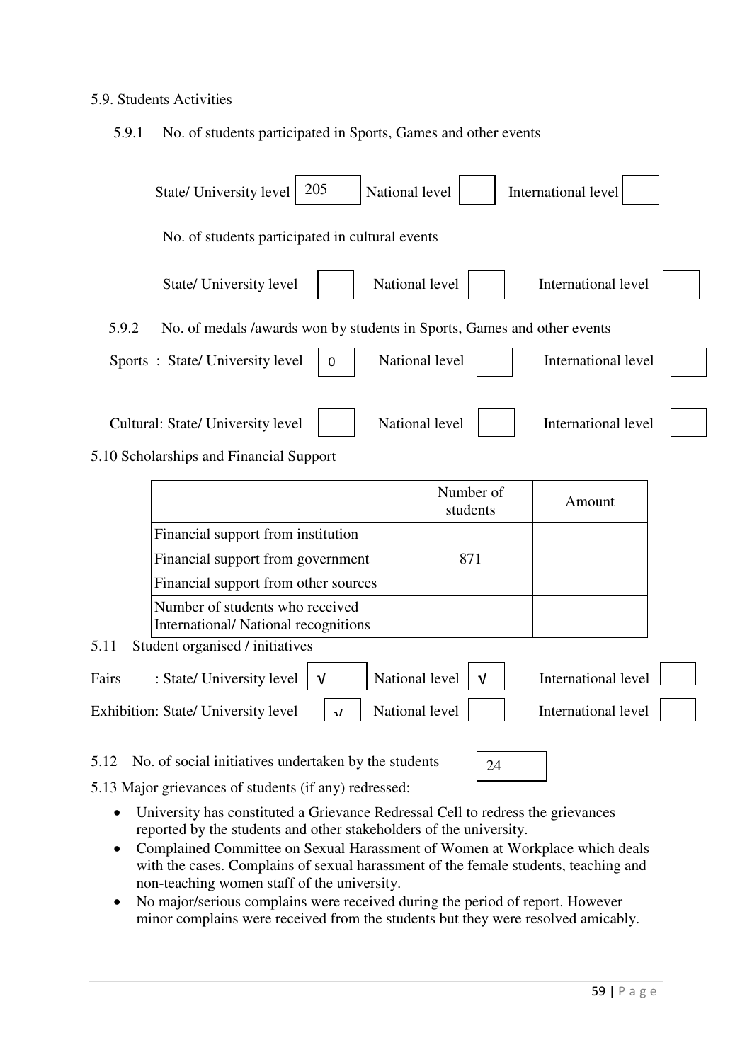5.9. Students Activities

5.9.1 No. of students participated in Sports, Games and other events

| | | | | | |
|---|---|---|---|---|---|
| State/ University level | 205 | National level | | International level | |

No. of students participated in cultural events

| | | | | | |
|---|---|---|---|---|---|
| State/ University level | | National level | | International level | |

5.9.2 No. of medals /awards won by students in Sports, Games and other events

| | | | | | |
|---|---|---|---|---|---|
| Sports : State/ University level | 0 | National level | | International level | |
| Cultural: State/ University level | | National level | | International level | |

5.10 Scholarships and Financial Support

| | Number of students | Amount |
|---|---|---|
| Financial support from institution | | |
| Financial support from government | 871 | |
| Financial support from other sources | | |
| Number of students who received International/ National recognitions | | |

5.11 Student organised / initiatives

| | | | | | |
|---|---|---|---|---|---|
| Fairs : State/ University level | √ | National level | √ | International level | |
| Exhibition: State/ University level | √ | National level | | International level | |

5.12 No. of social initiatives undertaken by the students: 24

5.13 Major grievances of students (if any) redressed:

- University has constituted a Grievance Redressal Cell to redress the grievances reported by the students and other stakeholders of the university.
- Complained Committee on Sexual Harassment of Women at Workplace which deals with the cases. Complains of sexual harassment of the female students, teaching and non-teaching women staff of the university.
- No major/serious complains were received during the period of report. However minor complains were received from the students but they were resolved amicably.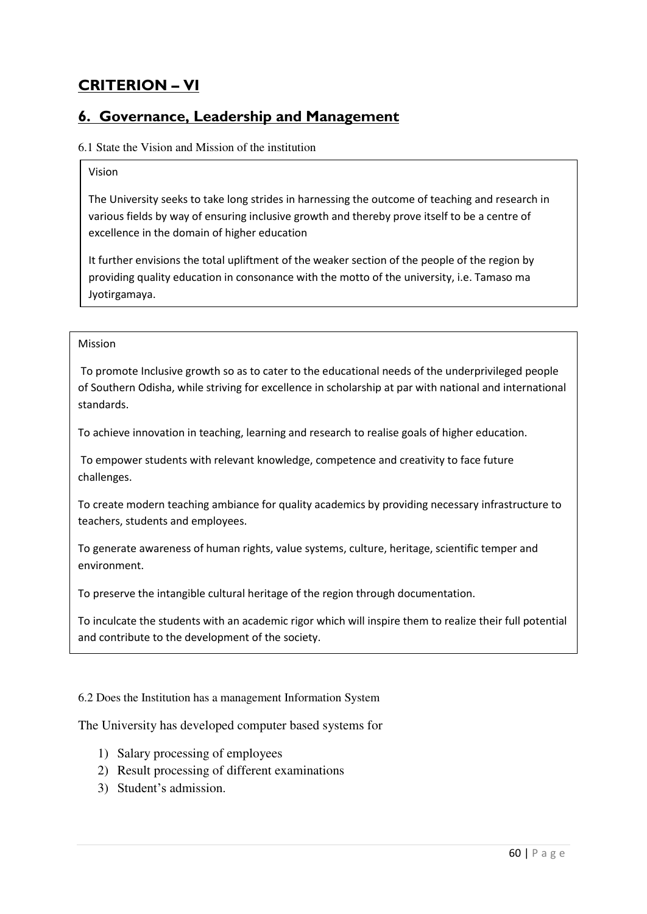## CRITERION – VI

## 6. Governance, Leadership and Management

6.1 State the Vision and Mission of the institution

Vision

The University seeks to take long strides in harnessing the outcome of teaching and research in various fields by way of ensuring inclusive growth and thereby prove itself to be a centre of excellence in the domain of higher education

It further envisions the total upliftment of the weaker section of the people of the region by providing quality education in consonance with the motto of the university, i.e. Tamaso ma Jyotirgamaya.

Mission

To promote Inclusive growth so as to cater to the educational needs of the underprivileged people of Southern Odisha, while striving for excellence in scholarship at par with national and international standards.

To achieve innovation in teaching, learning and research to realise goals of higher education.

To empower students with relevant knowledge, competence and creativity to face future challenges.

To create modern teaching ambiance for quality academics by providing necessary infrastructure to teachers, students and employees.

To generate awareness of human rights, value systems, culture, heritage, scientific temper and environment.

To preserve the intangible cultural heritage of the region through documentation.

To inculcate the students with an academic rigor which will inspire them to realize their full potential and contribute to the development of the society.

6.2 Does the Institution has a management Information System

The University has developed computer based systems for

1) Salary processing of employees
2) Result processing of different examinations
3) Student's admission.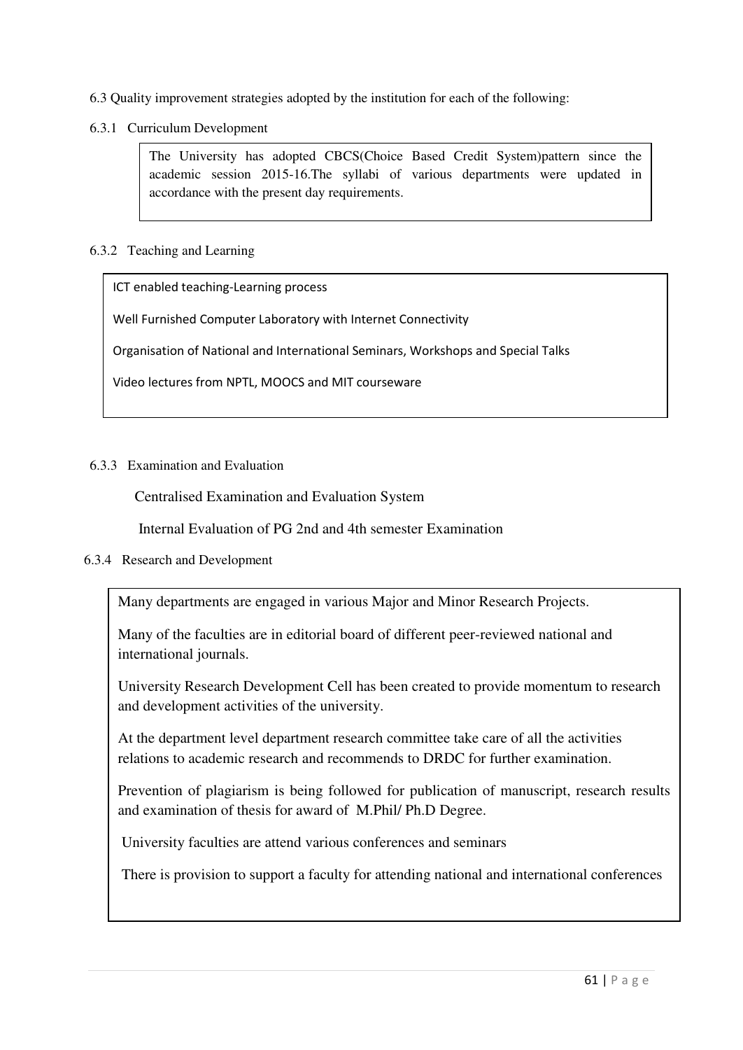6.3 Quality improvement strategies adopted by the institution for each of the following:

6.3.1 Curriculum Development

The University has adopted CBCS(Choice Based Credit System)pattern since the academic session 2015-16.The syllabi of various departments were updated in accordance with the present day requirements.

6.3.2 Teaching and Learning

ICT enabled teaching-Learning process

Well Furnished Computer Laboratory with Internet Connectivity

Organisation of National and International Seminars, Workshops and Special Talks

Video lectures from NPTL, MOOCS and MIT courseware

6.3.3 Examination and Evaluation

Centralised Examination and Evaluation System

Internal Evaluation of PG 2nd and 4th semester Examination

6.3.4 Research and Development

Many departments are engaged in various Major and Minor Research Projects.

Many of the faculties are in editorial board of different peer-reviewed national and international journals.

University Research Development Cell has been created to provide momentum to research and development activities of the university.

At the department level department research committee take care of all the activities relations to academic research and recommends to DRDC for further examination.

Prevention of plagiarism is being followed for publication of manuscript, research results and examination of thesis for award of M.Phil/ Ph.D Degree.

University faculties are attend various conferences and seminars

There is provision to support a faculty for attending national and international conferences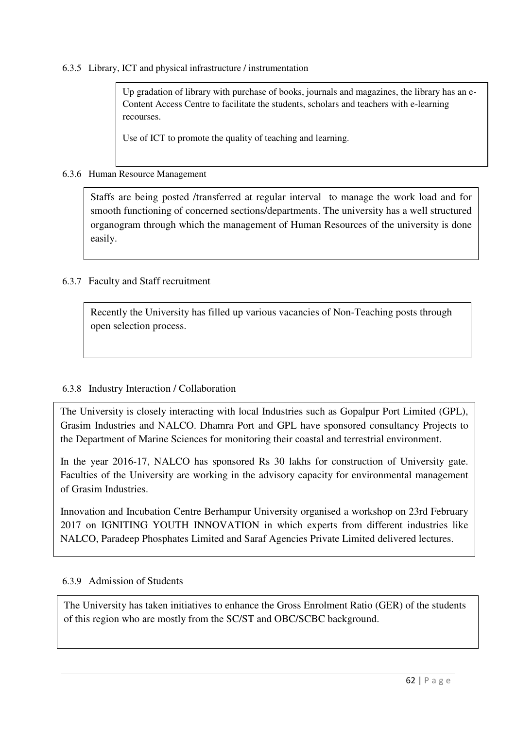#### 6.3.5 Library, ICT and physical infrastructure / instrumentation

Up gradation of library with purchase of books, journals and magazines, the library has an e-Content Access Centre to facilitate the students, scholars and teachers with e-learning recourses.

Use of ICT to promote the quality of teaching and learning.

#### 6.3.6 Human Resource Management

Staffs are being posted /transferred at regular interval to manage the work load and for smooth functioning of concerned sections/departments. The university has a well structured organogram through which the management of Human Resources of the university is done easily.

#### 6.3.7 Faculty and Staff recruitment

Recently the University has filled up various vacancies of Non-Teaching posts through open selection process.

#### 6.3.8 Industry Interaction / Collaboration

The University is closely interacting with local Industries such as Gopalpur Port Limited (GPL), Grasim Industries and NALCO. Dhamra Port and GPL have sponsored consultancy Projects to the Department of Marine Sciences for monitoring their coastal and terrestrial environment.

In the year 2016-17, NALCO has sponsored Rs 30 lakhs for construction of University gate. Faculties of the University are working in the advisory capacity for environmental management of Grasim Industries.

Innovation and Incubation Centre Berhampur University organised a workshop on 23rd February 2017 on IGNITING YOUTH INNOVATION in which experts from different industries like NALCO, Paradeep Phosphates Limited and Saraf Agencies Private Limited delivered lectures.

#### 6.3.9 Admission of Students

The University has taken initiatives to enhance the Gross Enrolment Ratio (GER) of the students of this region who are mostly from the SC/ST and OBC/SCBC background.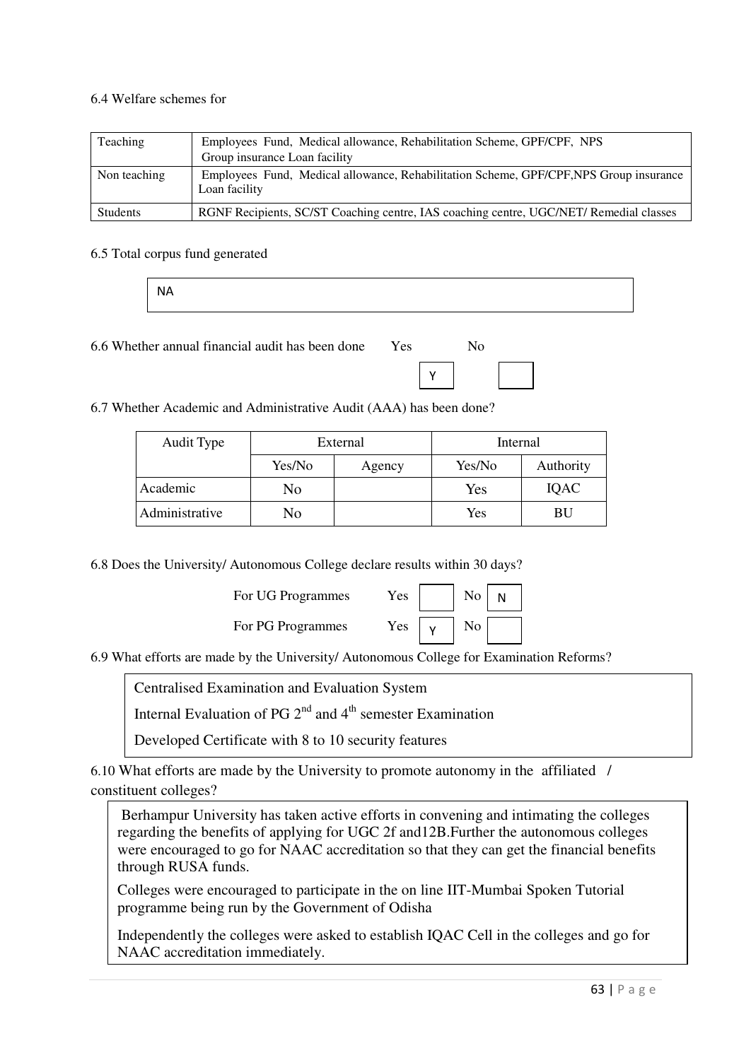6.4 Welfare schemes for

| | |
|---|---|
| Teaching | Employees Fund, Medical allowance, Rehabilitation Scheme, GPF/CPF, NPS Group insurance Loan facility |
| Non teaching | Employees Fund, Medical allowance, Rehabilitation Scheme, GPF/CPF,NPS Group insurance Loan facility |
| Students | RGNF Recipients, SC/ST Coaching centre, IAS coaching centre, UGC/NET/ Remedial classes |

6.5 Total corpus fund generated

NA

6.6 Whether annual financial audit has been done Yes No

| Yes | No |
|---|---|
| Y | |

6.7 Whether Academic and Administrative Audit (AAA) has been done?

| Audit Type | External | | Internal | |
|---|---|---|---|---|
| | Yes/No | Agency | Yes/No | Authority |
| Academic | No | | Yes | IQAC |
| Administrative | No | | Yes | BU |

6.8 Does the University/ Autonomous College declare results within 30 days?

| | Yes | No |
|---|---|---|
| For UG Programmes | | N |
| For PG Programmes | Y | |

6.9 What efforts are made by the University/ Autonomous College for Examination Reforms?

Centralised Examination and Evaluation System

Internal Evaluation of PG 2nd and 4th semester Examination

Developed Certificate with 8 to 10 security features

6.10 What efforts are made by the University to promote autonomy in the affiliated / constituent colleges?

Berhampur University has taken active efforts in convening and intimating the colleges regarding the benefits of applying for UGC 2f and12B.Further the autonomous colleges were encouraged to go for NAAC accreditation so that they can get the financial benefits through RUSA funds.

Colleges were encouraged to participate in the on line IIT-Mumbai Spoken Tutorial programme being run by the Government of Odisha

Independently the colleges were asked to establish IQAC Cell in the colleges and go for NAAC accreditation immediately.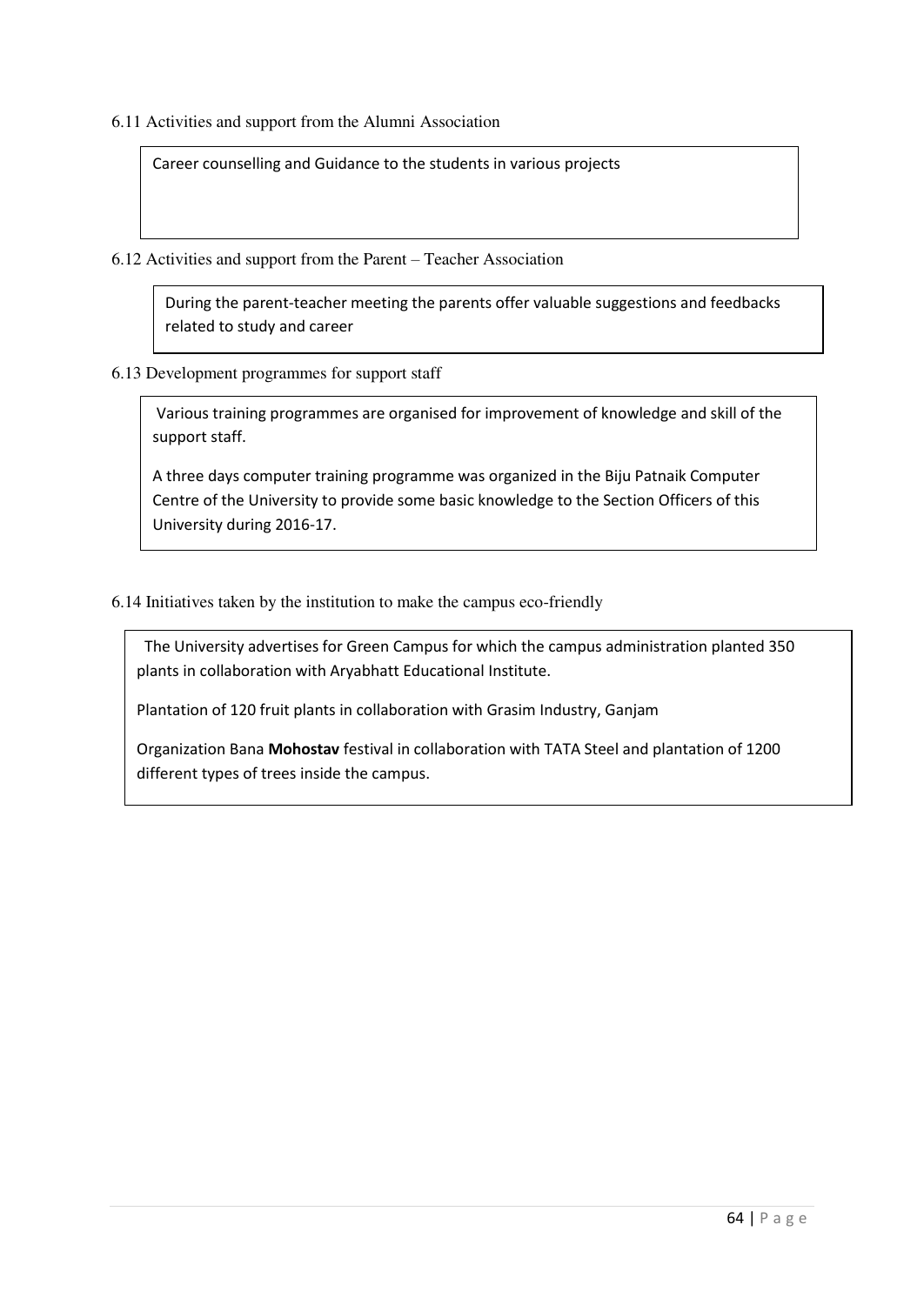6.11 Activities and support from the Alumni Association

Career counselling and Guidance to the students in various projects

6.12 Activities and support from the Parent – Teacher Association

During the parent-teacher meeting the parents offer valuable suggestions and feedbacks related to study and career

6.13 Development programmes for support staff

Various training programmes are organised for improvement of knowledge and skill of the support staff.

A three days computer training programme was organized in the Biju Patnaik Computer Centre of the University to provide some basic knowledge to the Section Officers of this University during 2016-17.

6.14 Initiatives taken by the institution to make the campus eco-friendly

The University advertises for Green Campus for which the campus administration planted 350 plants in collaboration with Aryabhatt Educational Institute.

Plantation of 120 fruit plants in collaboration with Grasim Industry, Ganjam

Organization Bana **Mohostav** festival in collaboration with TATA Steel and plantation of 1200 different types of trees inside the campus.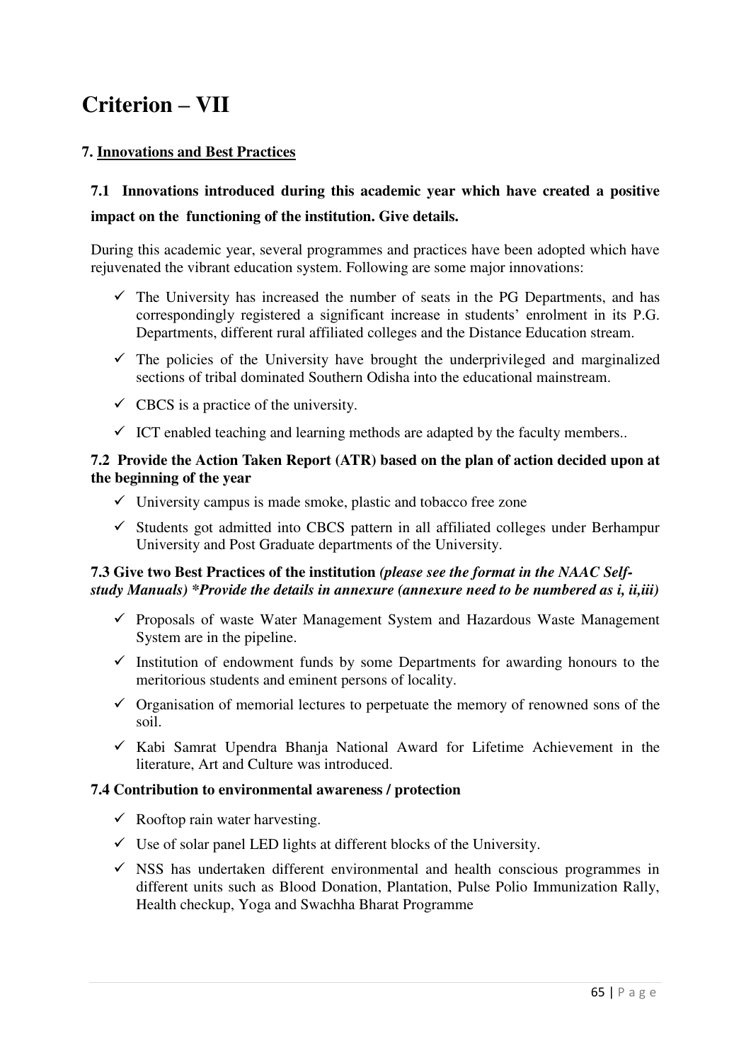# Criterion – VII

## 7. Innovations and Best Practices

### 7.1 Innovations introduced during this academic year which have created a positive impact on the functioning of the institution. Give details.

During this academic year, several programmes and practices have been adopted which have rejuvenated the vibrant education system. Following are some major innovations:

- ✓ The University has increased the number of seats in the PG Departments, and has correspondingly registered a significant increase in students' enrolment in its P.G. Departments, different rural affiliated colleges and the Distance Education stream.
- ✓ The policies of the University have brought the underprivileged and marginalized sections of tribal dominated Southern Odisha into the educational mainstream.
- ✓ CBCS is a practice of the university.
- ✓ ICT enabled teaching and learning methods are adapted by the faculty members..

### 7.2 Provide the Action Taken Report (ATR) based on the plan of action decided upon at the beginning of the year

- ✓ University campus is made smoke, plastic and tobacco free zone
- ✓ Students got admitted into CBCS pattern in all affiliated colleges under Berhampur University and Post Graduate departments of the University.

### 7.3 Give two Best Practices of the institution *(please see the format in the NAAC Self-study Manuals) *Provide the details in annexure (annexure need to be numbered as i, ii,iii)*

- ✓ Proposals of waste Water Management System and Hazardous Waste Management System are in the pipeline.
- ✓ Institution of endowment funds by some Departments for awarding honours to the meritorious students and eminent persons of locality.
- ✓ Organisation of memorial lectures to perpetuate the memory of renowned sons of the soil.
- ✓ Kabi Samrat Upendra Bhanja National Award for Lifetime Achievement in the literature, Art and Culture was introduced.

### 7.4 Contribution to environmental awareness / protection

- ✓ Rooftop rain water harvesting.
- ✓ Use of solar panel LED lights at different blocks of the University.
- ✓ NSS has undertaken different environmental and health conscious programmes in different units such as Blood Donation, Plantation, Pulse Polio Immunization Rally, Health checkup, Yoga and Swachha Bharat Programme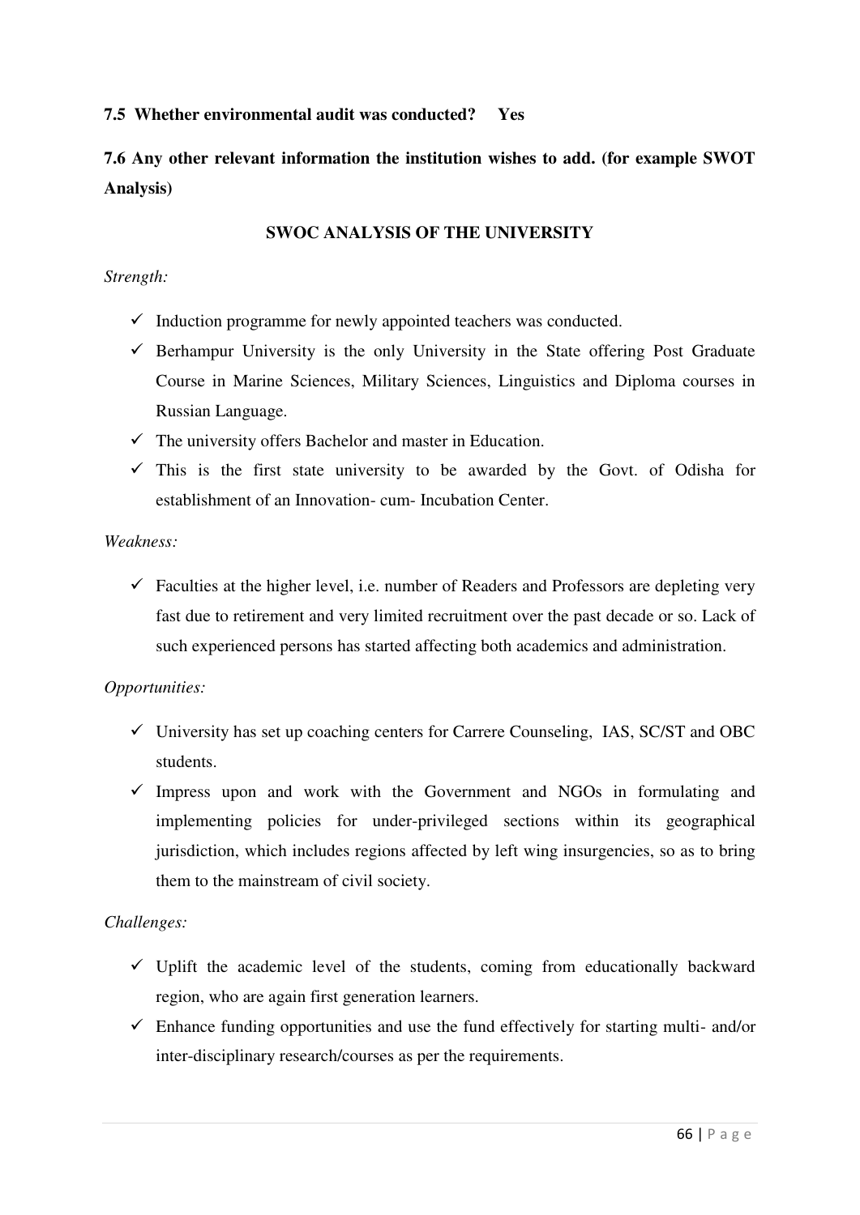**7.5 Whether environmental audit was conducted? Yes**

**7.6 Any other relevant information the institution wishes to add. (for example SWOT Analysis)**

**SWOC ANALYSIS OF THE UNIVERSITY**

*Strength:*

- ✓ Induction programme for newly appointed teachers was conducted.
- ✓ Berhampur University is the only University in the State offering Post Graduate Course in Marine Sciences, Military Sciences, Linguistics and Diploma courses in Russian Language.
- ✓ The university offers Bachelor and master in Education.
- ✓ This is the first state university to be awarded by the Govt. of Odisha for establishment of an Innovation- cum- Incubation Center.

*Weakness:*

- ✓ Faculties at the higher level, i.e. number of Readers and Professors are depleting very fast due to retirement and very limited recruitment over the past decade or so. Lack of such experienced persons has started affecting both academics and administration.

*Opportunities:*

- ✓ University has set up coaching centers for Carrere Counseling, IAS, SC/ST and OBC students.
- ✓ Impress upon and work with the Government and NGOs in formulating and implementing policies for under-privileged sections within its geographical jurisdiction, which includes regions affected by left wing insurgencies, so as to bring them to the mainstream of civil society.

*Challenges:*

- ✓ Uplift the academic level of the students, coming from educationally backward region, who are again first generation learners.
- ✓ Enhance funding opportunities and use the fund effectively for starting multi- and/or inter-disciplinary research/courses as per the requirements.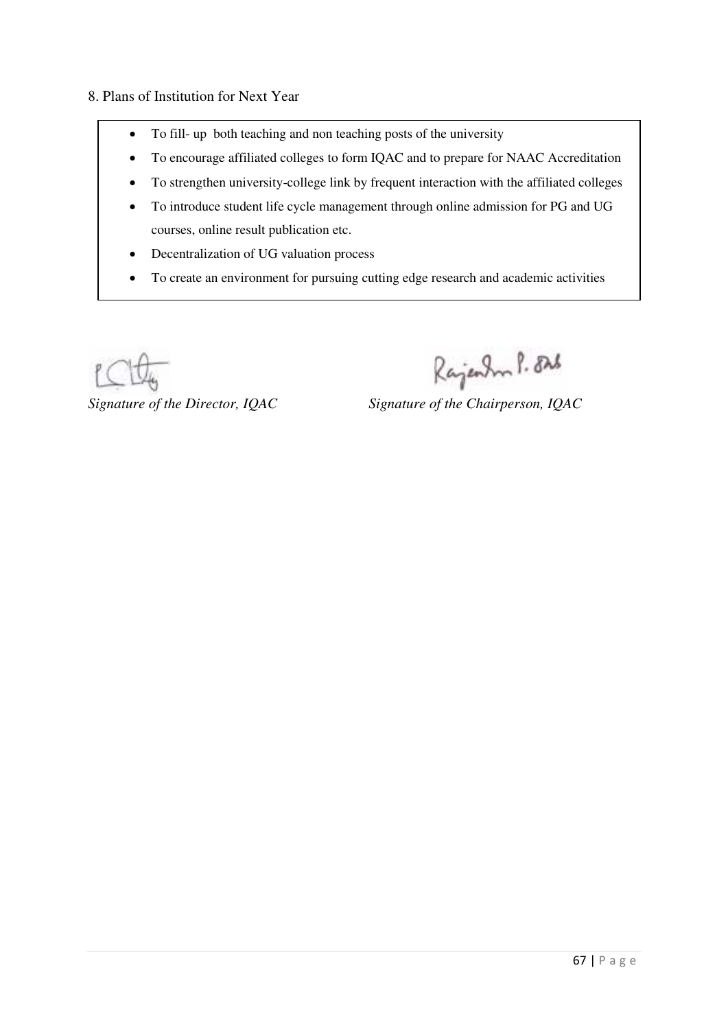8. Plans of Institution for Next Year

- To fill- up both teaching and non teaching posts of the university
- To encourage affiliated colleges to form IQAC and to prepare for NAAC Accreditation
- To strengthen university-college link by frequent interaction with the affiliated colleges
- To introduce student life cycle management through online admission for PG and UG courses, online result publication etc.
- Decentralization of UG valuation process
- To create an environment for pursuing cutting edge research and academic activities

*Signature of the Director, IQAC*

*Signature of the Chairperson, IQAC*